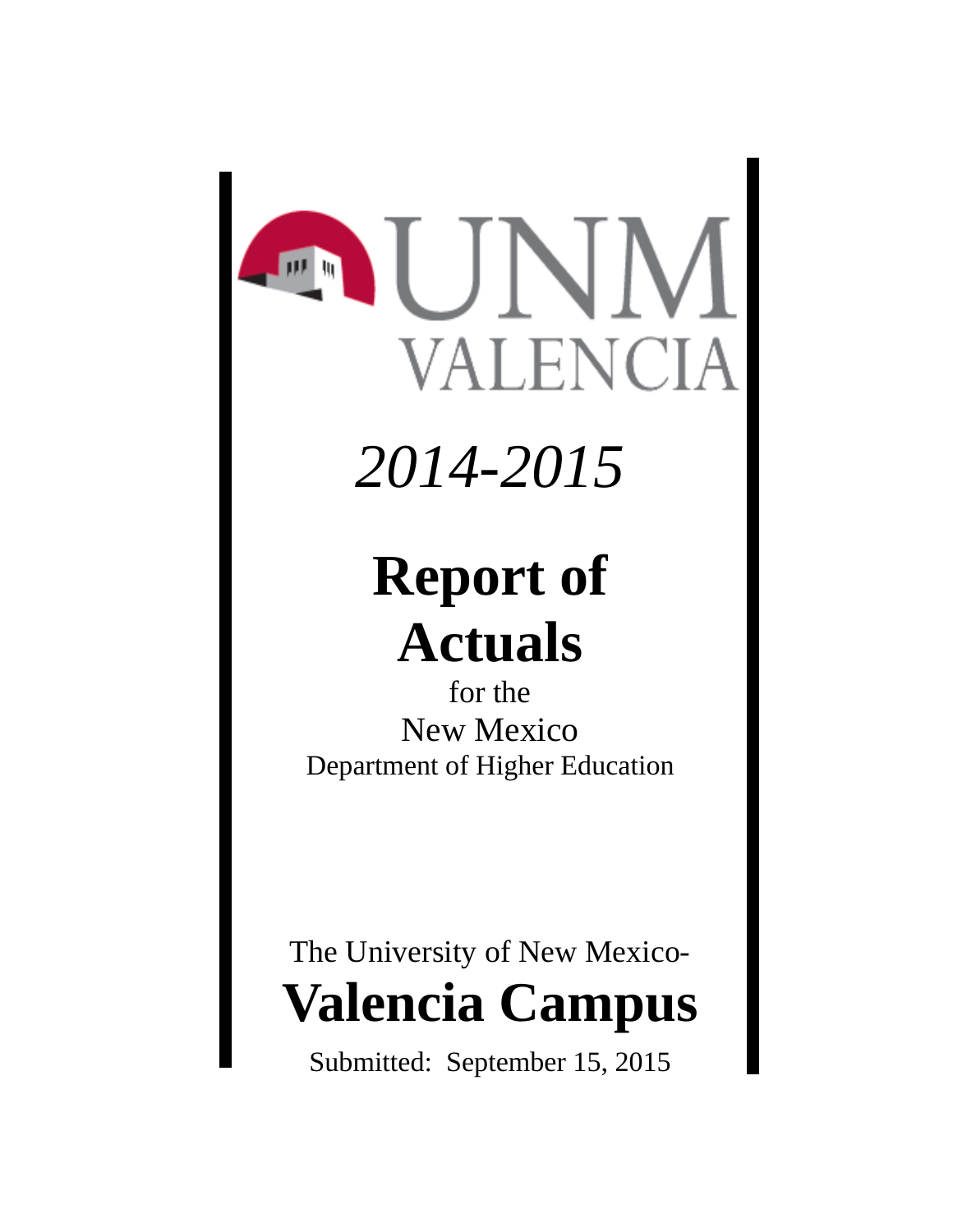UNM VALENCIA

*2014-2015*

# Report of Actuals

for the

New Mexico

Department of Higher Education

The University of New Mexico-

## Valencia Campus

Submitted: September 15, 2015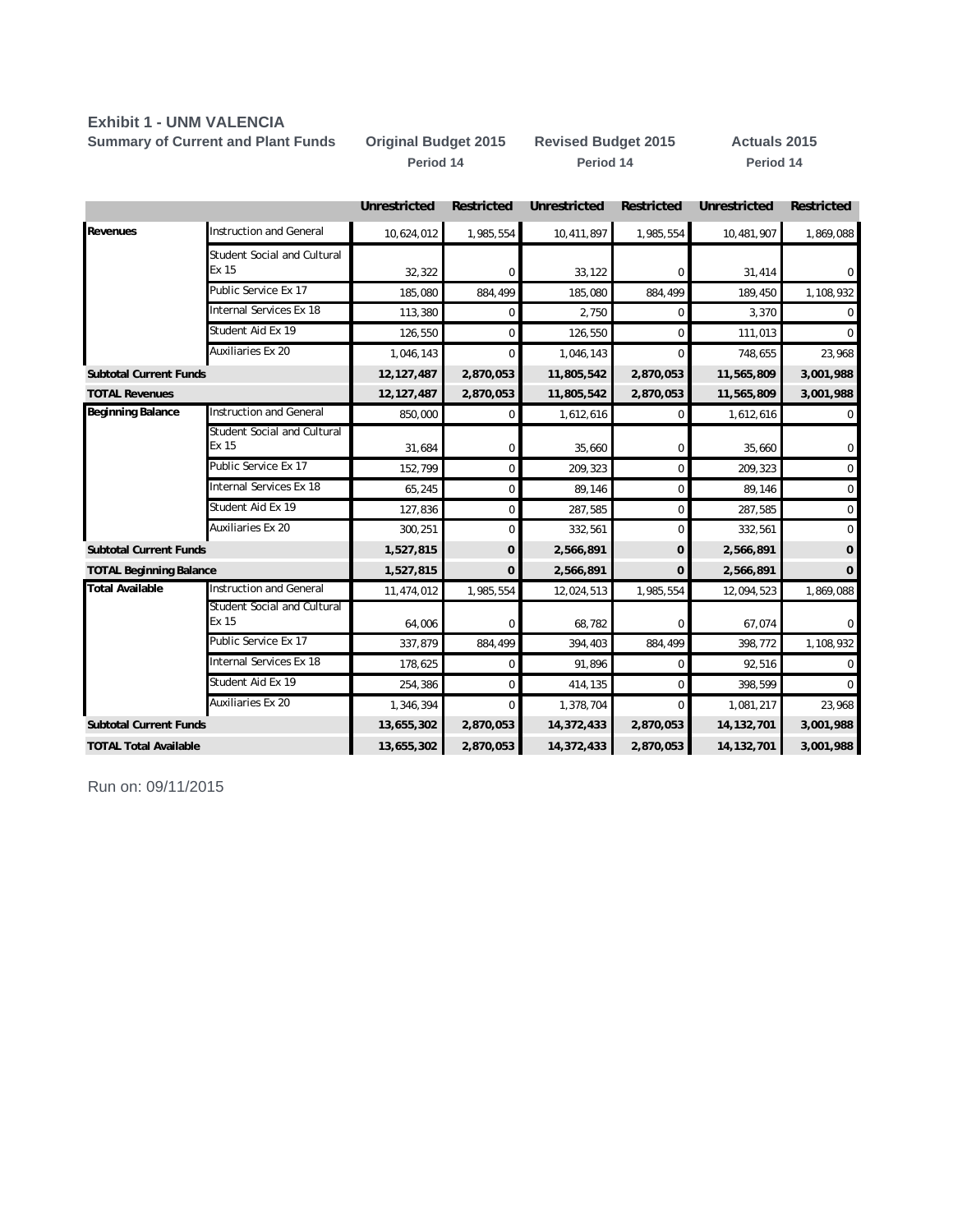**Exhibit 1 - UNM VALENCIA**

**Summary of Current and Plant Funds**

| | | Original Budget 2015 Period 14 | | Revised Budget 2015 Period 14 | | Actuals 2015 Period 14 | |
|---|---|---|---|---|---|---|---|
| | | **Unrestricted** | **Restricted** | **Unrestricted** | **Restricted** | **Unrestricted** | **Restricted** |
| **Revenues** | Instruction and General | 10,624,012 | 1,985,554 | 10,411,897 | 1,985,554 | 10,481,907 | 1,869,088 |
| | Student Social and Cultural Ex 15 | 32,322 | 0 | 33,122 | 0 | 31,414 | 0 |
| | Public Service Ex 17 | 185,080 | 884,499 | 185,080 | 884,499 | 189,450 | 1,108,932 |
| | Internal Services Ex 18 | 113,380 | 0 | 2,750 | 0 | 3,370 | 0 |
| | Student Aid Ex 19 | 126,550 | 0 | 126,550 | 0 | 111,013 | 0 |
| | Auxiliaries Ex 20 | 1,046,143 | 0 | 1,046,143 | 0 | 748,655 | 23,968 |
| **Subtotal Current Funds** | | **12,127,487** | **2,870,053** | **11,805,542** | **2,870,053** | **11,565,809** | **3,001,988** |
| **TOTAL Revenues** | | **12,127,487** | **2,870,053** | **11,805,542** | **2,870,053** | **11,565,809** | **3,001,988** |
| **Beginning Balance** | Instruction and General | 850,000 | 0 | 1,612,616 | 0 | 1,612,616 | 0 |
| | Student Social and Cultural Ex 15 | 31,684 | 0 | 35,660 | 0 | 35,660 | 0 |
| | Public Service Ex 17 | 152,799 | 0 | 209,323 | 0 | 209,323 | 0 |
| | Internal Services Ex 18 | 65,245 | 0 | 89,146 | 0 | 89,146 | 0 |
| | Student Aid Ex 19 | 127,836 | 0 | 287,585 | 0 | 287,585 | 0 |
| | Auxiliaries Ex 20 | 300,251 | 0 | 332,561 | 0 | 332,561 | 0 |
| **Subtotal Current Funds** | | **1,527,815** | **0** | **2,566,891** | **0** | **2,566,891** | **0** |
| **TOTAL Beginning Balance** | | **1,527,815** | **0** | **2,566,891** | **0** | **2,566,891** | **0** |
| **Total Available** | Instruction and General | 11,474,012 | 1,985,554 | 12,024,513 | 1,985,554 | 12,094,523 | 1,869,088 |
| | Student Social and Cultural Ex 15 | 64,006 | 0 | 68,782 | 0 | 67,074 | 0 |
| | Public Service Ex 17 | 337,879 | 884,499 | 394,403 | 884,499 | 398,772 | 1,108,932 |
| | Internal Services Ex 18 | 178,625 | 0 | 91,896 | 0 | 92,516 | 0 |
| | Student Aid Ex 19 | 254,386 | 0 | 414,135 | 0 | 398,599 | 0 |
| | Auxiliaries Ex 20 | 1,346,394 | 0 | 1,378,704 | 0 | 1,081,217 | 23,968 |
| **Subtotal Current Funds** | | **13,655,302** | **2,870,053** | **14,372,433** | **2,870,053** | **14,132,701** | **3,001,988** |
| **TOTAL Total Available** | | **13,655,302** | **2,870,053** | **14,372,433** | **2,870,053** | **14,132,701** | **3,001,988** |

Run on: 09/11/2015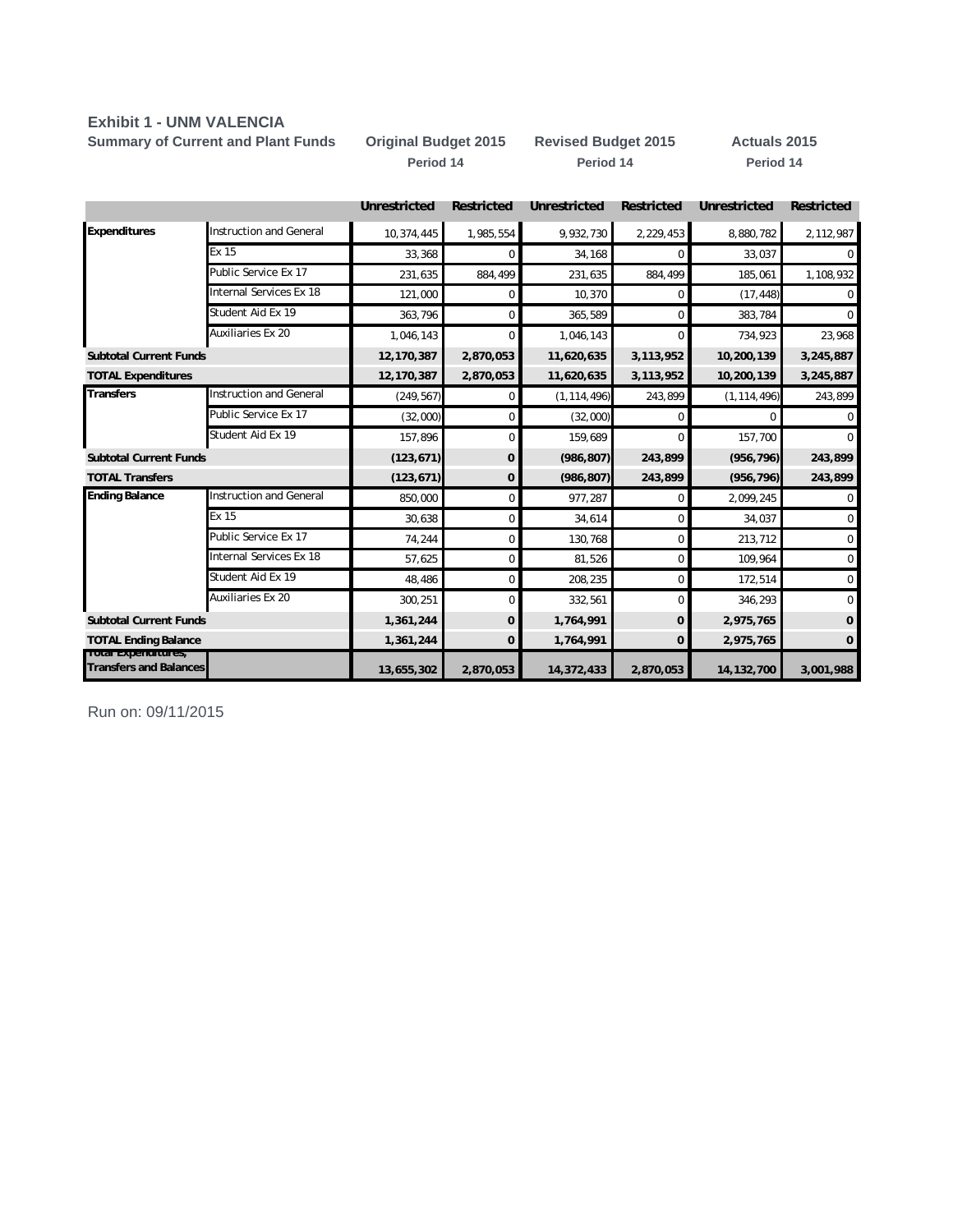**Exhibit 1 - UNM VALENCIA**

**Summary of Current and Plant Funds**

| | | Original Budget 2015 Period 14 | | Revised Budget 2015 Period 14 | | Actuals 2015 Period 14 | |
|---|---|---|---|---|---|---|---|
| | | **Unrestricted** | **Restricted** | **Unrestricted** | **Restricted** | **Unrestricted** | **Restricted** |
| **Expenditures** | Instruction and General | 10,374,445 | 1,985,554 | 9,932,730 | 2,229,453 | 8,880,782 | 2,112,987 |
| | Ex 15 | 33,368 | 0 | 34,168 | 0 | 33,037 | 0 |
| | Public Service Ex 17 | 231,635 | 884,499 | 231,635 | 884,499 | 185,061 | 1,108,932 |
| | Internal Services Ex 18 | 121,000 | 0 | 10,370 | 0 | (17,448) | 0 |
| | Student Aid Ex 19 | 363,796 | 0 | 365,589 | 0 | 383,784 | 0 |
| | Auxiliaries Ex 20 | 1,046,143 | 0 | 1,046,143 | 0 | 734,923 | 23,968 |
| **Subtotal Current Funds** | | **12,170,387** | **2,870,053** | **11,620,635** | **3,113,952** | **10,200,139** | **3,245,887** |
| **TOTAL Expenditures** | | **12,170,387** | **2,870,053** | **11,620,635** | **3,113,952** | **10,200,139** | **3,245,887** |
| **Transfers** | Instruction and General | (249,567) | 0 | (1,114,496) | 243,899 | (1,114,496) | 243,899 |
| | Public Service Ex 17 | (32,000) | 0 | (32,000) | 0 | 0 | 0 |
| | Student Aid Ex 19 | 157,896 | 0 | 159,689 | 0 | 157,700 | 0 |
| **Subtotal Current Funds** | | **(123,671)** | **0** | **(986,807)** | **243,899** | **(956,796)** | **243,899** |
| **TOTAL Transfers** | | **(123,671)** | **0** | **(986,807)** | **243,899** | **(956,796)** | **243,899** |
| **Ending Balance** | Instruction and General | 850,000 | 0 | 977,287 | 0 | 2,099,245 | 0 |
| | Ex 15 | 30,638 | 0 | 34,614 | 0 | 34,037 | 0 |
| | Public Service Ex 17 | 74,244 | 0 | 130,768 | 0 | 213,712 | 0 |
| | Internal Services Ex 18 | 57,625 | 0 | 81,526 | 0 | 109,964 | 0 |
| | Student Aid Ex 19 | 48,486 | 0 | 208,235 | 0 | 172,514 | 0 |
| | Auxiliaries Ex 20 | 300,251 | 0 | 332,561 | 0 | 346,293 | 0 |
| **Subtotal Current Funds** | | **1,361,244** | **0** | **1,764,991** | **0** | **2,975,765** | **0** |
| **TOTAL Ending Balance** | | **1,361,244** | **0** | **1,764,991** | **0** | **2,975,765** | **0** |
| **Total Expenditures, Transfers and Balances** | | **13,655,302** | **2,870,053** | **14,372,433** | **2,870,053** | **14,132,700** | **3,001,988** |

Run on: 09/11/2015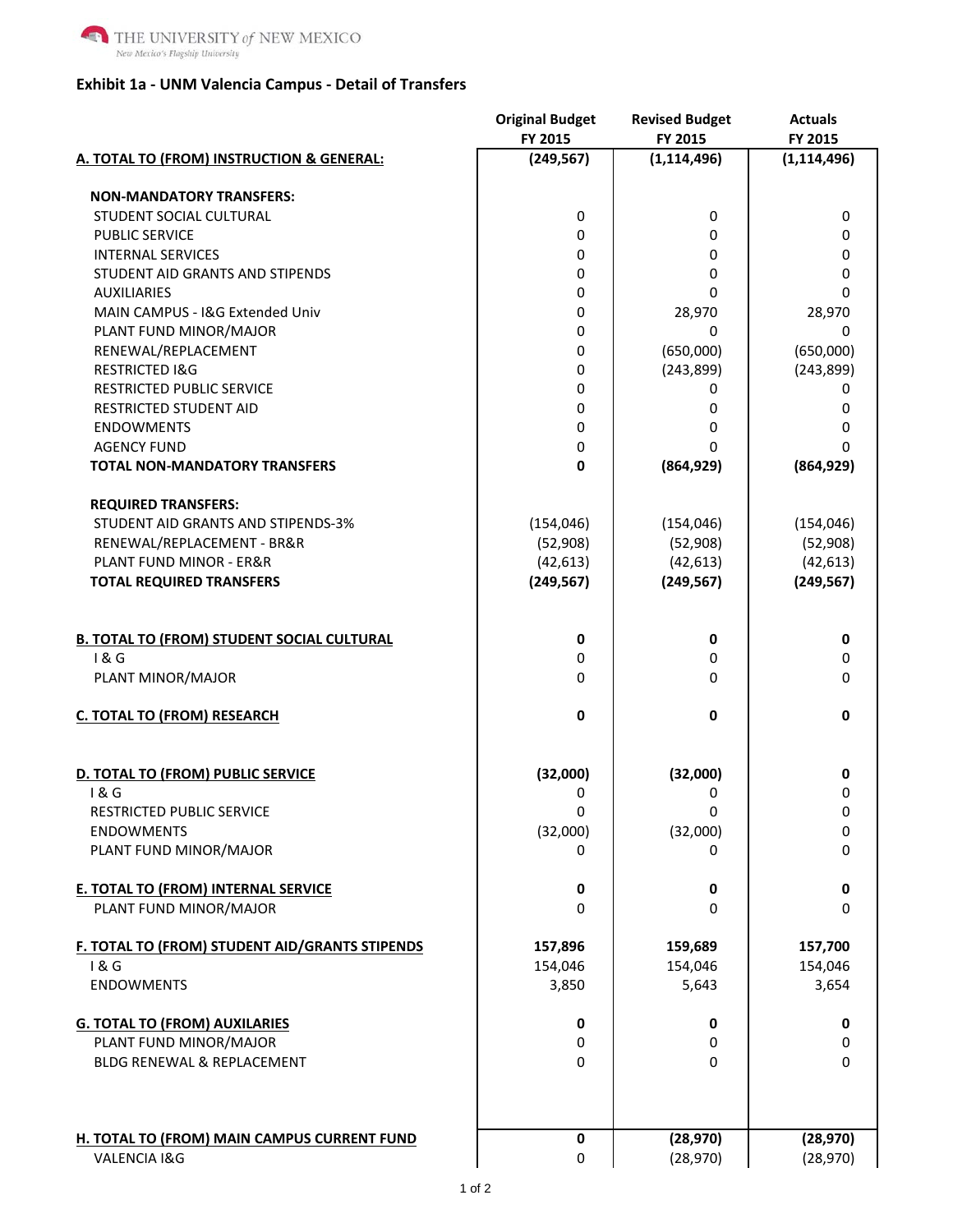THE UNIVERSITY *of* NEW MEXICO
*New Mexico's Flagship University*

## Exhibit 1a - UNM Valencia Campus - Detail of Transfers

| | Original Budget FY 2015 | Revised Budget FY 2015 | Actuals FY 2015 |
|---|---|---|---|
| **A. TOTAL TO (FROM) INSTRUCTION & GENERAL:** | **(249,567)** | **(1,114,496)** | **(1,114,496)** |
| | | | |
| **NON-MANDATORY TRANSFERS:** | | | |
| STUDENT SOCIAL CULTURAL | 0 | 0 | 0 |
| PUBLIC SERVICE | 0 | 0 | 0 |
| INTERNAL SERVICES | 0 | 0 | 0 |
| STUDENT AID GRANTS AND STIPENDS | 0 | 0 | 0 |
| AUXILIARIES | 0 | 0 | 0 |
| MAIN CAMPUS - I&G Extended Univ | 0 | 28,970 | 28,970 |
| PLANT FUND MINOR/MAJOR | 0 | 0 | 0 |
| RENEWAL/REPLACEMENT | 0 | (650,000) | (650,000) |
| RESTRICTED I&G | 0 | (243,899) | (243,899) |
| RESTRICTED PUBLIC SERVICE | 0 | 0 | 0 |
| RESTRICTED STUDENT AID | 0 | 0 | 0 |
| ENDOWMENTS | 0 | 0 | 0 |
| AGENCY FUND | 0 | 0 | 0 |
| **TOTAL NON-MANDATORY TRANSFERS** | **0** | **(864,929)** | **(864,929)** |
| | | | |
| **REQUIRED TRANSFERS:** | | | |
| STUDENT AID GRANTS AND STIPENDS-3% | (154,046) | (154,046) | (154,046) |
| RENEWAL/REPLACEMENT - BR&R | (52,908) | (52,908) | (52,908) |
| PLANT FUND MINOR - ER&R | (42,613) | (42,613) | (42,613) |
| **TOTAL REQUIRED TRANSFERS** | **(249,567)** | **(249,567)** | **(249,567)** |
| | | | |
| **B. TOTAL TO (FROM) STUDENT SOCIAL CULTURAL** | **0** | **0** | **0** |
| I & G | 0 | 0 | 0 |
| PLANT MINOR/MAJOR | 0 | 0 | 0 |
| | | | |
| **C. TOTAL TO (FROM) RESEARCH** | **0** | **0** | **0** |
| | | | |
| **D. TOTAL TO (FROM) PUBLIC SERVICE** | **(32,000)** | **(32,000)** | **0** |
| I & G | 0 | 0 | 0 |
| RESTRICTED PUBLIC SERVICE | 0 | 0 | 0 |
| ENDOWMENTS | (32,000) | (32,000) | 0 |
| PLANT FUND MINOR/MAJOR | 0 | 0 | 0 |
| | | | |
| **E. TOTAL TO (FROM) INTERNAL SERVICE** | **0** | **0** | **0** |
| PLANT FUND MINOR/MAJOR | 0 | 0 | 0 |
| | | | |
| **F. TOTAL TO (FROM) STUDENT AID/GRANTS STIPENDS** | **157,896** | **159,689** | **157,700** |
| I & G | 154,046 | 154,046 | 154,046 |
| ENDOWMENTS | 3,850 | 5,643 | 3,654 |
| | | | |
| **G. TOTAL TO (FROM) AUXILARIES** | **0** | **0** | **0** |
| PLANT FUND MINOR/MAJOR | 0 | 0 | 0 |
| BLDG RENEWAL & REPLACEMENT | 0 | 0 | 0 |
| | | | |
| **H. TOTAL TO (FROM) MAIN CAMPUS CURRENT FUND** | **0** | **(28,970)** | **(28,970)** |
| VALENCIA I&G | 0 | (28,970) | (28,970) |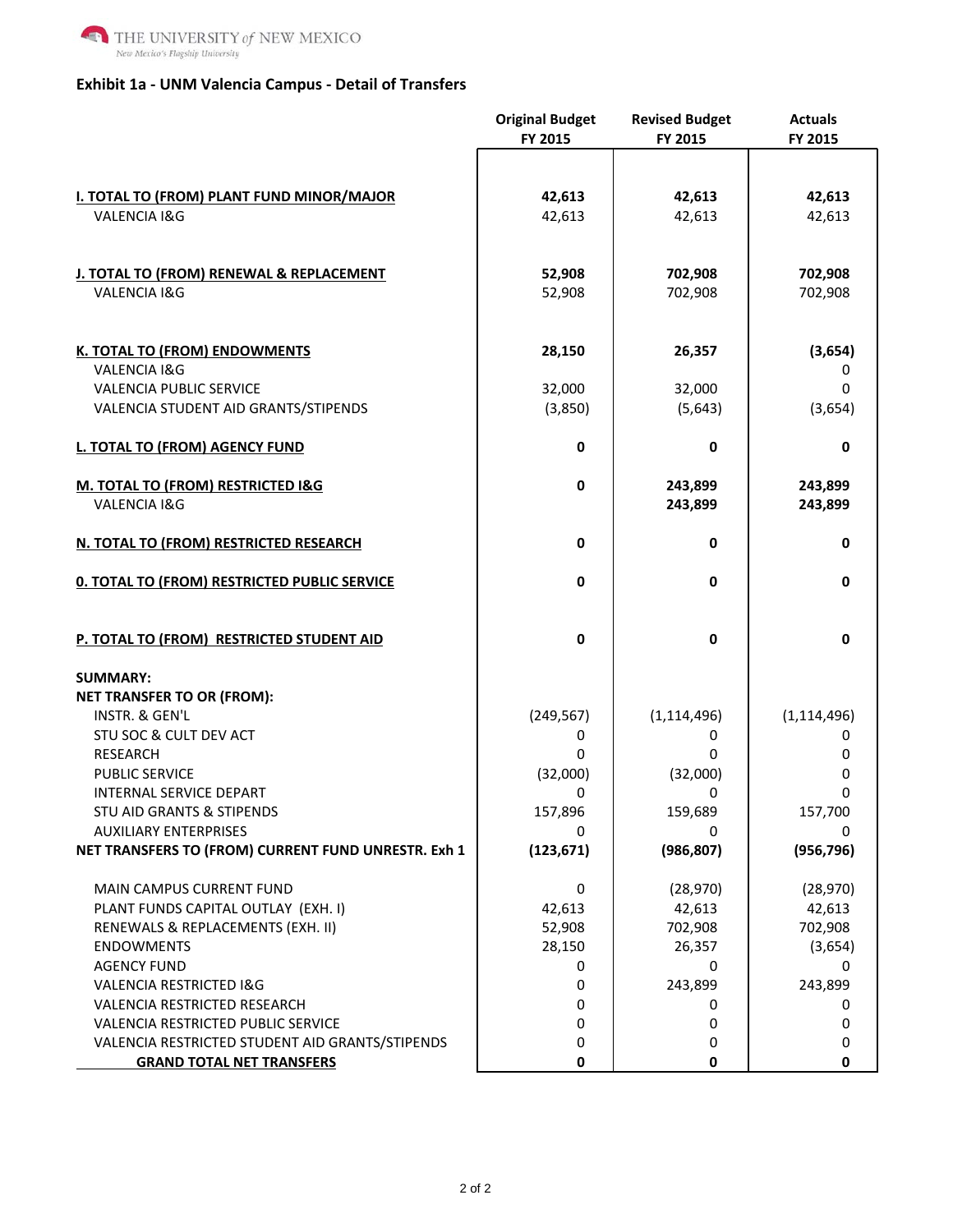## Exhibit 1a - UNM Valencia Campus - Detail of Transfers

| | Original Budget FY 2015 | Revised Budget FY 2015 | Actuals FY 2015 |
|---|---|---|---|
| **I. TOTAL TO (FROM) PLANT FUND MINOR/MAJOR** | **42,613** | **42,613** | **42,613** |
| VALENCIA I&G | 42,613 | 42,613 | 42,613 |
| **J. TOTAL TO (FROM) RENEWAL & REPLACEMENT** | **52,908** | **702,908** | **702,908** |
| VALENCIA I&G | 52,908 | 702,908 | 702,908 |
| **K. TOTAL TO (FROM) ENDOWMENTS** | **28,150** | **26,357** | **(3,654)** |
| VALENCIA I&G | | | 0 |
| VALENCIA PUBLIC SERVICE | 32,000 | 32,000 | 0 |
| VALENCIA STUDENT AID GRANTS/STIPENDS | (3,850) | (5,643) | (3,654) |
| **L. TOTAL TO (FROM) AGENCY FUND** | **0** | **0** | **0** |
| **M. TOTAL TO (FROM) RESTRICTED I&G** | **0** | **243,899** | **243,899** |
| VALENCIA I&G | | **243,899** | **243,899** |
| **N. TOTAL TO (FROM) RESTRICTED RESEARCH** | **0** | **0** | **0** |
| **0. TOTAL TO (FROM) RESTRICTED PUBLIC SERVICE** | **0** | **0** | **0** |
| **P. TOTAL TO (FROM) RESTRICTED STUDENT AID** | **0** | **0** | **0** |
| **SUMMARY:** | | | |
| **NET TRANSFER TO OR (FROM):** | | | |
| INSTR. & GEN'L | (249,567) | (1,114,496) | (1,114,496) |
| STU SOC & CULT DEV ACT | 0 | 0 | 0 |
| RESEARCH | 0 | 0 | 0 |
| PUBLIC SERVICE | (32,000) | (32,000) | 0 |
| INTERNAL SERVICE DEPART | 0 | 0 | 0 |
| STU AID GRANTS & STIPENDS | 157,896 | 159,689 | 157,700 |
| AUXILIARY ENTERPRISES | 0 | 0 | 0 |
| **NET TRANSFERS TO (FROM) CURRENT FUND UNRESTR. Exh 1** | **(123,671)** | **(986,807)** | **(956,796)** |
| MAIN CAMPUS CURRENT FUND | 0 | (28,970) | (28,970) |
| PLANT FUNDS CAPITAL OUTLAY (EXH. I) | 42,613 | 42,613 | 42,613 |
| RENEWALS & REPLACEMENTS (EXH. II) | 52,908 | 702,908 | 702,908 |
| ENDOWMENTS | 28,150 | 26,357 | (3,654) |
| AGENCY FUND | 0 | 0 | 0 |
| VALENCIA RESTRICTED I&G | 0 | 243,899 | 243,899 |
| VALENCIA RESTRICTED RESEARCH | 0 | 0 | 0 |
| VALENCIA RESTRICTED PUBLIC SERVICE | 0 | 0 | 0 |
| VALENCIA RESTRICTED STUDENT AID GRANTS/STIPENDS | 0 | 0 | 0 |
| **GRAND TOTAL NET TRANSFERS** | **0** | **0** | **0** |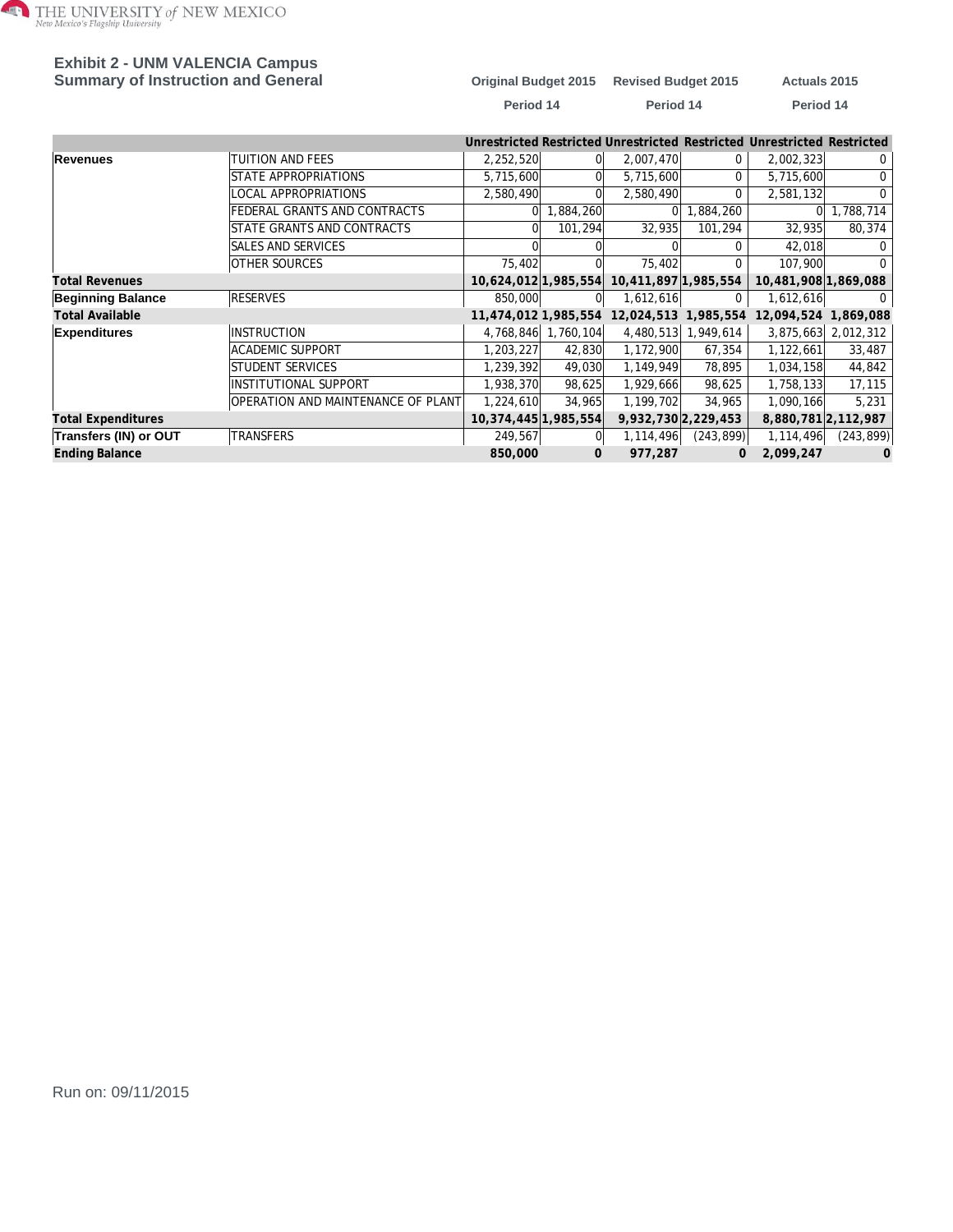## Exhibit 2 - UNM VALENCIA Campus
## Summary of Instruction and General

| | | Original Budget 2015 Period 14 | | Revised Budget 2015 Period 14 | | Actuals 2015 Period 14 | |
|---|---|---|---|---|---|---|---|
| | | Unrestricted | Restricted | Unrestricted | Restricted | Unrestricted | Restricted |
| **Revenues** | TUITION AND FEES | 2,252,520 | 0 | 2,007,470 | 0 | 2,002,323 | 0 |
| | STATE APPROPRIATIONS | 5,715,600 | 0 | 5,715,600 | 0 | 5,715,600 | 0 |
| | LOCAL APPROPRIATIONS | 2,580,490 | 0 | 2,580,490 | 0 | 2,581,132 | 0 |
| | FEDERAL GRANTS AND CONTRACTS | 0 | 1,884,260 | 0 | 1,884,260 | 0 | 1,788,714 |
| | STATE GRANTS AND CONTRACTS | 0 | 101,294 | 32,935 | 101,294 | 32,935 | 80,374 |
| | SALES AND SERVICES | 0 | 0 | 0 | 0 | 42,018 | 0 |
| | OTHER SOURCES | 75,402 | 0 | 75,402 | 0 | 107,900 | 0 |
| **Total Revenues** | | **10,624,012** | **1,985,554** | **10,411,897** | **1,985,554** | **10,481,908** | **1,869,088** |
| **Beginning Balance** | RESERVES | 850,000 | 0 | 1,612,616 | 0 | 1,612,616 | 0 |
| **Total Available** | | **11,474,012** | **1,985,554** | **12,024,513** | **1,985,554** | **12,094,524** | **1,869,088** |
| **Expenditures** | INSTRUCTION | 4,768,846 | 1,760,104 | 4,480,513 | 1,949,614 | 3,875,663 | 2,012,312 |
| | ACADEMIC SUPPORT | 1,203,227 | 42,830 | 1,172,900 | 67,354 | 1,122,661 | 33,487 |
| | STUDENT SERVICES | 1,239,392 | 49,030 | 1,149,949 | 78,895 | 1,034,158 | 44,842 |
| | INSTITUTIONAL SUPPORT | 1,938,370 | 98,625 | 1,929,666 | 98,625 | 1,758,133 | 17,115 |
| | OPERATION AND MAINTENANCE OF PLANT | 1,224,610 | 34,965 | 1,199,702 | 34,965 | 1,090,166 | 5,231 |
| **Total Expenditures** | | **10,374,445** | **1,985,554** | **9,932,730** | **2,229,453** | **8,880,781** | **2,112,987** |
| **Transfers (IN) or OUT** | TRANSFERS | 249,567 | 0 | 1,114,496 | (243,899) | 1,114,496 | (243,899) |
| **Ending Balance** | | **850,000** | **0** | **977,287** | **0** | **2,099,247** | **0** |

Run on: 09/11/2015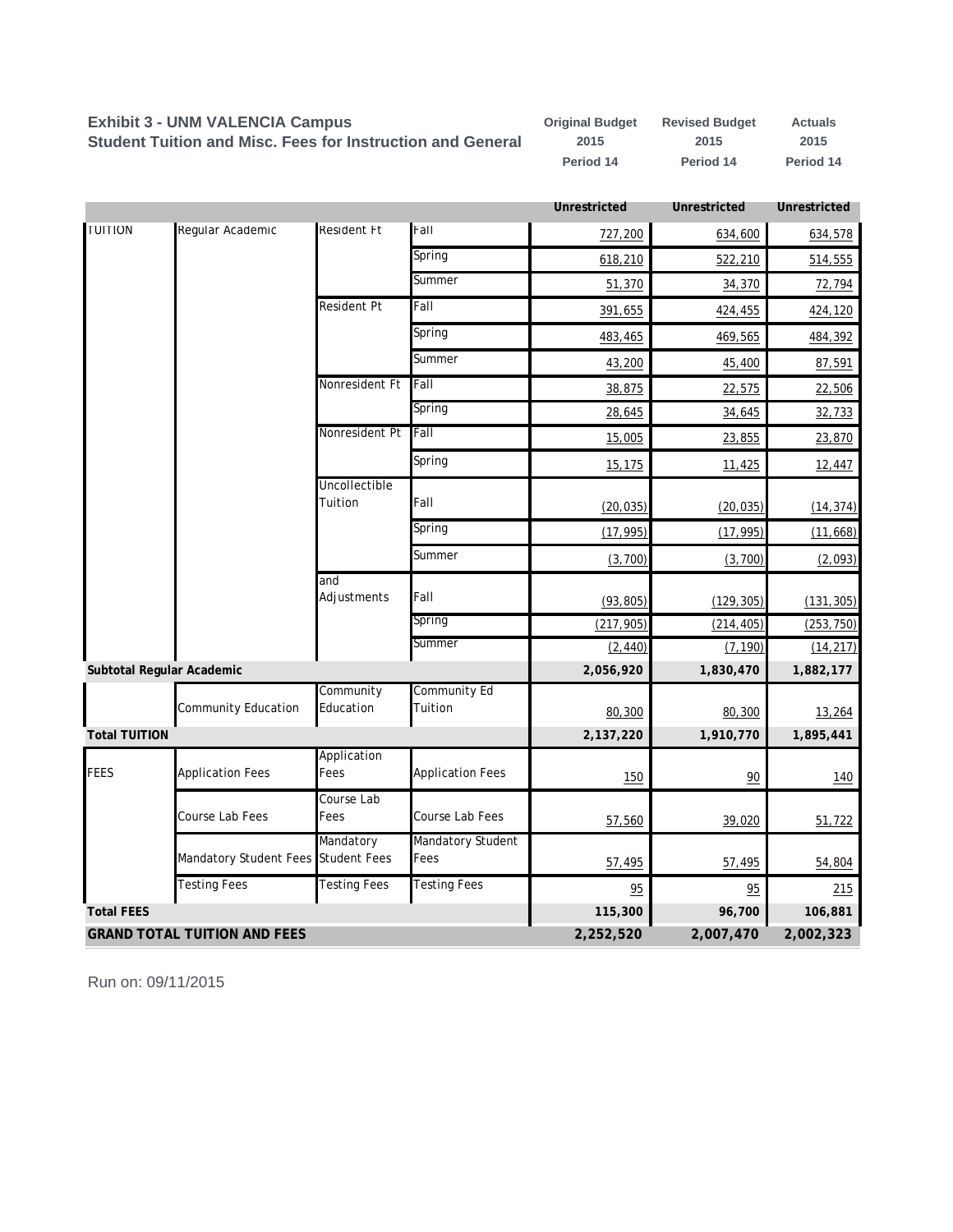**Exhibit 3 - UNM VALENCIA Campus**
**Student Tuition and Misc. Fees for Instruction and General**

| | | | | Original Budget 2015 Period 14 | Revised Budget 2015 Period 14 | Actuals 2015 Period 14 |
|---|---|---|---|---|---|---|
| | | | | **Unrestricted** | **Unrestricted** | **Unrestricted** |
| TUITION | Regular Academic | Resident Ft | Fall | 727,200 | 634,600 | 634,578 |
| | | | Spring | 618,210 | 522,210 | 514,555 |
| | | | Summer | 51,370 | 34,370 | 72,794 |
| | | Resident Pt | Fall | 391,655 | 424,455 | 424,120 |
| | | | Spring | 483,465 | 469,565 | 484,392 |
| | | | Summer | 43,200 | 45,400 | 87,591 |
| | | Nonresident Ft | Fall | 38,875 | 22,575 | 22,506 |
| | | | Spring | 28,645 | 34,645 | 32,733 |
| | | Nonresident Pt | Fall | 15,005 | 23,855 | 23,870 |
| | | | Spring | 15,175 | 11,425 | 12,447 |
| | | Uncollectible Tuition | Fall | (20,035) | (20,035) | (14,374) |
| | | | Spring | (17,995) | (17,995) | (11,668) |
| | | | Summer | (3,700) | (3,700) | (2,093) |
| | | and Adjustments | Fall | (93,805) | (129,305) | (131,305) |
| | | | Spring | (217,905) | (214,405) | (253,750) |
| | | | Summer | (2,440) | (7,190) | (14,217) |
| **Subtotal Regular Academic** | | | | **2,056,920** | **1,830,470** | **1,882,177** |
| | Community Education | Community Education | Community Ed Tuition | 80,300 | 80,300 | 13,264 |
| **Total TUITION** | | | | **2,137,220** | **1,910,770** | **1,895,441** |
| FEES | Application Fees | Application Fees | Application Fees | 150 | 90 | 140 |
| | Course Lab Fees | Course Lab Fees | Course Lab Fees | 57,560 | 39,020 | 51,722 |
| | Mandatory Student Fees | Mandatory Student Fees | Mandatory Student Fees | 57,495 | 57,495 | 54,804 |
| | Testing Fees | Testing Fees | Testing Fees | 95 | 95 | 215 |
| **Total FEES** | | | | **115,300** | **96,700** | **106,881** |
| **GRAND TOTAL TUITION AND FEES** | | | | **2,252,520** | **2,007,470** | **2,002,323** |

Run on: 09/11/2015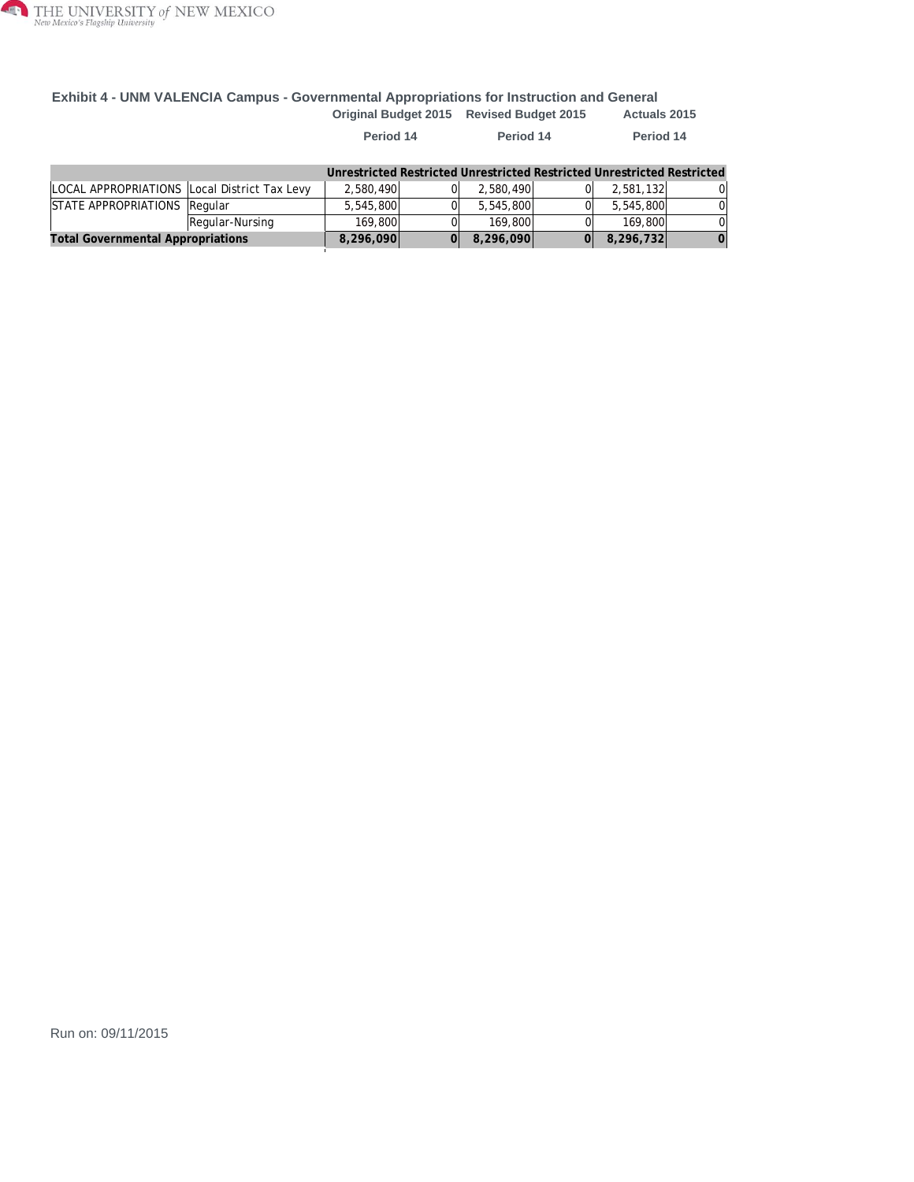## Exhibit 4 - UNM VALENCIA Campus - Governmental Appropriations for Instruction and General

| | | Original Budget 2015 Period 14 | | Revised Budget 2015 Period 14 | | Actuals 2015 Period 14 | |
|---|---|---|---|---|---|---|---|
| | | Unrestricted | Restricted | Unrestricted | Restricted | Unrestricted | Restricted |
| LOCAL APPROPRIATIONS | Local District Tax Levy | 2,580,490 | 0 | 2,580,490 | 0 | 2,581,132 | 0 |
| STATE APPROPRIATIONS | Regular | 5,545,800 | 0 | 5,545,800 | 0 | 5,545,800 | 0 |
| | Regular-Nursing | 169,800 | 0 | 169,800 | 0 | 169,800 | 0 |
| **Total Governmental Appropriations** | | **8,296,090** | **0** | **8,296,090** | **0** | **8,296,732** | **0** |

Run on: 09/11/2015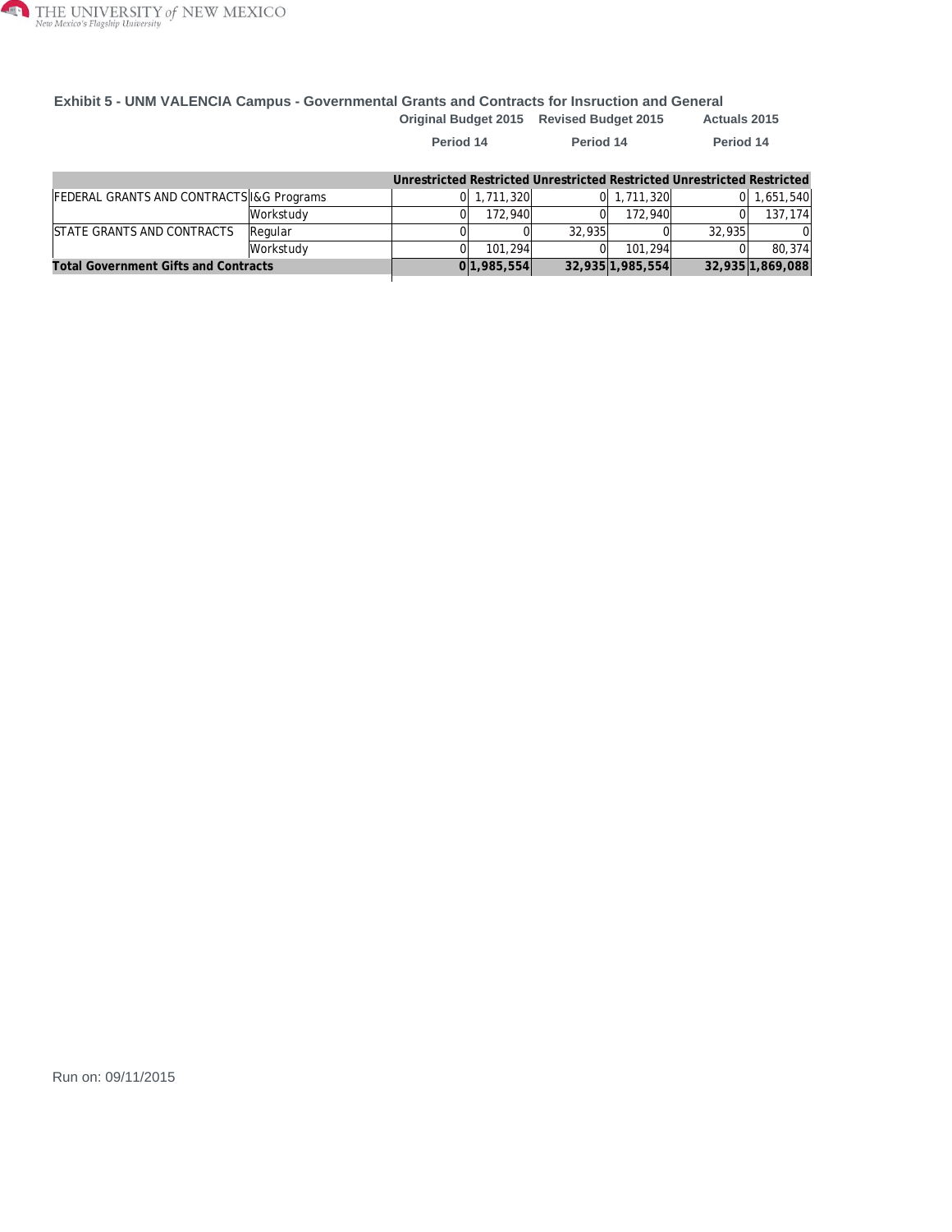### Exhibit 5 - UNM VALENCIA Campus - Governmental Grants and Contracts for Insruction and General

| | | Original Budget 2015 Period 14 | | Revised Budget 2015 Period 14 | | Actuals 2015 Period 14 | |
|---|---|---|---|---|---|---|---|
| | | Unrestricted | Restricted | Unrestricted | Restricted | Unrestricted | Restricted |
| FEDERAL GRANTS AND CONTRACTS | I&G Programs | 0 | 1,711,320 | 0 | 1,711,320 | 0 | 1,651,540 |
| | Workstudy | 0 | 172,940 | 0 | 172,940 | 0 | 137,174 |
| STATE GRANTS AND CONTRACTS | Regular | 0 | 0 | 32,935 | 0 | 32,935 | 0 |
| | Workstudy | 0 | 101,294 | 0 | 101,294 | 0 | 80,374 |
| **Total Government Gifts and Contracts** | | **0** | **1,985,554** | **32,935** | **1,985,554** | **32,935** | **1,869,088** |

Run on: 09/11/2015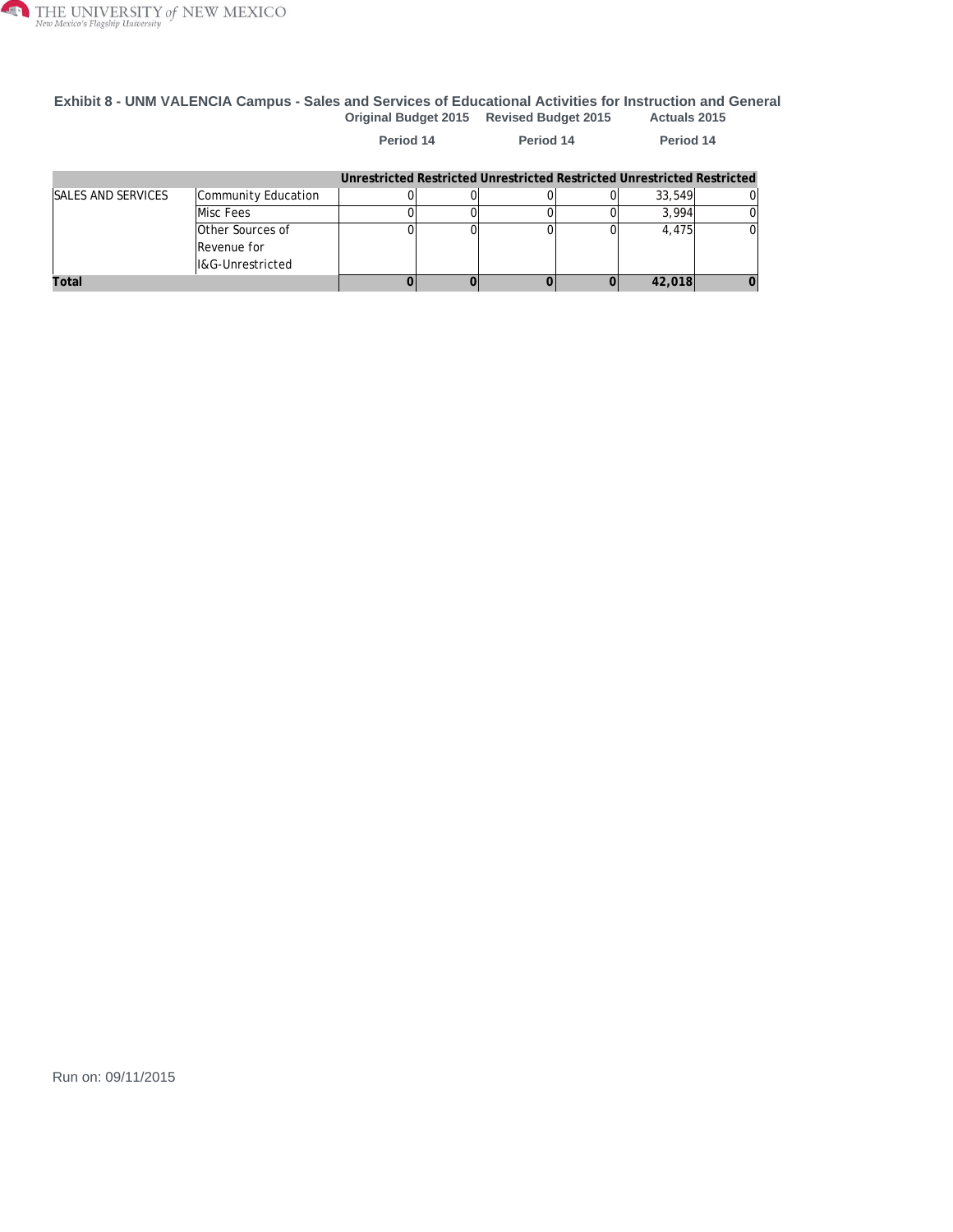## Exhibit 8 - UNM VALENCIA Campus - Sales and Services of Educational Activities for Instruction and General

| | | Original Budget 2015 | | Revised Budget 2015 | | Actuals 2015 | |
|---|---|---|---|---|---|---|---|
| | | Period 14 | | Period 14 | | Period 14 | |
| | | Unrestricted | Restricted | Unrestricted | Restricted | Unrestricted | Restricted |
| SALES AND SERVICES | Community Education | 0 | 0 | 0 | 0 | 33,549 | 0 |
| | Misc Fees | 0 | 0 | 0 | 0 | 3,994 | 0 |
| | Other Sources of Revenue for I&G-Unrestricted | 0 | 0 | 0 | 0 | 4,475 | 0 |
| **Total** | | **0** | **0** | **0** | **0** | **42,018** | **0** |

Run on: 09/11/2015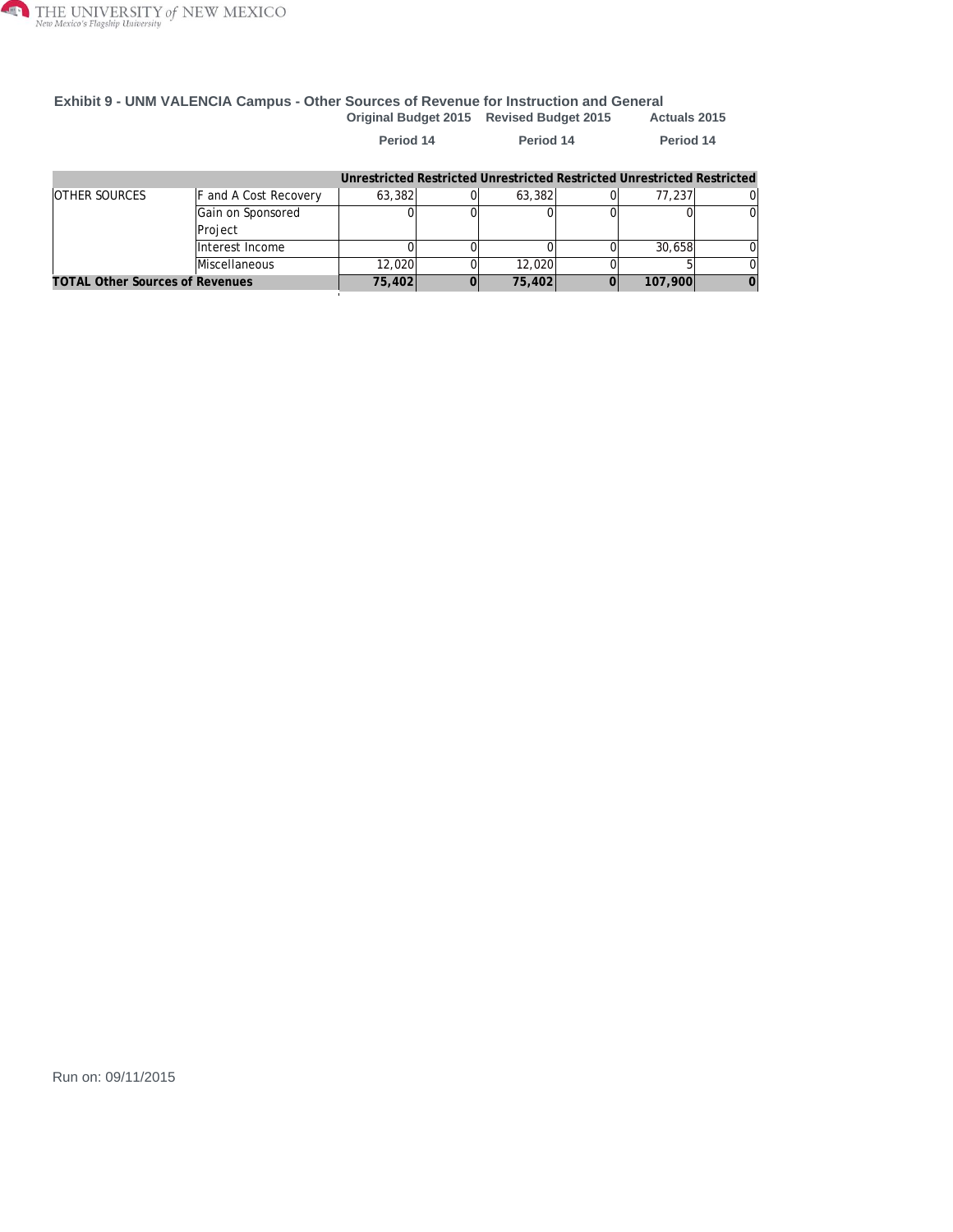### Exhibit 9 - UNM VALENCIA Campus - Other Sources of Revenue for Instruction and General

| | | Original Budget 2015 | | Revised Budget 2015 | | Actuals 2015 | |
|---|---|---|---|---|---|---|---|
| | | Period 14 | | Period 14 | | Period 14 | |
| | | Unrestricted | Restricted | Unrestricted | Restricted | Unrestricted | Restricted |
| OTHER SOURCES | F and A Cost Recovery | 63,382 | 0 | 63,382 | 0 | 77,237 | 0 |
| | Gain on Sponsored Project | 0 | 0 | 0 | 0 | 0 | 0 |
| | Interest Income | 0 | 0 | 0 | 0 | 30,658 | 0 |
| | Miscellaneous | 12,020 | 0 | 12,020 | 0 | 5 | 0 |
| **TOTAL Other Sources of Revenues** | | **75,402** | **0** | **75,402** | **0** | **107,900** | **0** |

Run on: 09/11/2015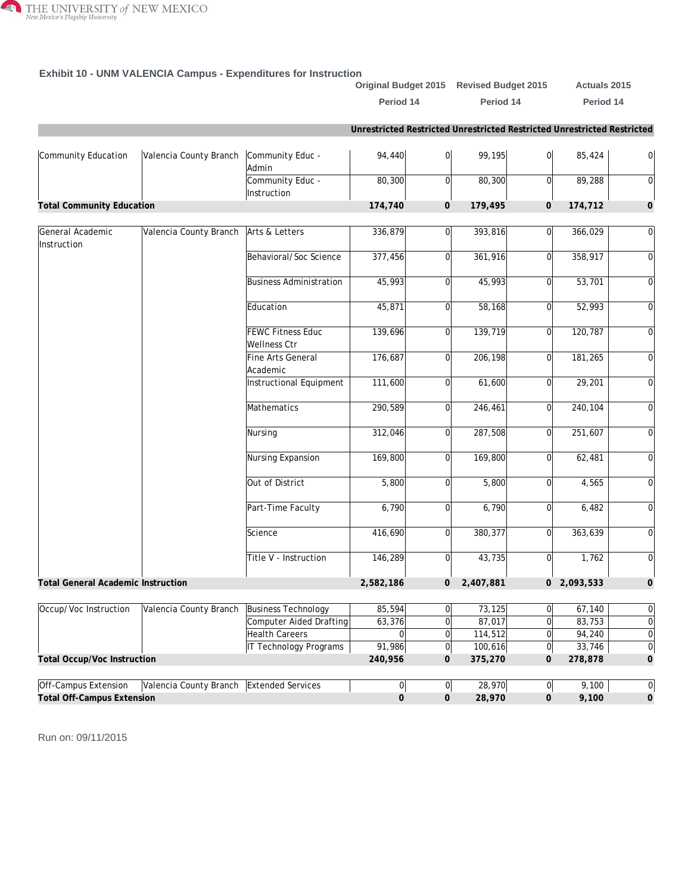## Exhibit 10 - UNM VALENCIA Campus - Expenditures for Instruction

| | | | Original Budget 2015 Period 14 | | Revised Budget 2015 Period 14 | | Actuals 2015 Period 14 | |
|---|---|---|---|---|---|---|---|---|
| | | | Unrestricted | Restricted | Unrestricted | Restricted | Unrestricted | Restricted |
| Community Education | Valencia County Branch | Community Educ - Admin | 94,440 | 0 | 99,195 | 0 | 85,424 | 0 |
| | | Community Educ - Instruction | 80,300 | 0 | 80,300 | 0 | 89,288 | 0 |
| **Total Community Education** | | | **174,740** | **0** | **179,495** | **0** | **174,712** | **0** |
| General Academic Instruction | Valencia County Branch | Arts & Letters | 336,879 | 0 | 393,816 | 0 | 366,029 | 0 |
| | | Behavioral/Soc Science | 377,456 | 0 | 361,916 | 0 | 358,917 | 0 |
| | | Business Administration | 45,993 | 0 | 45,993 | 0 | 53,701 | 0 |
| | | Education | 45,871 | 0 | 58,168 | 0 | 52,993 | 0 |
| | | FEWC Fitness Educ Wellness Ctr | 139,696 | 0 | 139,719 | 0 | 120,787 | 0 |
| | | Fine Arts General Academic | 176,687 | 0 | 206,198 | 0 | 181,265 | 0 |
| | | Instructional Equipment | 111,600 | 0 | 61,600 | 0 | 29,201 | 0 |
| | | Mathematics | 290,589 | 0 | 246,461 | 0 | 240,104 | 0 |
| | | Nursing | 312,046 | 0 | 287,508 | 0 | 251,607 | 0 |
| | | Nursing Expansion | 169,800 | 0 | 169,800 | 0 | 62,481 | 0 |
| | | Out of District | 5,800 | 0 | 5,800 | 0 | 4,565 | 0 |
| | | Part-Time Faculty | 6,790 | 0 | 6,790 | 0 | 6,482 | 0 |
| | | Science | 416,690 | 0 | 380,377 | 0 | 363,639 | 0 |
| | | Title V - Instruction | 146,289 | 0 | 43,735 | 0 | 1,762 | 0 |
| **Total General Academic Instruction** | | | **2,582,186** | **0** | **2,407,881** | **0** | **2,093,533** | **0** |
| Occup/Voc Instruction | Valencia County Branch | Business Technology | 85,594 | 0 | 73,125 | 0 | 67,140 | 0 |
| | | Computer Aided Drafting | 63,376 | 0 | 87,017 | 0 | 83,753 | 0 |
| | | Health Careers | 0 | 0 | 114,512 | 0 | 94,240 | 0 |
| | | IT Technology Programs | 91,986 | 0 | 100,616 | 0 | 33,746 | 0 |
| **Total Occup/Voc Instruction** | | | **240,956** | **0** | **375,270** | **0** | **278,878** | **0** |
| Off-Campus Extension | Valencia County Branch | Extended Services | 0 | 0 | 28,970 | 0 | 9,100 | 0 |
| **Total Off-Campus Extension** | | | **0** | **0** | **28,970** | **0** | **9,100** | **0** |

Run on: 09/11/2015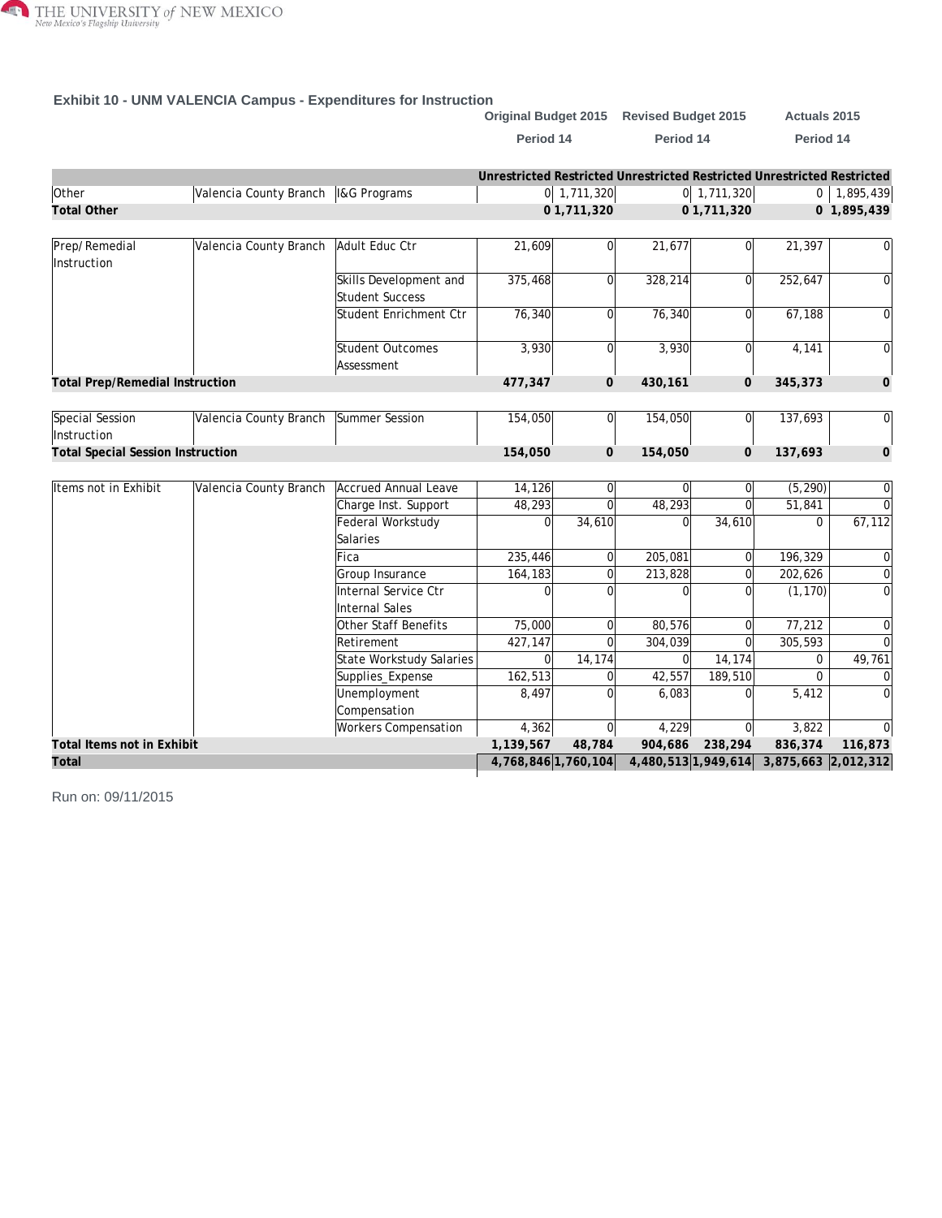## Exhibit 10 - UNM VALENCIA Campus - Expenditures for Instruction

| | | | Original Budget 2015 Period 14 | | Revised Budget 2015 Period 14 | | Actuals 2015 Period 14 | |
|---|---|---|---|---|---|---|---|---|
| | | | Unrestricted | Restricted | Unrestricted | Restricted | Unrestricted | Restricted |
| Other | Valencia County Branch | I&G Programs | 0 | 1,711,320 | 0 | 1,711,320 | 0 | 1,895,439 |
| **Total Other** | | | **0** | **1,711,320** | **0** | **1,711,320** | **0** | **1,895,439** |
| Prep/Remedial Instruction | Valencia County Branch | Adult Educ Ctr | 21,609 | 0 | 21,677 | 0 | 21,397 | 0 |
| | | Skills Development and Student Success | 375,468 | 0 | 328,214 | 0 | 252,647 | 0 |
| | | Student Enrichment Ctr | 76,340 | 0 | 76,340 | 0 | 67,188 | 0 |
| | | Student Outcomes Assessment | 3,930 | 0 | 3,930 | 0 | 4,141 | 0 |
| **Total Prep/Remedial Instruction** | | | **477,347** | **0** | **430,161** | **0** | **345,373** | **0** |
| Special Session Instruction | Valencia County Branch | Summer Session | 154,050 | 0 | 154,050 | 0 | 137,693 | 0 |
| **Total Special Session Instruction** | | | **154,050** | **0** | **154,050** | **0** | **137,693** | **0** |
| Items not in Exhibit | Valencia County Branch | Accrued Annual Leave | 14,126 | 0 | 0 | 0 | (5,290) | 0 |
| | | Charge Inst. Support | 48,293 | 0 | 48,293 | 0 | 51,841 | 0 |
| | | Federal Workstudy Salaries | 0 | 34,610 | 0 | 34,610 | 0 | 67,112 |
| | | Fica | 235,446 | 0 | 205,081 | 0 | 196,329 | 0 |
| | | Group Insurance | 164,183 | 0 | 213,828 | 0 | 202,626 | 0 |
| | | Internal Service Ctr Internal Sales | 0 | 0 | 0 | 0 | (1,170) | 0 |
| | | Other Staff Benefits | 75,000 | 0 | 80,576 | 0 | 77,212 | 0 |
| | | Retirement | 427,147 | 0 | 304,039 | 0 | 305,593 | 0 |
| | | State Workstudy Salaries | 0 | 14,174 | 0 | 14,174 | 0 | 49,761 |
| | | Supplies_Expense | 162,513 | 0 | 42,557 | 189,510 | 0 | 0 |
| | | Unemployment Compensation | 8,497 | 0 | 6,083 | 0 | 5,412 | 0 |
| | | Workers Compensation | 4,362 | 0 | 4,229 | 0 | 3,822 | 0 |
| **Total Items not in Exhibit** | | | **1,139,567** | **48,784** | **904,686** | **238,294** | **836,374** | **116,873** |
| **Total** | | | **4,768,846** | **1,760,104** | **4,480,513** | **1,949,614** | **3,875,663** | **2,012,312** |

Run on: 09/11/2015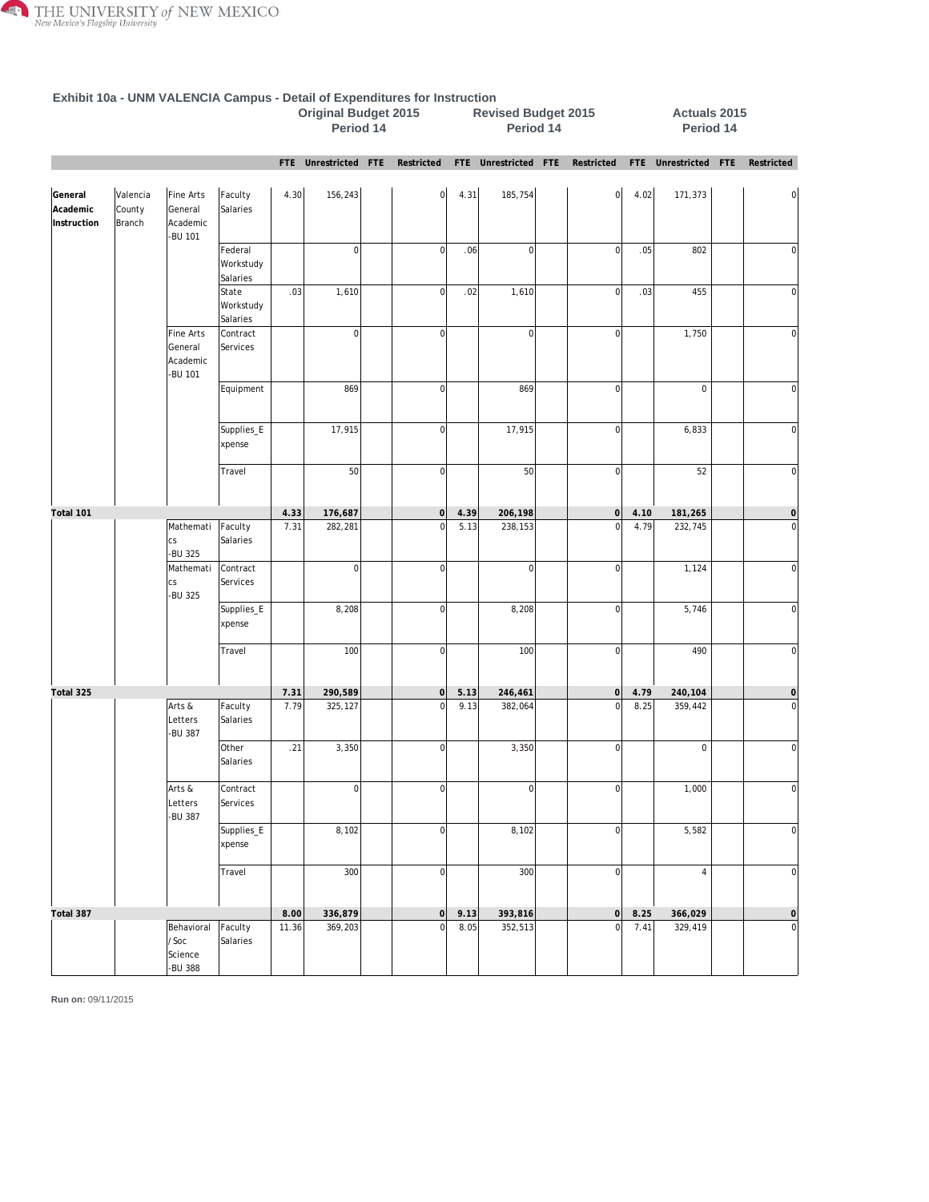## Exhibit 10a - UNM VALENCIA Campus - Detail of Expenditures for Instruction

| | | | | Original Budget 2015 Period 14 | | | | Revised Budget 2015 Period 14 | | | | Actuals 2015 Period 14 | | | |
|---|---|---|---|---|---|---|---|---|---|---|---|---|---|---|---|
| | | | | FTE | Unrestricted | FTE | Restricted | FTE | Unrestricted | FTE | Restricted | FTE | Unrestricted | FTE | Restricted |
| **General Academic Instruction** | Valencia County Branch | Fine Arts General Academic -BU 101 | Faculty Salaries | 4.30 | 156,243 | | 0 | 4.31 | 185,754 | | 0 | 4.02 | 171,373 | | 0 |
| | | | Federal Workstudy Salaries | | 0 | | 0 | .06 | 0 | | 0 | .05 | 802 | | 0 |
| | | | State Workstudy Salaries | .03 | 1,610 | | 0 | .02 | 1,610 | | 0 | .03 | 455 | | 0 |
| | | Fine Arts General Academic -BU 101 | Contract Services | | 0 | | 0 | | 0 | | 0 | | 1,750 | | 0 |
| | | | Equipment | | 869 | | 0 | | 869 | | 0 | | 0 | | 0 |
| | | | Supplies_Expense | | 17,915 | | 0 | | 17,915 | | 0 | | 6,833 | | 0 |
| | | | Travel | | 50 | | 0 | | 50 | | 0 | | 52 | | 0 |
| **Total 101** | | | | **4.33** | **176,687** | | **0** | **4.39** | **206,198** | | **0** | **4.10** | **181,265** | | **0** |
| | | Mathematics -BU 325 | Faculty Salaries | 7.31 | 282,281 | | 0 | 5.13 | 238,153 | | 0 | 4.79 | 232,745 | | 0 |
| | | Mathematics -BU 325 | Contract Services | | 0 | | 0 | | 0 | | 0 | | 1,124 | | 0 |
| | | | Supplies_Expense | | 8,208 | | 0 | | 8,208 | | 0 | | 5,746 | | 0 |
| | | | Travel | | 100 | | 0 | | 100 | | 0 | | 490 | | 0 |
| **Total 325** | | | | **7.31** | **290,589** | | **0** | **5.13** | **246,461** | | **0** | **4.79** | **240,104** | | **0** |
| | | Arts & Letters -BU 387 | Faculty Salaries | 7.79 | 325,127 | | 0 | 9.13 | 382,064 | | 0 | 8.25 | 359,442 | | 0 |
| | | | Other Salaries | .21 | 3,350 | | 0 | | 3,350 | | 0 | | 0 | | 0 |
| | | Arts & Letters -BU 387 | Contract Services | | 0 | | 0 | | 0 | | 0 | | 1,000 | | 0 |
| | | | Supplies_Expense | | 8,102 | | 0 | | 8,102 | | 0 | | 5,582 | | 0 |
| | | | Travel | | 300 | | 0 | | 300 | | 0 | | 4 | | 0 |
| **Total 387** | | | | **8.00** | **336,879** | | **0** | **9.13** | **393,816** | | **0** | **8.25** | **366,029** | | **0** |
| | | Behavioral / Soc Science -BU 388 | Faculty Salaries | 11.36 | 369,203 | | 0 | 8.05 | 352,513 | | 0 | 7.41 | 329,419 | | 0 |

**Run on:** 09/11/2015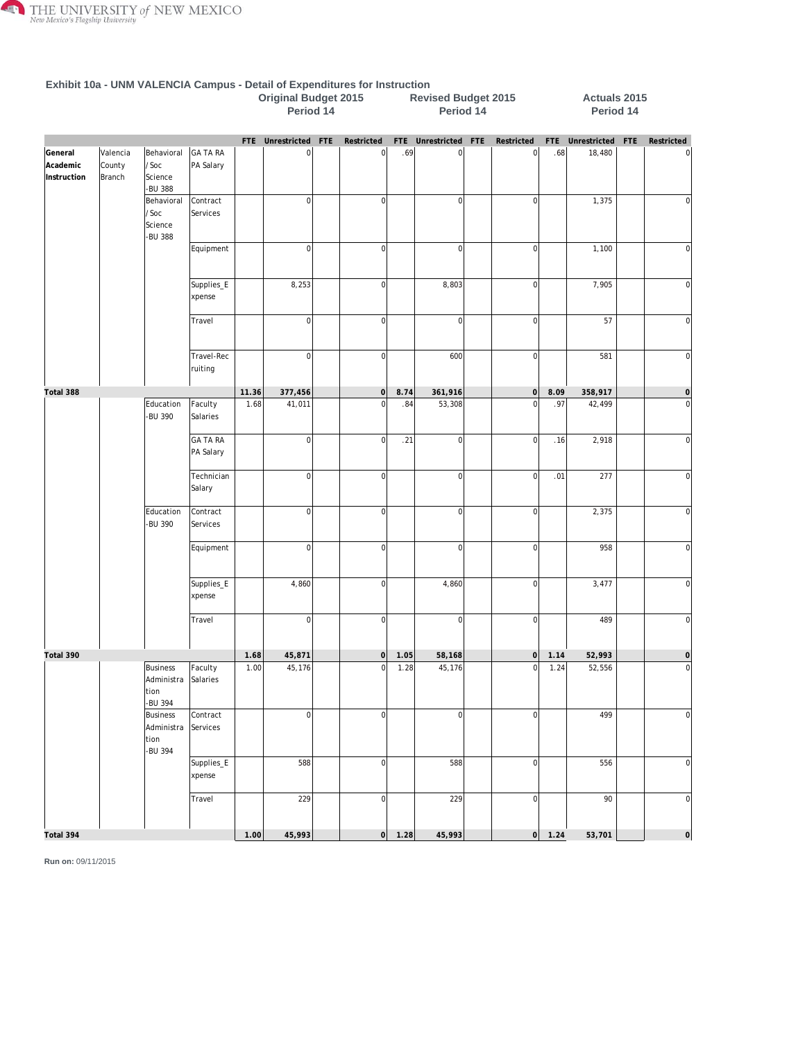## Exhibit 10a - UNM VALENCIA Campus - Detail of Expenditures for Instruction

| | | | | Original Budget 2015 Period 14 | | | | Revised Budget 2015 Period 14 | | | | Actuals 2015 Period 14 | | | |
|---|---|---|---|---|---|---|---|---|---|---|---|---|---|---|---|
| | | | | FTE | Unrestricted | FTE | Restricted | FTE | Unrestricted | FTE | Restricted | FTE | Unrestricted | FTE | Restricted |
| General Academic Instruction | Valencia County Branch | Behavioral / Soc Science -BU 388 | GA TA RA PA Salary | | 0 | | 0 | .69 | 0 | | 0 | .68 | 18,480 | | 0 |
| | | Behavioral / Soc Science -BU 388 | Contract Services | | 0 | | 0 | | 0 | | 0 | | 1,375 | | 0 |
| | | | Equipment | | 0 | | 0 | | 0 | | 0 | | 1,100 | | 0 |
| | | | Supplies_Expense | | 8,253 | | 0 | | 8,803 | | 0 | | 7,905 | | 0 |
| | | | Travel | | 0 | | 0 | | 0 | | 0 | | 57 | | 0 |
| | | | Travel-Recruiting | | 0 | | 0 | | 600 | | 0 | | 581 | | 0 |
| **Total 388** | | | | **11.36** | **377,456** | | **0** | **8.74** | **361,916** | | **0** | **8.09** | **358,917** | | **0** |
| | | Education -BU 390 | Faculty Salaries | 1.68 | 41,011 | | 0 | .84 | 53,308 | | 0 | .97 | 42,499 | | 0 |
| | | | GA TA RA PA Salary | | 0 | | 0 | .21 | 0 | | 0 | .16 | 2,918 | | 0 |
| | | | Technician Salary | | 0 | | 0 | | 0 | | 0 | .01 | 277 | | 0 |
| | | Education -BU 390 | Contract Services | | 0 | | 0 | | 0 | | 0 | | 2,375 | | 0 |
| | | | Equipment | | 0 | | 0 | | 0 | | 0 | | 958 | | 0 |
| | | | Supplies_Expense | | 4,860 | | 0 | | 4,860 | | 0 | | 3,477 | | 0 |
| | | | Travel | | 0 | | 0 | | 0 | | 0 | | 489 | | 0 |
| **Total 390** | | | | **1.68** | **45,871** | | **0** | **1.05** | **58,168** | | **0** | **1.14** | **52,993** | | **0** |
| | | Business Administration -BU 394 | Faculty Salaries | 1.00 | 45,176 | | 0 | 1.28 | 45,176 | | 0 | 1.24 | 52,556 | | 0 |
| | | Business Administration -BU 394 | Contract Services | | 0 | | 0 | | 0 | | 0 | | 499 | | 0 |
| | | | Supplies_Expense | | 588 | | 0 | | 588 | | 0 | | 556 | | 0 |
| | | | Travel | | 229 | | 0 | | 229 | | 0 | | 90 | | 0 |
| **Total 394** | | | | **1.00** | **45,993** | | **0** | **1.28** | **45,993** | | **0** | **1.24** | **53,701** | | **0** |

**Run on:** 09/11/2015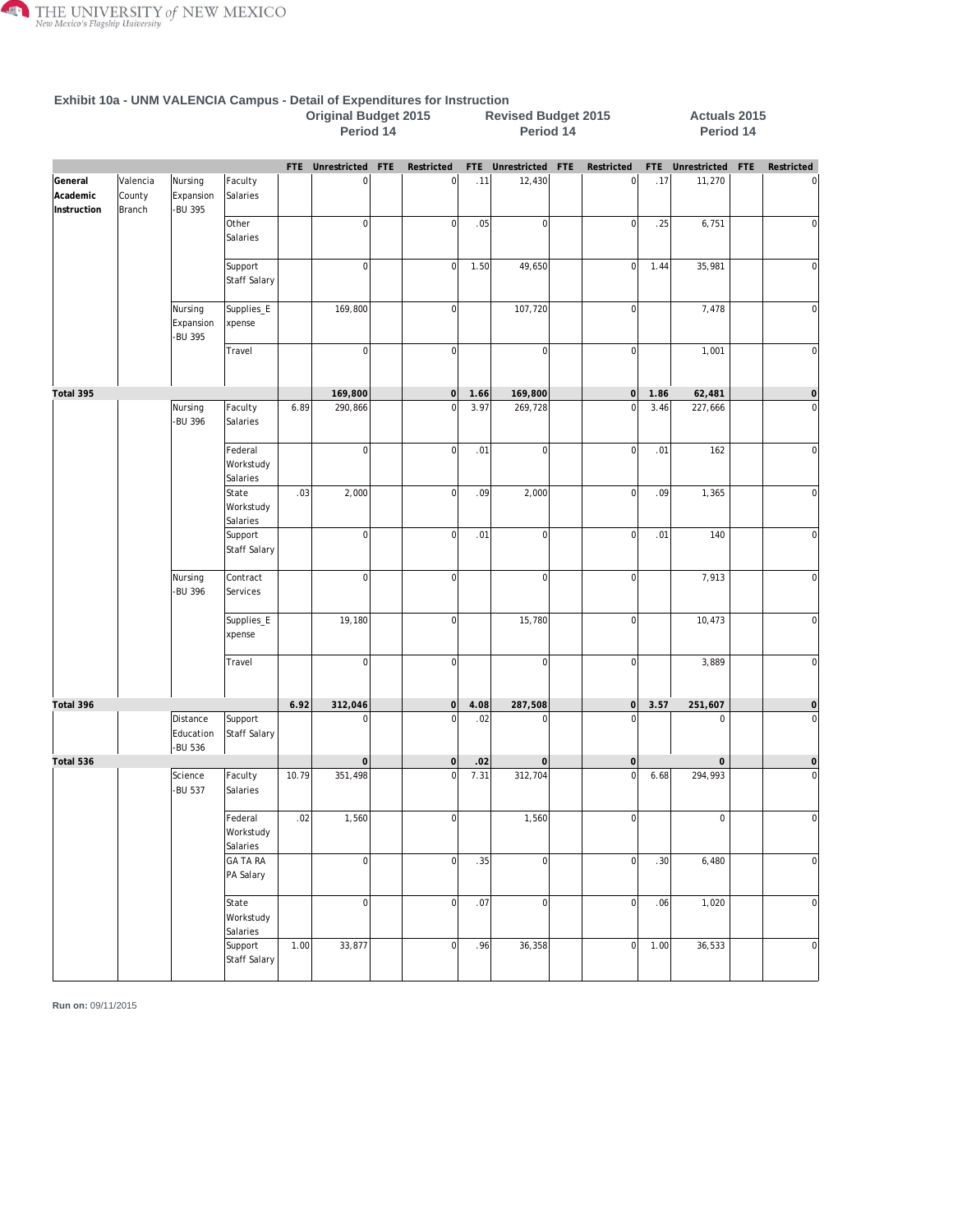### Exhibit 10a - UNM VALENCIA Campus - Detail of Expenditures for Instruction

| | | | | Original Budget 2015 Period 14 | | | | Revised Budget 2015 Period 14 | | | | Actuals 2015 Period 14 | | | |
|---|---|---|---|---|---|---|---|---|---|---|---|---|---|---|---|
| | | | | FTE | Unrestricted | FTE | Restricted | FTE | Unrestricted | FTE | Restricted | FTE | Unrestricted | FTE | Restricted |
| General Academic Instruction | Valencia County Branch | Nursing Expansion -BU 395 | Faculty Salaries | | 0 | | 0 | .11 | 12,430 | | 0 | .17 | 11,270 | | 0 |
| | | | Other Salaries | | 0 | | 0 | .05 | 0 | | 0 | .25 | 6,751 | | 0 |
| | | | Support Staff Salary | | 0 | | 0 | 1.50 | 49,650 | | 0 | 1.44 | 35,981 | | 0 |
| | | Nursing Expansion -BU 395 | Supplies_Expense | | 169,800 | | 0 | | 107,720 | | 0 | | 7,478 | | 0 |
| | | | Travel | | 0 | | 0 | | 0 | | 0 | | 1,001 | | 0 |
| **Total 395** | | | | | **169,800** | | **0** | **1.66** | **169,800** | | **0** | **1.86** | **62,481** | | **0** |
| | | Nursing -BU 396 | Faculty Salaries | 6.89 | 290,866 | | 0 | 3.97 | 269,728 | | 0 | 3.46 | 227,666 | | 0 |
| | | | Federal Workstudy Salaries | | 0 | | 0 | .01 | 0 | | 0 | .01 | 162 | | 0 |
| | | | State Workstudy Salaries | .03 | 2,000 | | 0 | .09 | 2,000 | | 0 | .09 | 1,365 | | 0 |
| | | | Support Staff Salary | | 0 | | 0 | .01 | 0 | | 0 | .01 | 140 | | 0 |
| | | Nursing -BU 396 | Contract Services | | 0 | | 0 | | 0 | | 0 | | 7,913 | | 0 |
| | | | Supplies_Expense | | 19,180 | | 0 | | 15,780 | | 0 | | 10,473 | | 0 |
| | | | Travel | | 0 | | 0 | | 0 | | 0 | | 3,889 | | 0 |
| **Total 396** | | | | **6.92** | **312,046** | | **0** | **4.08** | **287,508** | | **0** | **3.57** | **251,607** | | **0** |
| | | Distance Education -BU 536 | Support Staff Salary | | 0 | | 0 | .02 | 0 | | 0 | | 0 | | 0 |
| **Total 536** | | | | | **0** | | **0** | **.02** | **0** | | **0** | | **0** | | **0** |
| | | Science -BU 537 | Faculty Salaries | 10.79 | 351,498 | | 0 | 7.31 | 312,704 | | 0 | 6.68 | 294,993 | | 0 |
| | | | Federal Workstudy Salaries | .02 | 1,560 | | 0 | | 1,560 | | 0 | | 0 | | 0 |
| | | | GA TA RA PA Salary | | 0 | | 0 | .35 | 0 | | 0 | .30 | 6,480 | | 0 |
| | | | State Workstudy Salaries | | 0 | | 0 | .07 | 0 | | 0 | .06 | 1,020 | | 0 |
| | | | Support Staff Salary | 1.00 | 33,877 | | 0 | .96 | 36,358 | | 0 | 1.00 | 36,533 | | 0 |

**Run on:** 09/11/2015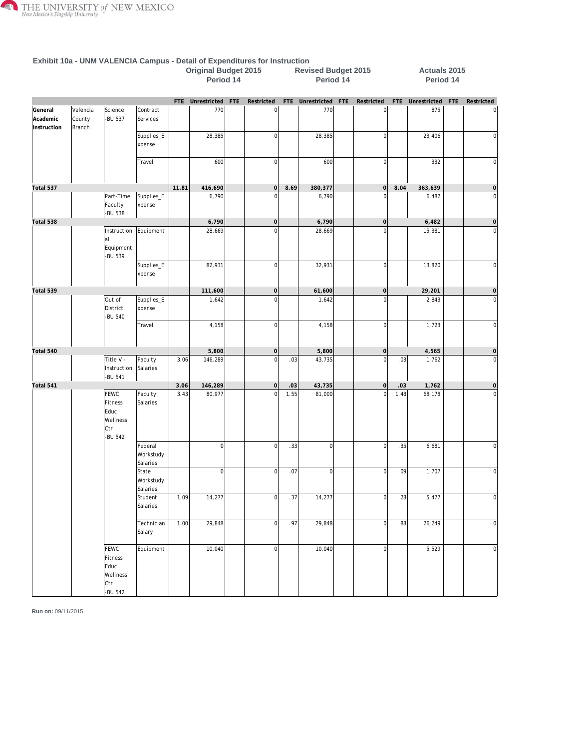### Exhibit 10a - UNM VALENCIA Campus - Detail of Expenditures for Instruction

| | | | | Original Budget 2015 Period 14 | | | | Revised Budget 2015 Period 14 | | | | Actuals 2015 Period 14 | | | |
|---|---|---|---|---|---|---|---|---|---|---|---|---|---|---|---|
| | | | | FTE | Unrestricted | FTE | Restricted | FTE | Unrestricted | FTE | Restricted | FTE | Unrestricted | FTE | Restricted |
| General Academic Instruction | Valencia County Branch | Science -BU 537 | Contract Services | | 770 | | 0 | | 770 | | 0 | | 875 | | 0 |
| | | | Supplies_Expense | | 28,385 | | 0 | | 28,385 | | 0 | | 23,406 | | 0 |
| | | | Travel | | 600 | | 0 | | 600 | | 0 | | 332 | | 0 |
| **Total 537** | | | | **11.81** | **416,690** | | **0** | **8.69** | **380,377** | | **0** | **8.04** | **363,639** | | **0** |
| | | Part-Time Faculty -BU 538 | Supplies_Expense | | 6,790 | | 0 | | 6,790 | | 0 | | 6,482 | | 0 |
| **Total 538** | | | | | **6,790** | | **0** | | **6,790** | | **0** | | **6,482** | | **0** |
| | | Instructional Equipment -BU 539 | Equipment | | 28,669 | | 0 | | 28,669 | | 0 | | 15,381 | | 0 |
| | | | Supplies_Expense | | 82,931 | | 0 | | 32,931 | | 0 | | 13,820 | | 0 |
| **Total 539** | | | | | **111,600** | | **0** | | **61,600** | | **0** | | **29,201** | | **0** |
| | | Out of District -BU 540 | Supplies_Expense | | 1,642 | | 0 | | 1,642 | | 0 | | 2,843 | | 0 |
| | | | Travel | | 4,158 | | 0 | | 4,158 | | 0 | | 1,723 | | 0 |
| **Total 540** | | | | | **5,800** | | **0** | | **5,800** | | **0** | | **4,565** | | **0** |
| | | Title V - Instruction -BU 541 | Faculty Salaries | 3.06 | 146,289 | | 0 | .03 | 43,735 | | 0 | .03 | 1,762 | | 0 |
| **Total 541** | | | | **3.06** | **146,289** | | **0** | **.03** | **43,735** | | **0** | **.03** | **1,762** | | **0** |
| | | FEWC Fitness Educ Wellness Ctr -BU 542 | Faculty Salaries | 3.43 | 80,977 | | 0 | 1.55 | 81,000 | | 0 | 1.48 | 68,178 | | 0 |
| | | | Federal Workstudy Salaries | | 0 | | 0 | .33 | 0 | | 0 | .35 | 6,681 | | 0 |
| | | | State Workstudy Salaries | | 0 | | 0 | .07 | 0 | | 0 | .09 | 1,707 | | 0 |
| | | | Student Salaries | 1.09 | 14,277 | | 0 | .37 | 14,277 | | 0 | .28 | 5,477 | | 0 |
| | | | Technician Salary | 1.00 | 29,848 | | 0 | .97 | 29,848 | | 0 | .88 | 26,249 | | 0 |
| | | FEWC Fitness Educ Wellness Ctr -BU 542 | Equipment | | 10,040 | | 0 | | 10,040 | | 0 | | 5,529 | | 0 |

**Run on:** 09/11/2015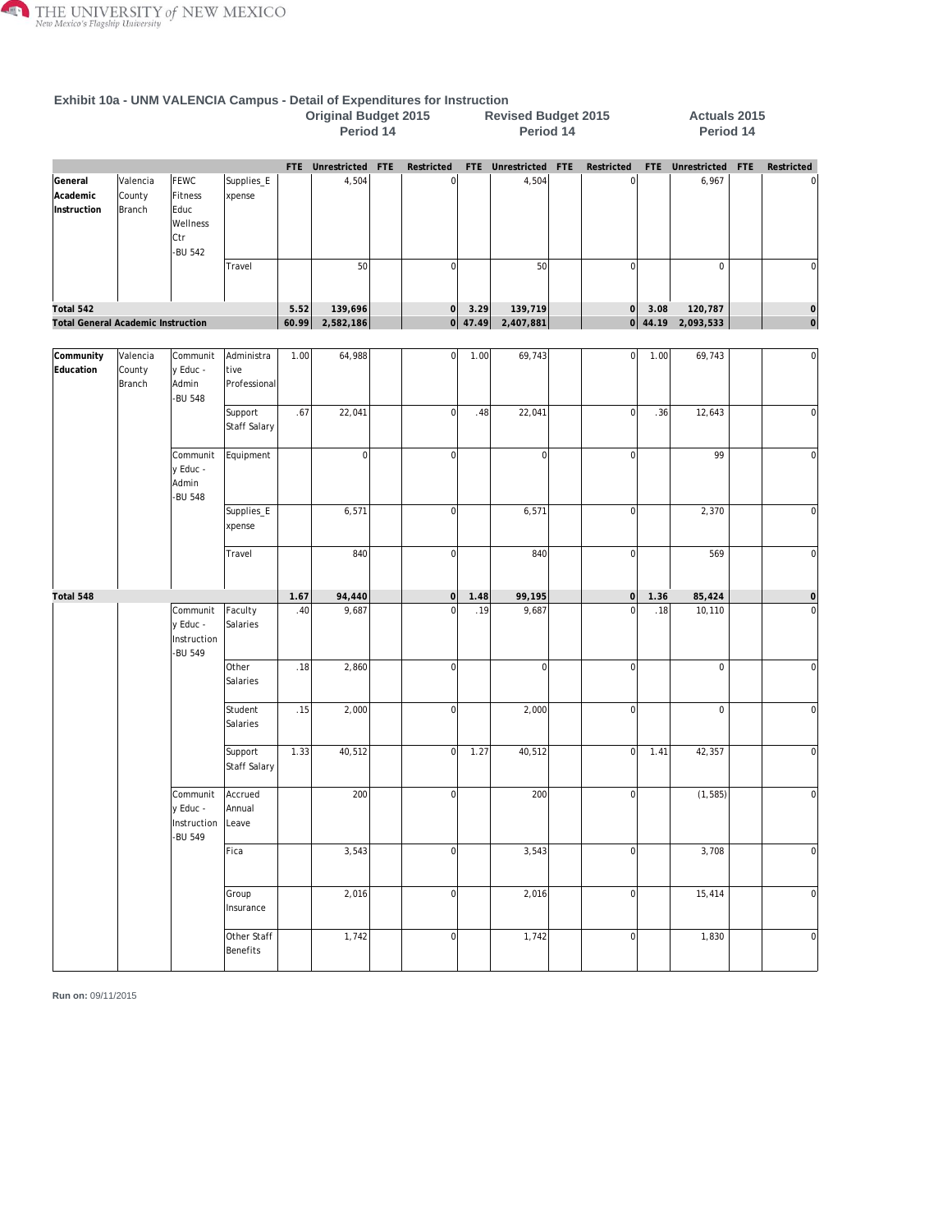## Exhibit 10a - UNM VALENCIA Campus - Detail of Expenditures for Instruction

| | | | | Original Budget 2015 Period 14 | | | | Revised Budget 2015 Period 14 | | | | Actuals 2015 Period 14 | | | |
|---|---|---|---|---|---|---|---|---|---|---|---|---|---|---|---|
| | | | | FTE | Unrestricted | FTE | Restricted | FTE | Unrestricted | FTE | Restricted | FTE | Unrestricted | FTE | Restricted |
| General Academic Instruction | Valencia County Branch | FEWC Fitness Educ Wellness Ctr -BU 542 | Supplies_Expense | | 4,504 | | 0 | | 4,504 | | 0 | | 6,967 | | 0 |
| | | | Travel | | 50 | | 0 | | 50 | | 0 | | 0 | | 0 |
| **Total 542** | | | | **5.52** | **139,696** | | **0** | **3.29** | **139,719** | | **0** | **3.08** | **120,787** | | **0** |
| **Total General Academic Instruction** | | | | **60.99** | **2,582,186** | | **0** | **47.49** | **2,407,881** | | **0** | **44.19** | **2,093,533** | | **0** |
| Community Education | Valencia County Branch | Community Educ - Admin -BU 548 | Administrative Professional | 1.00 | 64,988 | | 0 | 1.00 | 69,743 | | 0 | 1.00 | 69,743 | | 0 |
| | | | Support Staff Salary | .67 | 22,041 | | 0 | .48 | 22,041 | | 0 | .36 | 12,643 | | 0 |
| | | Community Educ - Admin -BU 548 | Equipment | | 0 | | 0 | | 0 | | 0 | | 99 | | 0 |
| | | | Supplies_Expense | | 6,571 | | 0 | | 6,571 | | 0 | | 2,370 | | 0 |
| | | | Travel | | 840 | | 0 | | 840 | | 0 | | 569 | | 0 |
| **Total 548** | | | | **1.67** | **94,440** | | **0** | **1.48** | **99,195** | | **0** | **1.36** | **85,424** | | **0** |
| | | Community Educ - Instruction -BU 549 | Faculty Salaries | .40 | 9,687 | | 0 | .19 | 9,687 | | 0 | .18 | 10,110 | | 0 |
| | | | Other Salaries | .18 | 2,860 | | 0 | | 0 | | 0 | | 0 | | 0 |
| | | | Student Salaries | .15 | 2,000 | | 0 | | 2,000 | | 0 | | 0 | | 0 |
| | | | Support Staff Salary | 1.33 | 40,512 | | 0 | 1.27 | 40,512 | | 0 | 1.41 | 42,357 | | 0 |
| | | Community Educ - Instruction -BU 549 | Accrued Annual Leave | | 200 | | 0 | | 200 | | 0 | | (1,585) | | 0 |
| | | | Fica | | 3,543 | | 0 | | 3,543 | | 0 | | 3,708 | | 0 |
| | | | Group Insurance | | 2,016 | | 0 | | 2,016 | | 0 | | 15,414 | | 0 |
| | | | Other Staff Benefits | | 1,742 | | 0 | | 1,742 | | 0 | | 1,830 | | 0 |

**Run on:** 09/11/2015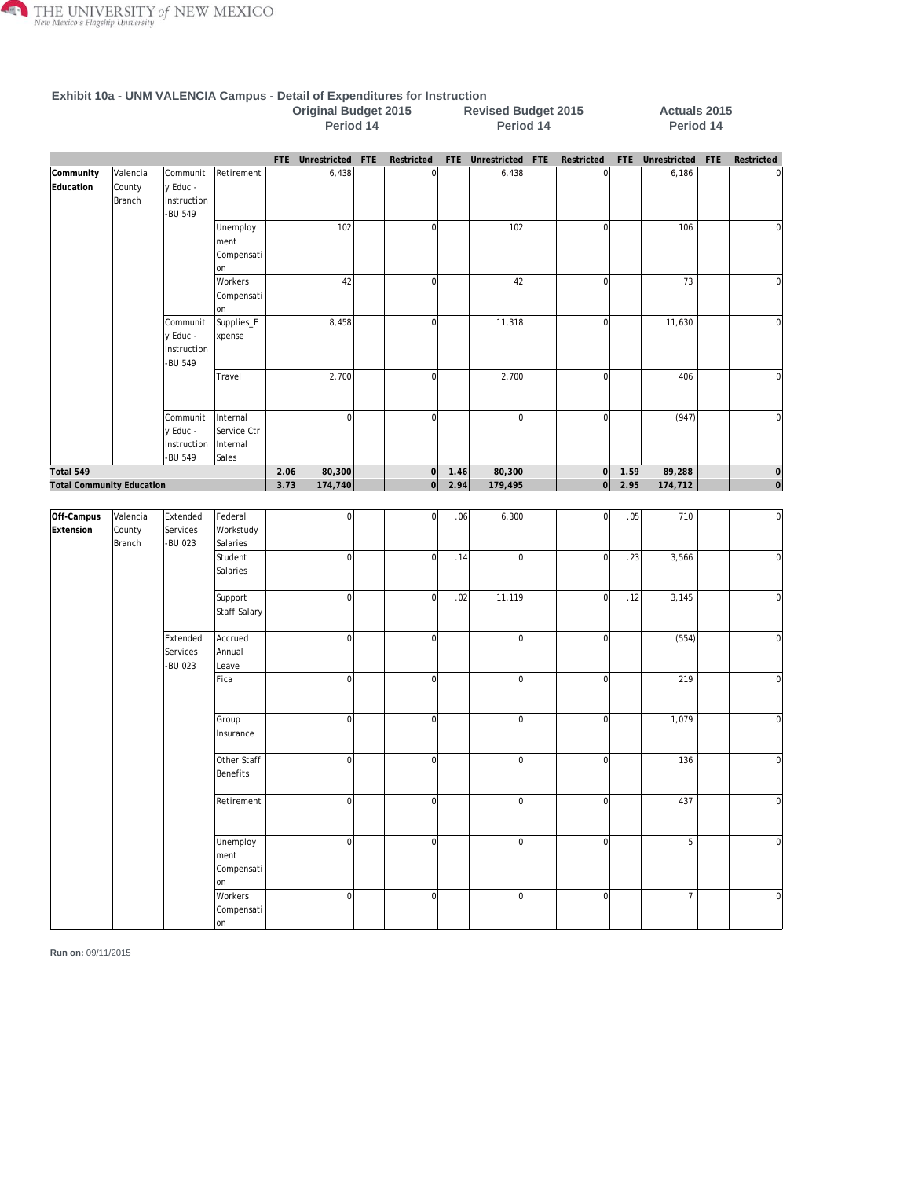## Exhibit 10a - UNM VALENCIA Campus - Detail of Expenditures for Instruction

| | | | | Original Budget 2015 Period 14 | | | | Revised Budget 2015 Period 14 | | | | Actuals 2015 Period 14 | | | |
|---|---|---|---|---|---|---|---|---|---|---|---|---|---|---|---|
| | | | | FTE | Unrestricted | FTE | Restricted | FTE | Unrestricted | FTE | Restricted | FTE | Unrestricted | FTE | Restricted |
| **Community Education** | Valencia County Branch | Community Educ - Instruction -BU 549 | Retirement | | 6,438 | | 0 | | 6,438 | | 0 | | 6,186 | | 0 |
| | | | Unemployment Compensation | | 102 | | 0 | | 102 | | 0 | | 106 | | 0 |
| | | | Workers Compensation | | 42 | | 0 | | 42 | | 0 | | 73 | | 0 |
| | | Community Educ - Instruction -BU 549 | Supplies_Expense | | 8,458 | | 0 | | 11,318 | | 0 | | 11,630 | | 0 |
| | | | Travel | | 2,700 | | 0 | | 2,700 | | 0 | | 406 | | 0 |
| | | Community Educ - Instruction -BU 549 | Internal Service Ctr Internal Sales | | 0 | | 0 | | 0 | | 0 | | (947) | | 0 |
| **Total 549** | | | | **2.06** | **80,300** | | **0** | **1.46** | **80,300** | | **0** | **1.59** | **89,288** | | **0** |
| **Total Community Education** | | | | **3.73** | **174,740** | | **0** | **2.94** | **179,495** | | **0** | **2.95** | **174,712** | | **0** |

| | | | | FTE | Unrestricted | FTE | Restricted | FTE | Unrestricted | FTE | Restricted | FTE | Unrestricted | FTE | Restricted |
|---|---|---|---|---|---|---|---|---|---|---|---|---|---|---|---|
| **Off-Campus Extension** | Valencia County Branch | Extended Services -BU 023 | Federal Workstudy Salaries | | 0 | | 0 | .06 | 6,300 | | 0 | .05 | 710 | | 0 |
| | | | Student Salaries | | 0 | | 0 | .14 | 0 | | 0 | .23 | 3,566 | | 0 |
| | | | Support Staff Salary | | 0 | | 0 | .02 | 11,119 | | 0 | .12 | 3,145 | | 0 |
| | | Extended Services -BU 023 | Accrued Annual Leave | | 0 | | 0 | | 0 | | 0 | | (554) | | 0 |
| | | | Fica | | 0 | | 0 | | 0 | | 0 | | 219 | | 0 |
| | | | Group Insurance | | 0 | | 0 | | 0 | | 0 | | 1,079 | | 0 |
| | | | Other Staff Benefits | | 0 | | 0 | | 0 | | 0 | | 136 | | 0 |
| | | | Retirement | | 0 | | 0 | | 0 | | 0 | | 437 | | 0 |
| | | | Unemployment Compensation | | 0 | | 0 | | 0 | | 0 | | 5 | | 0 |
| | | | Workers Compensation | | 0 | | 0 | | 0 | | 0 | | 7 | | 0 |

**Run on:** 09/11/2015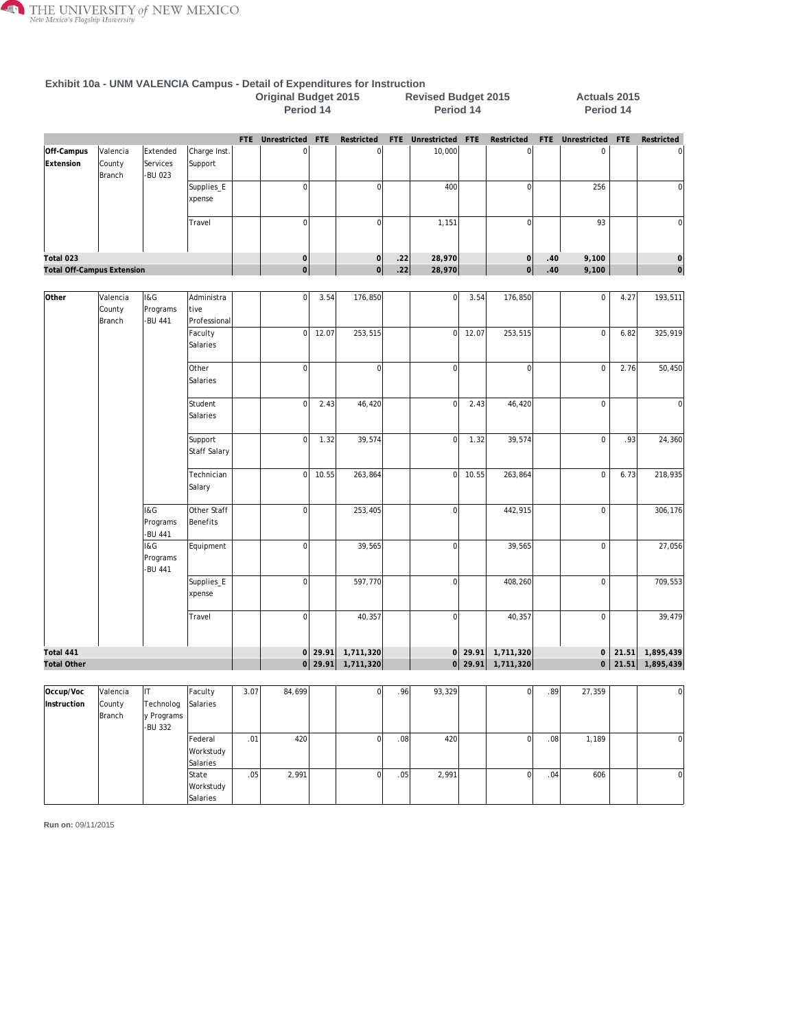## Exhibit 10a - UNM VALENCIA Campus - Detail of Expenditures for Instruction

| | | | | Original Budget 2015 Period 14 | | | | Revised Budget 2015 Period 14 | | | | Actuals 2015 Period 14 | | | |
|---|---|---|---|---|---|---|---|---|---|---|---|---|---|---|---|
| | | | | FTE | Unrestricted | FTE | Restricted | FTE | Unrestricted | FTE | Restricted | FTE | Unrestricted | FTE | Restricted |
| Off-Campus Extension | Valencia County Branch | Extended Services -BU 023 | Charge Inst. Support | | 0 | | 0 | | 10,000 | | 0 | | 0 | | 0 |
| | | | Supplies_Expense | | 0 | | 0 | | 400 | | 0 | | 256 | | 0 |
| | | | Travel | | 0 | | 0 | | 1,151 | | 0 | | 93 | | 0 |
| **Total 023** | | | | | **0** | | **0** | **.22** | **28,970** | | **0** | **.40** | **9,100** | | **0** |
| **Total Off-Campus Extension** | | | | | **0** | | **0** | **.22** | **28,970** | | **0** | **.40** | **9,100** | | **0** |
| Other | Valencia County Branch | I&G Programs -BU 441 | Administrative Professional | | 0 | 3.54 | 176,850 | | 0 | 3.54 | 176,850 | | 0 | 4.27 | 193,511 |
| | | | Faculty Salaries | | 0 | 12.07 | 253,515 | | 0 | 12.07 | 253,515 | | 0 | 6.82 | 325,919 |
| | | | Other Salaries | | 0 | | 0 | | 0 | | 0 | | 0 | 2.76 | 50,450 |
| | | | Student Salaries | | 0 | 2.43 | 46,420 | | 0 | 2.43 | 46,420 | | 0 | | 0 |
| | | | Support Staff Salary | | 0 | 1.32 | 39,574 | | 0 | 1.32 | 39,574 | | 0 | .93 | 24,360 |
| | | | Technician Salary | | 0 | 10.55 | 263,864 | | 0 | 10.55 | 263,864 | | 0 | 6.73 | 218,935 |
| | | I&G Programs -BU 441 | Other Staff Benefits | | 0 | | 253,405 | | 0 | | 442,915 | | 0 | | 306,176 |
| | | I&G Programs -BU 441 | Equipment | | 0 | | 39,565 | | 0 | | 39,565 | | 0 | | 27,056 |
| | | | Supplies_Expense | | 0 | | 597,770 | | 0 | | 408,260 | | 0 | | 709,553 |
| | | | Travel | | 0 | | 40,357 | | 0 | | 40,357 | | 0 | | 39,479 |
| **Total 441** | | | | | **0** | **29.91** | **1,711,320** | | **0** | **29.91** | **1,711,320** | | **0** | **21.51** | **1,895,439** |
| **Total Other** | | | | | **0** | **29.91** | **1,711,320** | | **0** | **29.91** | **1,711,320** | | **0** | **21.51** | **1,895,439** |
| Occup/Voc Instruction | Valencia County Branch | IT Technology Programs -BU 332 | Faculty Salaries | 3.07 | 84,699 | | 0 | .96 | 93,329 | | 0 | .89 | 27,359 | | 0 |
| | | | Federal Workstudy Salaries | .01 | 420 | | 0 | .08 | 420 | | 0 | .08 | 1,189 | | 0 |
| | | | State Workstudy Salaries | .05 | 2,991 | | 0 | .05 | 2,991 | | 0 | .04 | 606 | | 0 |

**Run on:** 09/11/2015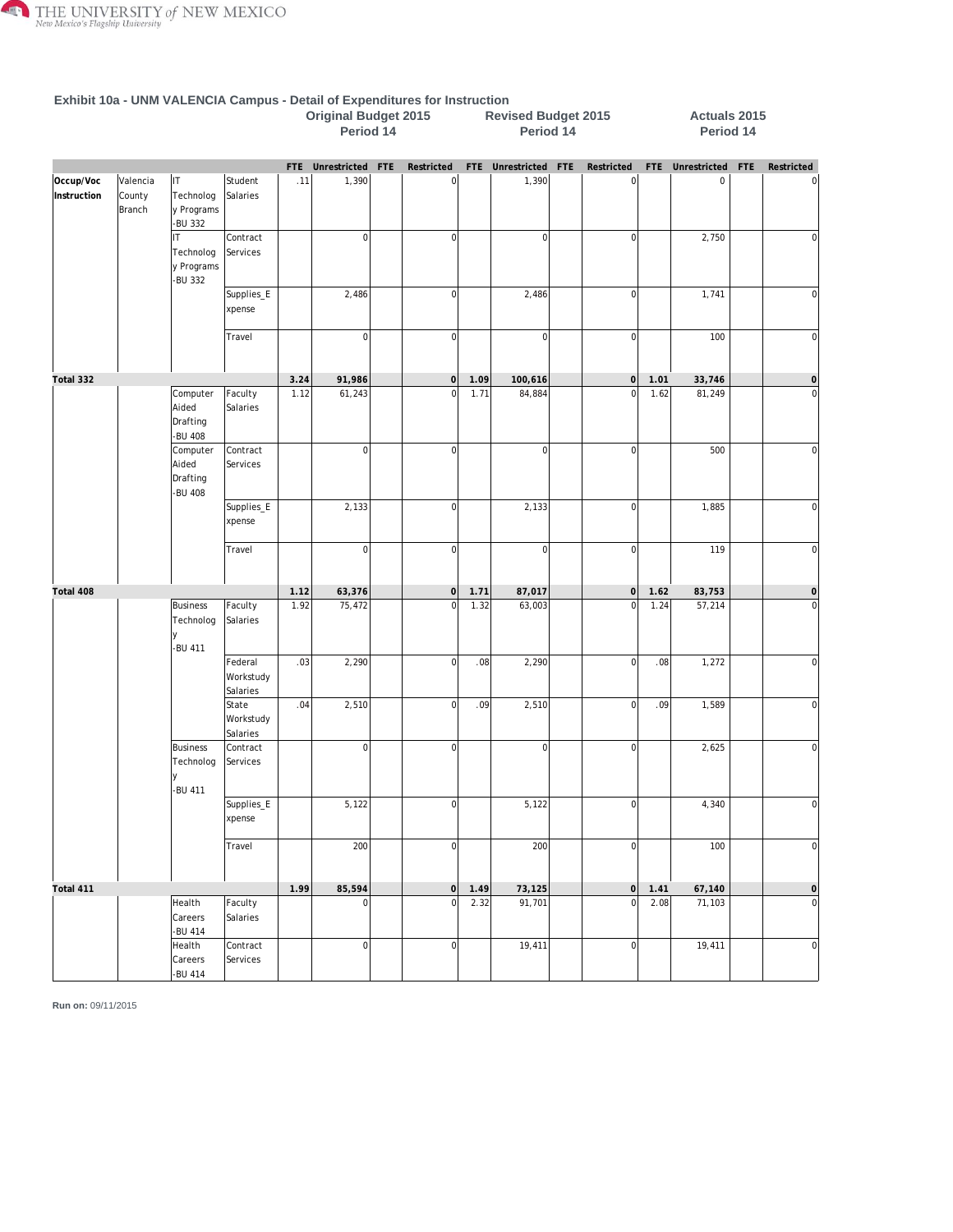## Exhibit 10a - UNM VALENCIA Campus - Detail of Expenditures for Instruction

| | | | | Original Budget 2015 Period 14 | | | | Revised Budget 2015 Period 14 | | | | Actuals 2015 Period 14 | | | |
|---|---|---|---|---|---|---|---|---|---|---|---|---|---|---|---|
| | | | | FTE | Unrestricted | FTE | Restricted | FTE | Unrestricted | FTE | Restricted | FTE | Unrestricted | FTE | Restricted |
| Occup/Voc Instruction | Valencia County Branch | IT Technology Programs -BU 332 | Student Salaries | .11 | 1,390 | | 0 | | 1,390 | | 0 | | 0 | | 0 |
| | | IT Technology Programs -BU 332 | Contract Services | | 0 | | 0 | | 0 | | 0 | | 2,750 | | 0 |
| | | | Supplies_Expense | | 2,486 | | 0 | | 2,486 | | 0 | | 1,741 | | 0 |
| | | | Travel | | 0 | | 0 | | 0 | | 0 | | 100 | | 0 |
| **Total 332** | | | | **3.24** | **91,986** | | **0** | **1.09** | **100,616** | | **0** | **1.01** | **33,746** | | **0** |
| | | Computer Aided Drafting -BU 408 | Faculty Salaries | 1.12 | 61,243 | | 0 | 1.71 | 84,884 | | 0 | 1.62 | 81,249 | | 0 |
| | | Computer Aided Drafting -BU 408 | Contract Services | | 0 | | 0 | | 0 | | 0 | | 500 | | 0 |
| | | | Supplies_Expense | | 2,133 | | 0 | | 2,133 | | 0 | | 1,885 | | 0 |
| | | | Travel | | 0 | | 0 | | 0 | | 0 | | 119 | | 0 |
| **Total 408** | | | | **1.12** | **63,376** | | **0** | **1.71** | **87,017** | | **0** | **1.62** | **83,753** | | **0** |
| | | Business Technology -BU 411 | Faculty Salaries | 1.92 | 75,472 | | 0 | 1.32 | 63,003 | | 0 | 1.24 | 57,214 | | 0 |
| | | | Federal Workstudy Salaries | .03 | 2,290 | | 0 | .08 | 2,290 | | 0 | .08 | 1,272 | | 0 |
| | | | State Workstudy Salaries | .04 | 2,510 | | 0 | .09 | 2,510 | | 0 | .09 | 1,589 | | 0 |
| | | Business Technology -BU 411 | Contract Services | | 0 | | 0 | | 0 | | 0 | | 2,625 | | 0 |
| | | | Supplies_Expense | | 5,122 | | 0 | | 5,122 | | 0 | | 4,340 | | 0 |
| | | | Travel | | 200 | | 0 | | 200 | | 0 | | 100 | | 0 |
| **Total 411** | | | | **1.99** | **85,594** | | **0** | **1.49** | **73,125** | | **0** | **1.41** | **67,140** | | **0** |
| | | Health Careers -BU 414 | Faculty Salaries | | 0 | | 0 | 2.32 | 91,701 | | 0 | 2.08 | 71,103 | | 0 |
| | | Health Careers -BU 414 | Contract Services | | 0 | | 0 | | 19,411 | | 0 | | 19,411 | | 0 |

**Run on:** 09/11/2015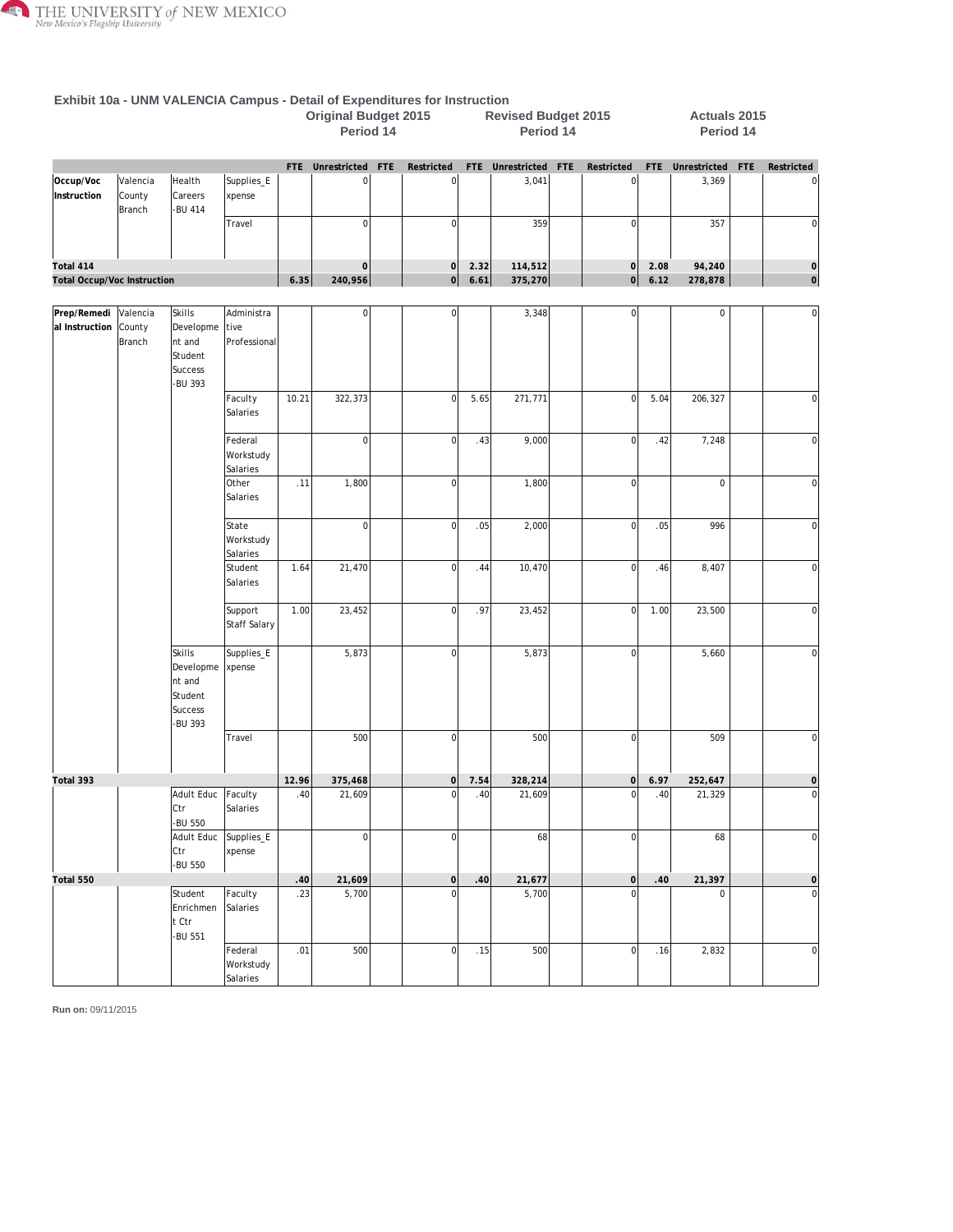## Exhibit 10a - UNM VALENCIA Campus - Detail of Expenditures for Instruction

| | | | | Original Budget 2015 Period 14 | | | | Revised Budget 2015 Period 14 | | | | Actuals 2015 Period 14 | | | |
|---|---|---|---|---|---|---|---|---|---|---|---|---|---|---|---|
| | | | | FTE | Unrestricted | FTE | Restricted | FTE | Unrestricted | FTE | Restricted | FTE | Unrestricted | FTE | Restricted |
| Occup/Voc Instruction | Valencia County Branch | Health Careers -BU 414 | Supplies_Expense | | 0 | | 0 | | 3,041 | | 0 | | 3,369 | | 0 |
| | | | Travel | | 0 | | 0 | | 359 | | 0 | | 357 | | 0 |
| **Total 414** | | | | | **0** | | **0** | **2.32** | **114,512** | | **0** | **2.08** | **94,240** | | **0** |
| **Total Occup/Voc Instruction** | | | | **6.35** | **240,956** | | **0** | **6.61** | **375,270** | | **0** | **6.12** | **278,878** | | **0** |
| Prep/Remedial Instruction | Valencia County Branch | Skills Development and Student Success -BU 393 | Administrative Professional | | 0 | | 0 | | 3,348 | | 0 | | 0 | | 0 |
| | | | Faculty Salaries | 10.21 | 322,373 | | 0 | 5.65 | 271,771 | | 0 | 5.04 | 206,327 | | 0 |
| | | | Federal Workstudy Salaries | | 0 | | 0 | .43 | 9,000 | | 0 | .42 | 7,248 | | 0 |
| | | | Other Salaries | .11 | 1,800 | | 0 | | 1,800 | | 0 | | 0 | | 0 |
| | | | State Workstudy Salaries | | 0 | | 0 | .05 | 2,000 | | 0 | .05 | 996 | | 0 |
| | | | Student Salaries | 1.64 | 21,470 | | 0 | .44 | 10,470 | | 0 | .46 | 8,407 | | 0 |
| | | | Support Staff Salary | 1.00 | 23,452 | | 0 | .97 | 23,452 | | 0 | 1.00 | 23,500 | | 0 |
| | | Skills Development and Student Success -BU 393 | Supplies_Expense | | 5,873 | | 0 | | 5,873 | | 0 | | 5,660 | | 0 |
| | | | Travel | | 500 | | 0 | | 500 | | 0 | | 509 | | 0 |
| **Total 393** | | | | **12.96** | **375,468** | | **0** | **7.54** | **328,214** | | **0** | **6.97** | **252,647** | | **0** |
| | | Adult Educ Ctr -BU 550 | Faculty Salaries | .40 | 21,609 | | 0 | .40 | 21,609 | | 0 | .40 | 21,329 | | 0 |
| | | Adult Educ Ctr -BU 550 | Supplies_Expense | | 0 | | 0 | | 68 | | 0 | | 68 | | 0 |
| **Total 550** | | | | **.40** | **21,609** | | **0** | **.40** | **21,677** | | **0** | **.40** | **21,397** | | **0** |
| | | Student Enrichment Ctr -BU 551 | Faculty Salaries | .23 | 5,700 | | 0 | | 5,700 | | 0 | | 0 | | 0 |
| | | | Federal Workstudy Salaries | .01 | 500 | | 0 | .15 | 500 | | 0 | .16 | 2,832 | | 0 |

**Run on:** 09/11/2015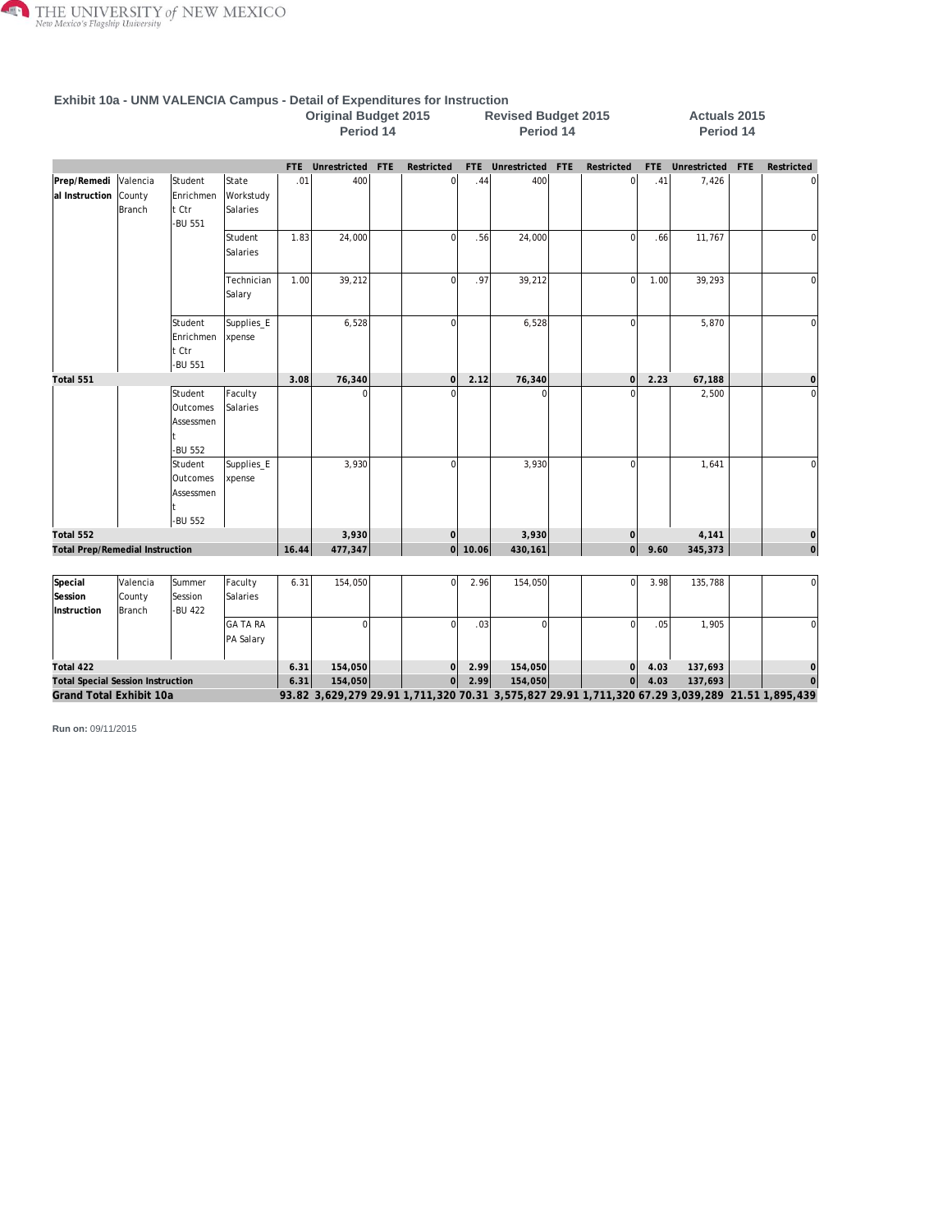## Exhibit 10a - UNM VALENCIA Campus - Detail of Expenditures for Instruction

| | | | | Original Budget 2015 Period 14 | | | | Revised Budget 2015 Period 14 | | | | Actuals 2015 Period 14 | | | |
|---|---|---|---|---|---|---|---|---|---|---|---|---|---|---|---|
| | | | | FTE | Unrestricted | FTE | Restricted | FTE | Unrestricted | FTE | Restricted | FTE | Unrestricted | FTE | Restricted |
| Prep/Remedial Instruction | Valencia County Branch | Student Enrichment Ctr -BU 551 | State Workstudy Salaries | .01 | 400 | | 0 | .44 | 400 | | 0 | .41 | 7,426 | | 0 |
| | | | Student Salaries | 1.83 | 24,000 | | 0 | .56 | 24,000 | | 0 | .66 | 11,767 | | 0 |
| | | | Technician Salary | 1.00 | 39,212 | | 0 | .97 | 39,212 | | 0 | 1.00 | 39,293 | | 0 |
| | | Student Enrichment Ctr -BU 551 | Supplies_Expense | | 6,528 | | 0 | | 6,528 | | 0 | | 5,870 | | 0 |
| **Total 551** | | | | **3.08** | **76,340** | | **0** | **2.12** | **76,340** | | **0** | **2.23** | **67,188** | | **0** |
| | | Student Outcomes Assessment -BU 552 | Faculty Salaries | | 0 | | 0 | | 0 | | 0 | | 2,500 | | 0 |
| | | Student Outcomes Assessment -BU 552 | Supplies_Expense | | 3,930 | | 0 | | 3,930 | | 0 | | 1,641 | | 0 |
| **Total 552** | | | | | **3,930** | | **0** | | **3,930** | | **0** | | **4,141** | | **0** |
| **Total Prep/Remedial Instruction** | | | | **16.44** | **477,347** | | **0** | **10.06** | **430,161** | | **0** | **9.60** | **345,373** | | **0** |
| Special Session Instruction | Valencia County Branch | Summer Session -BU 422 | Faculty Salaries | 6.31 | 154,050 | | 0 | 2.96 | 154,050 | | 0 | 3.98 | 135,788 | | 0 |
| | | | GA TA RA PA Salary | | 0 | | 0 | .03 | 0 | | 0 | .05 | 1,905 | | 0 |
| **Total 422** | | | | **6.31** | **154,050** | | **0** | **2.99** | **154,050** | | **0** | **4.03** | **137,693** | | **0** |
| **Total Special Session Instruction** | | | | **6.31** | **154,050** | | **0** | **2.99** | **154,050** | | **0** | **4.03** | **137,693** | | **0** |
| **Grand Total Exhibit 10a** | | | | **93.82** | **3,629,279** | **29.91** | **1,711,320** | **70.31** | **3,575,827** | **29.91** | **1,711,320** | **67.29** | **3,039,289** | **21.51** | **1,895,439** |

**Run on:** 09/11/2015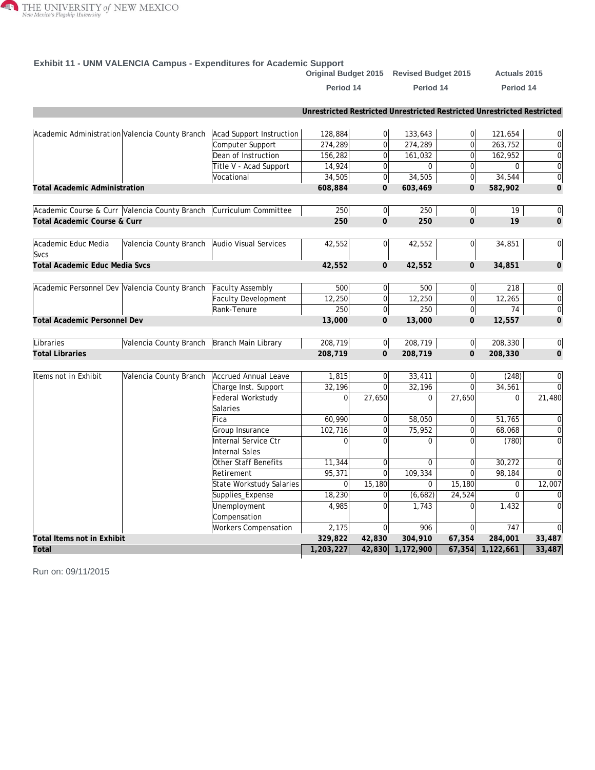### Exhibit 11 - UNM VALENCIA Campus - Expenditures for Academic Support

| | | | Original Budget 2015 Period 14 | | Revised Budget 2015 Period 14 | | Actuals 2015 Period 14 | |
|---|---|---|---|---|---|---|---|---|
| | | | Unrestricted | Restricted | Unrestricted | Restricted | Unrestricted | Restricted |
| Academic Administration | Valencia County Branch | Acad Support Instruction | 128,884 | 0 | 133,643 | 0 | 121,654 | 0 |
| | | Computer Support | 274,289 | 0 | 274,289 | 0 | 263,752 | 0 |
| | | Dean of Instruction | 156,282 | 0 | 161,032 | 0 | 162,952 | 0 |
| | | Title V - Acad Support | 14,924 | 0 | 0 | 0 | 0 | 0 |
| | | Vocational | 34,505 | 0 | 34,505 | 0 | 34,544 | 0 |
| **Total Academic Administration** | | | **608,884** | **0** | **603,469** | **0** | **582,902** | **0** |
| Academic Course & Curr | Valencia County Branch | Curriculum Committee | 250 | 0 | 250 | 0 | 19 | 0 |
| **Total Academic Course & Curr** | | | **250** | **0** | **250** | **0** | **19** | **0** |
| Academic Educ Media Svcs | Valencia County Branch | Audio Visual Services | 42,552 | 0 | 42,552 | 0 | 34,851 | 0 |
| **Total Academic Educ Media Svcs** | | | **42,552** | **0** | **42,552** | **0** | **34,851** | **0** |
| Academic Personnel Dev | Valencia County Branch | Faculty Assembly | 500 | 0 | 500 | 0 | 218 | 0 |
| | | Faculty Development | 12,250 | 0 | 12,250 | 0 | 12,265 | 0 |
| | | Rank-Tenure | 250 | 0 | 250 | 0 | 74 | 0 |
| **Total Academic Personnel Dev** | | | **13,000** | **0** | **13,000** | **0** | **12,557** | **0** |
| Libraries | Valencia County Branch | Branch Main Library | 208,719 | 0 | 208,719 | 0 | 208,330 | 0 |
| **Total Libraries** | | | **208,719** | **0** | **208,719** | **0** | **208,330** | **0** |
| Items not in Exhibit | Valencia County Branch | Accrued Annual Leave | 1,815 | 0 | 33,411 | 0 | (248) | 0 |
| | | Charge Inst. Support | 32,196 | 0 | 32,196 | 0 | 34,561 | 0 |
| | | Federal Workstudy Salaries | 0 | 27,650 | 0 | 27,650 | 0 | 21,480 |
| | | Fica | 60,990 | 0 | 58,050 | 0 | 51,765 | 0 |
| | | Group Insurance | 102,716 | 0 | 75,952 | 0 | 68,068 | 0 |
| | | Internal Service Ctr Internal Sales | 0 | 0 | 0 | 0 | (780) | 0 |
| | | Other Staff Benefits | 11,344 | 0 | 0 | 0 | 30,272 | 0 |
| | | Retirement | 95,371 | 0 | 109,334 | 0 | 98,184 | 0 |
| | | State Workstudy Salaries | 0 | 15,180 | 0 | 15,180 | 0 | 12,007 |
| | | Supplies_Expense | 18,230 | 0 | (6,682) | 24,524 | 0 | 0 |
| | | Unemployment Compensation | 4,985 | 0 | 1,743 | 0 | 1,432 | 0 |
| | | Workers Compensation | 2,175 | 0 | 906 | 0 | 747 | 0 |
| **Total Items not in Exhibit** | | | **329,822** | **42,830** | **304,910** | **67,354** | **284,001** | **33,487** |
| **Total** | | | **1,203,227** | **42,830** | **1,172,900** | **67,354** | **1,122,661** | **33,487** |

Run on: 09/11/2015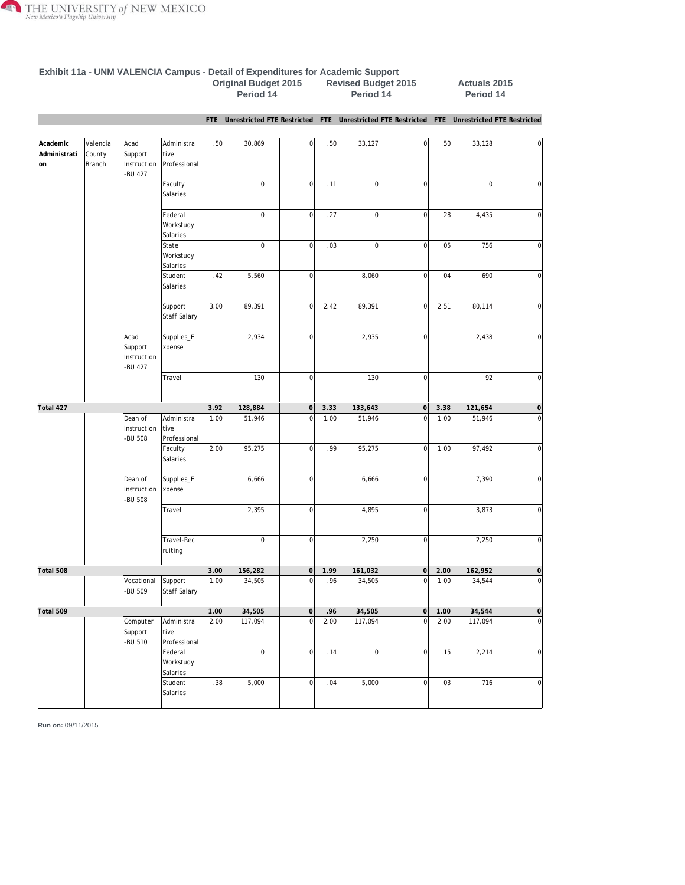## Exhibit 11a - UNM VALENCIA Campus - Detail of Expenditures for Academic Support

| | | | | Original Budget 2015 Period 14 | | | | Revised Budget 2015 Period 14 | | | | Actuals 2015 Period 14 | | | |
|---|---|---|---|---|---|---|---|---|---|---|---|---|---|---|---|
| | | | | FTE | Unrestricted | FTE | Restricted | FTE | Unrestricted | FTE | Restricted | FTE | Unrestricted | FTE | Restricted |
| **Academic Administration** | Valencia County Branch | Acad Support Instruction -BU 427 | Administrative Professional | .50 | 30,869 | | 0 | .50 | 33,127 | | 0 | .50 | 33,128 | | 0 |
| | | | Faculty Salaries | | 0 | | 0 | .11 | 0 | | 0 | | 0 | | 0 |
| | | | Federal Workstudy Salaries | | 0 | | 0 | .27 | 0 | | 0 | .28 | 4,435 | | 0 |
| | | | State Workstudy Salaries | | 0 | | 0 | .03 | 0 | | 0 | .05 | 756 | | 0 |
| | | | Student Salaries | .42 | 5,560 | | 0 | | 8,060 | | 0 | .04 | 690 | | 0 |
| | | | Support Staff Salary | 3.00 | 89,391 | | 0 | 2.42 | 89,391 | | 0 | 2.51 | 80,114 | | 0 |
| | | Acad Support Instruction -BU 427 | Supplies_Expense | | 2,934 | | 0 | | 2,935 | | 0 | | 2,438 | | 0 |
| | | | Travel | | 130 | | 0 | | 130 | | 0 | | 92 | | 0 |
| **Total 427** | | | | **3.92** | **128,884** | | **0** | **3.33** | **133,643** | | **0** | **3.38** | **121,654** | | **0** |
| | | Dean of Instruction -BU 508 | Administrative Professional | 1.00 | 51,946 | | 0 | 1.00 | 51,946 | | 0 | 1.00 | 51,946 | | 0 |
| | | | Faculty Salaries | 2.00 | 95,275 | | 0 | .99 | 95,275 | | 0 | 1.00 | 97,492 | | 0 |
| | | Dean of Instruction -BU 508 | Supplies_Expense | | 6,666 | | 0 | | 6,666 | | 0 | | 7,390 | | 0 |
| | | | Travel | | 2,395 | | 0 | | 4,895 | | 0 | | 3,873 | | 0 |
| | | | Travel-Recruiting | | 0 | | 0 | | 2,250 | | 0 | | 2,250 | | 0 |
| **Total 508** | | | | **3.00** | **156,282** | | **0** | **1.99** | **161,032** | | **0** | **2.00** | **162,952** | | **0** |
| | | Vocational -BU 509 | Support Staff Salary | 1.00 | 34,505 | | 0 | .96 | 34,505 | | 0 | 1.00 | 34,544 | | 0 |
| **Total 509** | | | | **1.00** | **34,505** | | **0** | **.96** | **34,505** | | **0** | **1.00** | **34,544** | | **0** |
| | | Computer Support -BU 510 | Administrative Professional | 2.00 | 117,094 | | 0 | 2.00 | 117,094 | | 0 | 2.00 | 117,094 | | 0 |
| | | | Federal Workstudy Salaries | | 0 | | 0 | .14 | 0 | | 0 | .15 | 2,214 | | 0 |
| | | | Student Salaries | .38 | 5,000 | | 0 | .04 | 5,000 | | 0 | .03 | 716 | | 0 |

**Run on:** 09/11/2015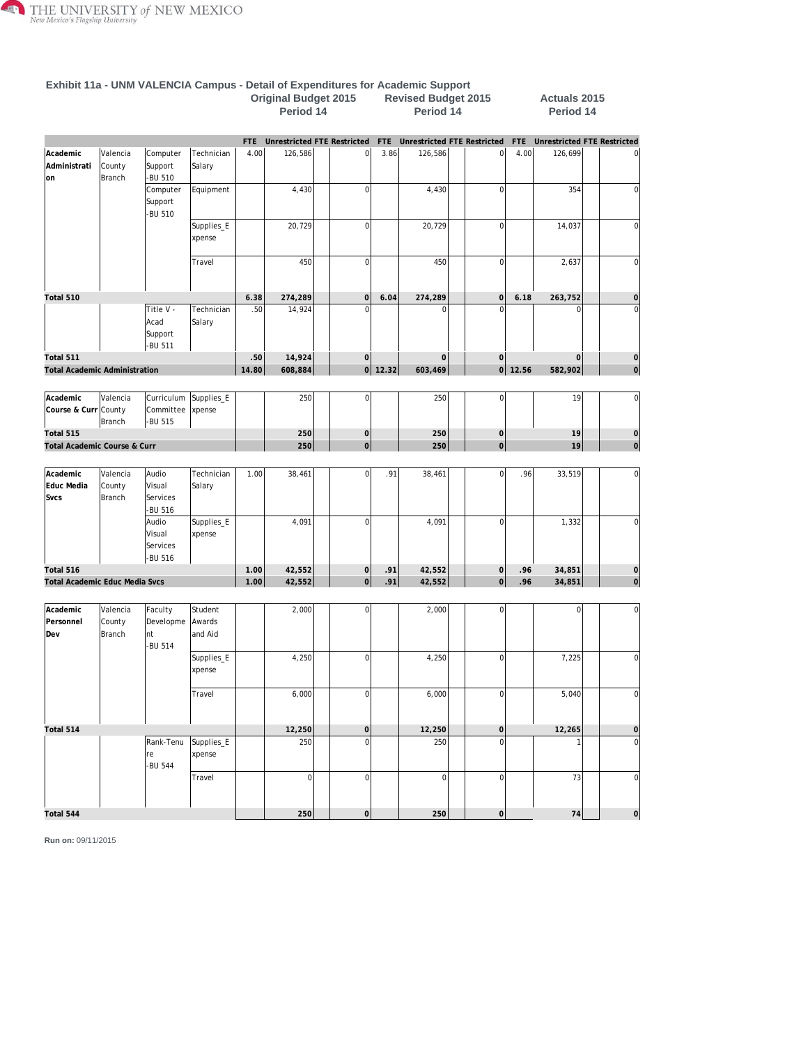## Exhibit 11a - UNM VALENCIA Campus - Detail of Expenditures for Academic Support

| | | | | Original Budget 2015 Period 14 | | | | Revised Budget 2015 Period 14 | | | | Actuals 2015 Period 14 | | | |
|---|---|---|---|---|---|---|---|---|---|---|---|---|---|---|---|
| | | | | FTE | Unrestricted | FTE | Restricted | FTE | Unrestricted | FTE | Restricted | FTE | Unrestricted | FTE | Restricted |
| Academic Administration | Valencia County Branch | Computer Support -BU 510 | Technician Salary | 4.00 | 126,586 | | 0 | 3.86 | 126,586 | | 0 | 4.00 | 126,699 | | 0 |
| | | Computer Support -BU 510 | Equipment | | 4,430 | | 0 | | 4,430 | | 0 | | 354 | | 0 |
| | | | Supplies_Expense | | 20,729 | | 0 | | 20,729 | | 0 | | 14,037 | | 0 |
| | | | Travel | | 450 | | 0 | | 450 | | 0 | | 2,637 | | 0 |
| **Total 510** | | | | **6.38** | **274,289** | | **0** | **6.04** | **274,289** | | **0** | **6.18** | **263,752** | | **0** |
| | | Title V - Acad Support -BU 511 | Technician Salary | .50 | 14,924 | | 0 | | 0 | | 0 | | 0 | | 0 |
| **Total 511** | | | | **.50** | **14,924** | | **0** | | **0** | | **0** | | **0** | | **0** |
| **Total Academic Administration** | | | | **14.80** | **608,884** | | **0** | **12.32** | **603,469** | | **0** | **12.56** | **582,902** | | **0** |
| Academic Course & Curr | Valencia County Branch | Curriculum Committee -BU 515 | Supplies_Expense | | 250 | | 0 | | 250 | | 0 | | 19 | | 0 |
| **Total 515** | | | | | **250** | | **0** | | **250** | | **0** | | **19** | | **0** |
| **Total Academic Course & Curr** | | | | | **250** | | **0** | | **250** | | **0** | | **19** | | **0** |
| Academic Educ Media Svcs | Valencia County Branch | Audio Visual Services -BU 516 | Technician Salary | 1.00 | 38,461 | | 0 | .91 | 38,461 | | 0 | .96 | 33,519 | | 0 |
| | | Audio Visual Services -BU 516 | Supplies_Expense | | 4,091 | | 0 | | 4,091 | | 0 | | 1,332 | | 0 |
| **Total 516** | | | | **1.00** | **42,552** | | **0** | **.91** | **42,552** | | **0** | **.96** | **34,851** | | **0** |
| **Total Academic Educ Media Svcs** | | | | **1.00** | **42,552** | | **0** | **.91** | **42,552** | | **0** | **.96** | **34,851** | | **0** |
| Academic Personnel Dev | Valencia County Branch | Faculty Development -BU 514 | Student Awards and Aid | | 2,000 | | 0 | | 2,000 | | 0 | | 0 | | 0 |
| | | | Supplies_Expense | | 4,250 | | 0 | | 4,250 | | 0 | | 7,225 | | 0 |
| | | | Travel | | 6,000 | | 0 | | 6,000 | | 0 | | 5,040 | | 0 |
| **Total 514** | | | | | **12,250** | | **0** | | **12,250** | | **0** | | **12,265** | | **0** |
| | | Rank-Tenure -BU 544 | Supplies_Expense | | 250 | | 0 | | 250 | | 0 | | 1 | | 0 |
| | | | Travel | | 0 | | 0 | | 0 | | 0 | | 73 | | 0 |
| **Total 544** | | | | | **250** | | **0** | | **250** | | **0** | | **74** | | **0** |

**Run on:** 09/11/2015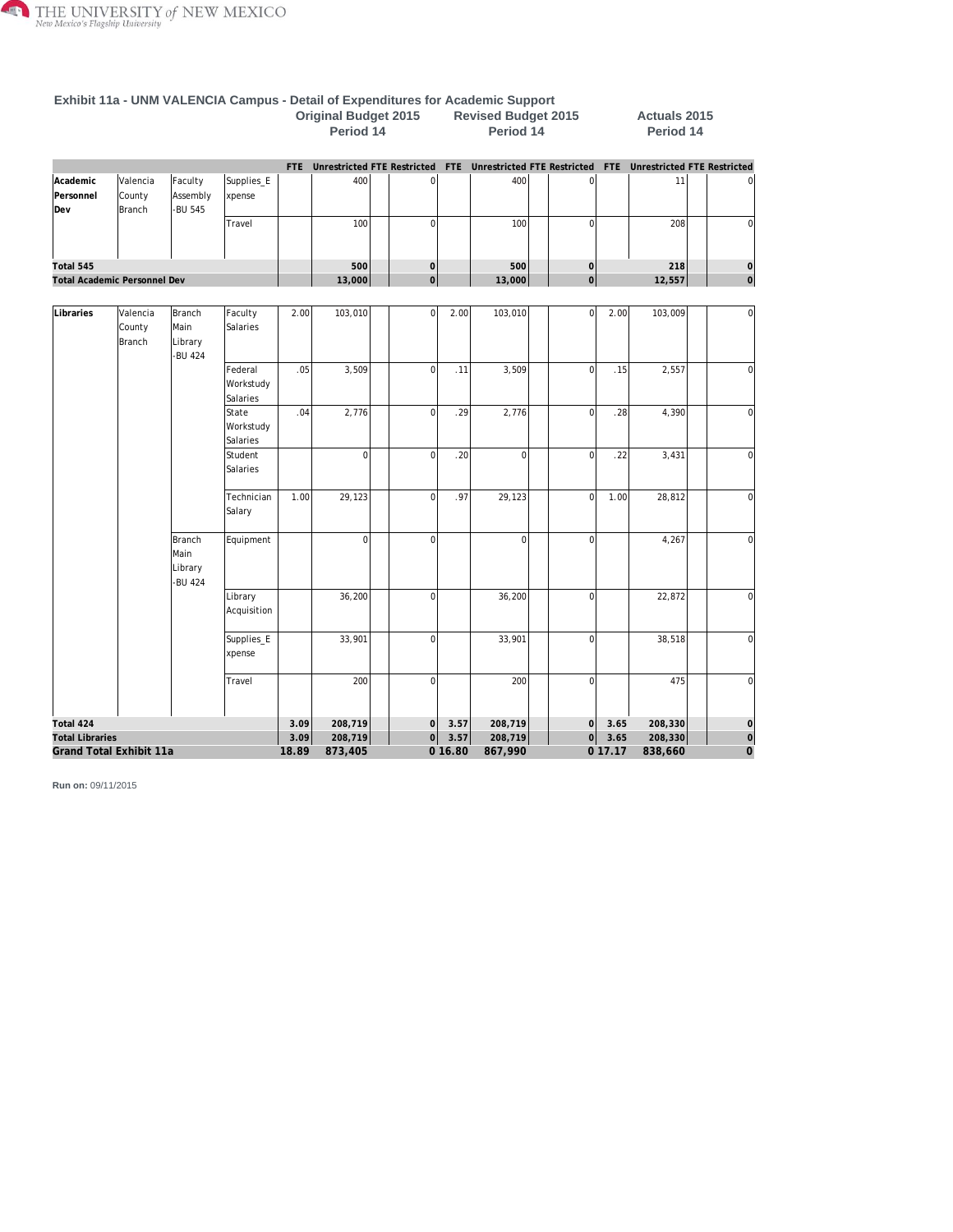## Exhibit 11a - UNM VALENCIA Campus - Detail of Expenditures for Academic Support

| | | | | Original Budget 2015 Period 14 | | | | Revised Budget 2015 Period 14 | | | | Actuals 2015 Period 14 | | | |
|---|---|---|---|---|---|---|---|---|---|---|---|---|---|---|---|
| | | | | FTE | Unrestricted | FTE | Restricted | FTE | Unrestricted | FTE | Restricted | FTE | Unrestricted | FTE | Restricted |
| Academic Personnel Dev | Valencia County Branch | Faculty Assembly -BU 545 | Supplies_Expense | | 400 | | 0 | | 400 | | 0 | | 11 | | 0 |
| | | | Travel | | 100 | | 0 | | 100 | | 0 | | 208 | | 0 |
| **Total 545** | | | | | **500** | | **0** | | **500** | | **0** | | **218** | | **0** |
| **Total Academic Personnel Dev** | | | | | **13,000** | | **0** | | **13,000** | | **0** | | **12,557** | | **0** |
| Libraries | Valencia County Branch | Branch Main Library -BU 424 | Faculty Salaries | 2.00 | 103,010 | | 0 | 2.00 | 103,010 | | 0 | 2.00 | 103,009 | | 0 |
| | | | Federal Workstudy Salaries | .05 | 3,509 | | 0 | .11 | 3,509 | | 0 | .15 | 2,557 | | 0 |
| | | | State Workstudy Salaries | .04 | 2,776 | | 0 | .29 | 2,776 | | 0 | .28 | 4,390 | | 0 |
| | | | Student Salaries | | 0 | | 0 | .20 | 0 | | 0 | .22 | 3,431 | | 0 |
| | | | Technician Salary | 1.00 | 29,123 | | 0 | .97 | 29,123 | | 0 | 1.00 | 28,812 | | 0 |
| | | Branch Main Library -BU 424 | Equipment | | 0 | | 0 | | 0 | | 0 | | 4,267 | | 0 |
| | | | Library Acquisition | | 36,200 | | 0 | | 36,200 | | 0 | | 22,872 | | 0 |
| | | | Supplies_Expense | | 33,901 | | 0 | | 33,901 | | 0 | | 38,518 | | 0 |
| | | | Travel | | 200 | | 0 | | 200 | | 0 | | 475 | | 0 |
| **Total 424** | | | | **3.09** | **208,719** | | **0** | **3.57** | **208,719** | | **0** | **3.65** | **208,330** | | **0** |
| **Total Libraries** | | | | **3.09** | **208,719** | | **0** | **3.57** | **208,719** | | **0** | **3.65** | **208,330** | | **0** |
| **Grand Total Exhibit 11a** | | | | **18.89** | **873,405** | | **0** | **16.80** | **867,990** | | **0** | **17.17** | **838,660** | | **0** |

**Run on:** 09/11/2015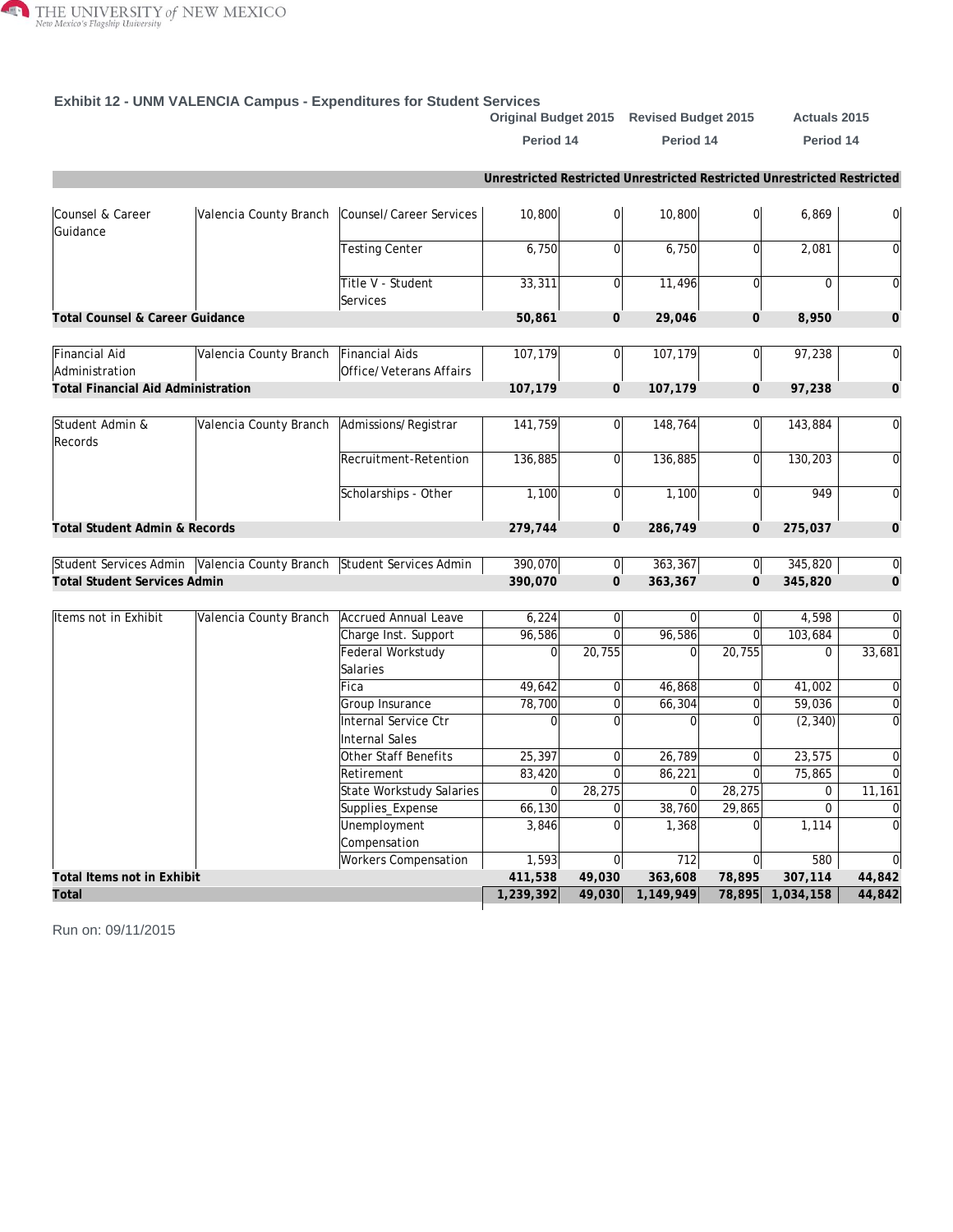## Exhibit 12 - UNM VALENCIA Campus - Expenditures for Student Services

| | | | Original Budget 2015 Period 14 | | Revised Budget 2015 Period 14 | | Actuals 2015 Period 14 | |
|---|---|---|---|---|---|---|---|---|
| | | | Unrestricted | Restricted | Unrestricted | Restricted | Unrestricted | Restricted |
| Counsel & Career Guidance | Valencia County Branch | Counsel/Career Services | 10,800 | 0 | 10,800 | 0 | 6,869 | 0 |
| | | Testing Center | 6,750 | 0 | 6,750 | 0 | 2,081 | 0 |
| | | Title V - Student Services | 33,311 | 0 | 11,496 | 0 | 0 | 0 |
| **Total Counsel & Career Guidance** | | | **50,861** | **0** | **29,046** | **0** | **8,950** | **0** |
| Financial Aid Administration | Valencia County Branch | Financial Aids Office/Veterans Affairs | 107,179 | 0 | 107,179 | 0 | 97,238 | 0 |
| **Total Financial Aid Administration** | | | **107,179** | **0** | **107,179** | **0** | **97,238** | **0** |
| Student Admin & Records | Valencia County Branch | Admissions/Registrar | 141,759 | 0 | 148,764 | 0 | 143,884 | 0 |
| | | Recruitment-Retention | 136,885 | 0 | 136,885 | 0 | 130,203 | 0 |
| | | Scholarships - Other | 1,100 | 0 | 1,100 | 0 | 949 | 0 |
| **Total Student Admin & Records** | | | **279,744** | **0** | **286,749** | **0** | **275,037** | **0** |
| Student Services Admin | Valencia County Branch | Student Services Admin | 390,070 | 0 | 363,367 | 0 | 345,820 | 0 |
| **Total Student Services Admin** | | | **390,070** | **0** | **363,367** | **0** | **345,820** | **0** |
| Items not in Exhibit | Valencia County Branch | Accrued Annual Leave | 6,224 | 0 | 0 | 0 | 4,598 | 0 |
| | | Charge Inst. Support | 96,586 | 0 | 96,586 | 0 | 103,684 | 0 |
| | | Federal Workstudy Salaries | 0 | 20,755 | 0 | 20,755 | 0 | 33,681 |
| | | Fica | 49,642 | 0 | 46,868 | 0 | 41,002 | 0 |
| | | Group Insurance | 78,700 | 0 | 66,304 | 0 | 59,036 | 0 |
| | | Internal Service Ctr Internal Sales | 0 | 0 | 0 | 0 | (2,340) | 0 |
| | | Other Staff Benefits | 25,397 | 0 | 26,789 | 0 | 23,575 | 0 |
| | | Retirement | 83,420 | 0 | 86,221 | 0 | 75,865 | 0 |
| | | State Workstudy Salaries | 0 | 28,275 | 0 | 28,275 | 0 | 11,161 |
| | | Supplies_Expense | 66,130 | 0 | 38,760 | 29,865 | 0 | 0 |
| | | Unemployment Compensation | 3,846 | 0 | 1,368 | 0 | 1,114 | 0 |
| | | Workers Compensation | 1,593 | 0 | 712 | 0 | 580 | 0 |
| **Total Items not in Exhibit** | | | **411,538** | **49,030** | **363,608** | **78,895** | **307,114** | **44,842** |
| **Total** | | | **1,239,392** | **49,030** | **1,149,949** | **78,895** | **1,034,158** | **44,842** |

Run on: 09/11/2015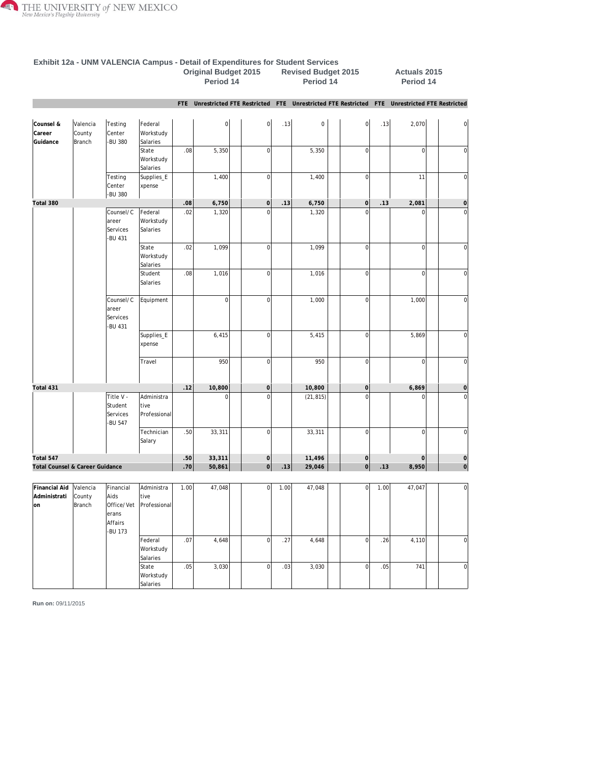## Exhibit 12a - UNM VALENCIA Campus - Detail of Expenditures for Student Services

| | | | | Original Budget 2015 Period 14 | | | | Revised Budget 2015 Period 14 | | | | Actuals 2015 Period 14 | | | |
|---|---|---|---|---|---|---|---|---|---|---|---|---|---|---|---|
| | | | | FTE | Unrestricted | FTE | Restricted | FTE | Unrestricted | FTE | Restricted | FTE | Unrestricted | FTE | Restricted |
| Counsel & Career Guidance | Valencia County Branch | Testing Center -BU 380 | Federal Workstudy Salaries | | 0 | | 0 | .13 | 0 | | 0 | .13 | 2,070 | | 0 |
| | | | State Workstudy Salaries | .08 | 5,350 | | 0 | | 5,350 | | 0 | | 0 | | 0 |
| | | Testing Center -BU 380 | Supplies_Expense | | 1,400 | | 0 | | 1,400 | | 0 | | 11 | | 0 |
| **Total 380** | | | | **.08** | **6,750** | | **0** | **.13** | **6,750** | | **0** | **.13** | **2,081** | | **0** |
| | | Counsel/Career Services -BU 431 | Federal Workstudy Salaries | .02 | 1,320 | | 0 | | 1,320 | | 0 | | 0 | | 0 |
| | | | State Workstudy Salaries | .02 | 1,099 | | 0 | | 1,099 | | 0 | | 0 | | 0 |
| | | | Student Salaries | .08 | 1,016 | | 0 | | 1,016 | | 0 | | 0 | | 0 |
| | | Counsel/Career Services -BU 431 | Equipment | | 0 | | 0 | | 1,000 | | 0 | | 1,000 | | 0 |
| | | | Supplies_Expense | | 6,415 | | 0 | | 5,415 | | 0 | | 5,869 | | 0 |
| | | | Travel | | 950 | | 0 | | 950 | | 0 | | 0 | | 0 |
| **Total 431** | | | | **.12** | **10,800** | | **0** | | **10,800** | | **0** | | **6,869** | | **0** |
| | | Title V - Student Services -BU 547 | Administrative Professional | | 0 | | 0 | | (21,815) | | 0 | | 0 | | 0 |
| | | | Technician Salary | .50 | 33,311 | | 0 | | 33,311 | | 0 | | 0 | | 0 |
| **Total 547** | | | | **.50** | **33,311** | | **0** | | **11,496** | | **0** | | **0** | | **0** |
| **Total Counsel & Career Guidance** | | | | **.70** | **50,861** | | **0** | **.13** | **29,046** | | **0** | **.13** | **8,950** | | **0** |
| **Financial Aid Administration** | Valencia County Branch | Financial Aids Office/Veterans Affairs -BU 173 | Administrative Professional | 1.00 | 47,048 | | 0 | 1.00 | 47,048 | | 0 | 1.00 | 47,047 | | 0 |
| | | | Federal Workstudy Salaries | .07 | 4,648 | | 0 | .27 | 4,648 | | 0 | .26 | 4,110 | | 0 |
| | | | State Workstudy Salaries | .05 | 3,030 | | 0 | .03 | 3,030 | | 0 | .05 | 741 | | 0 |

**Run on:** 09/11/2015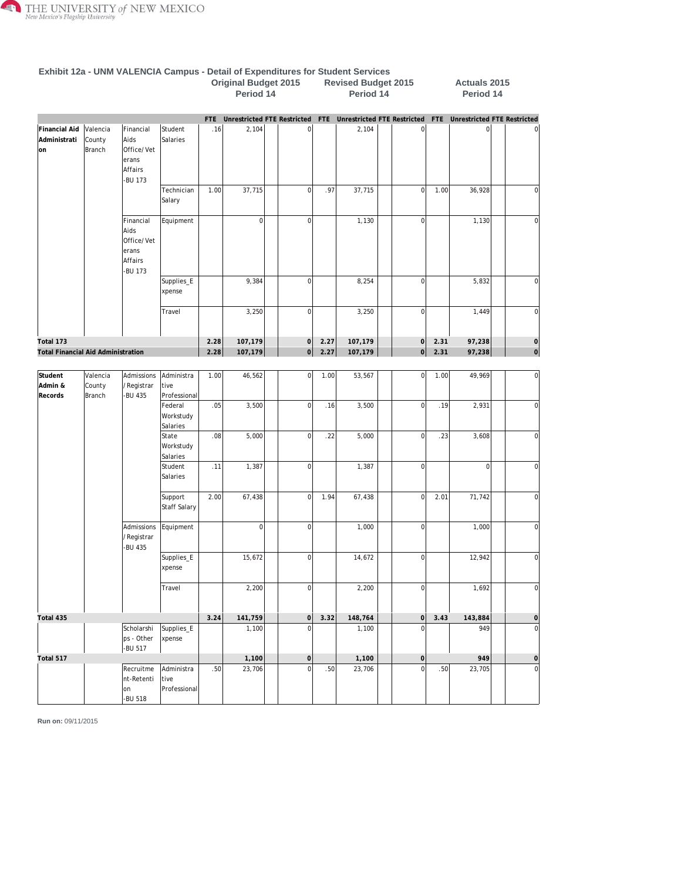### Exhibit 12a - UNM VALENCIA Campus - Detail of Expenditures for Student Services

| | | | | Original Budget 2015 Period 14 | | | | Revised Budget 2015 Period 14 | | | | Actuals 2015 Period 14 | | | |
|---|---|---|---|---|---|---|---|---|---|---|---|---|---|---|---|
| | | | | FTE | Unrestricted | FTE | Restricted | FTE | Unrestricted | FTE | Restricted | FTE | Unrestricted | FTE | Restricted |
| Financial Aid Administration | Valencia County Branch | Financial Aids Office/ Veterans Affairs -BU 173 | Student Salaries | .16 | 2,104 | | 0 | | 2,104 | | 0 | | 0 | | 0 |
| | | | Technician Salary | 1.00 | 37,715 | | 0 | .97 | 37,715 | | 0 | 1.00 | 36,928 | | 0 |
| | | Financial Aids Office/ Veterans Affairs -BU 173 | Equipment | | 0 | | 0 | | 1,130 | | 0 | | 1,130 | | 0 |
| | | | Supplies_Expense | | 9,384 | | 0 | | 8,254 | | 0 | | 5,832 | | 0 |
| | | | Travel | | 3,250 | | 0 | | 3,250 | | 0 | | 1,449 | | 0 |
| **Total 173** | | | | **2.28** | **107,179** | | **0** | **2.27** | **107,179** | | **0** | **2.31** | **97,238** | | **0** |
| **Total Financial Aid Administration** | | | | **2.28** | **107,179** | | **0** | **2.27** | **107,179** | | **0** | **2.31** | **97,238** | | **0** |
| Student Admin & Records | Valencia County Branch | Admissions / Registrar -BU 435 | Administrative Professional | 1.00 | 46,562 | | 0 | 1.00 | 53,567 | | 0 | 1.00 | 49,969 | | 0 |
| | | | Federal Workstudy Salaries | .05 | 3,500 | | 0 | .16 | 3,500 | | 0 | .19 | 2,931 | | 0 |
| | | | State Workstudy Salaries | .08 | 5,000 | | 0 | .22 | 5,000 | | 0 | .23 | 3,608 | | 0 |
| | | | Student Salaries | .11 | 1,387 | | 0 | | 1,387 | | 0 | | 0 | | 0 |
| | | | Support Staff Salary | 2.00 | 67,438 | | 0 | 1.94 | 67,438 | | 0 | 2.01 | 71,742 | | 0 |
| | | Admissions / Registrar -BU 435 | Equipment | | 0 | | 0 | | 1,000 | | 0 | | 1,000 | | 0 |
| | | | Supplies_Expense | | 15,672 | | 0 | | 14,672 | | 0 | | 12,942 | | 0 |
| | | | Travel | | 2,200 | | 0 | | 2,200 | | 0 | | 1,692 | | 0 |
| **Total 435** | | | | **3.24** | **141,759** | | **0** | **3.32** | **148,764** | | **0** | **3.43** | **143,884** | | **0** |
| | | Scholarships - Other -BU 517 | Supplies_Expense | | 1,100 | | 0 | | 1,100 | | 0 | | 949 | | 0 |
| **Total 517** | | | | | **1,100** | | **0** | | **1,100** | | **0** | | **949** | | **0** |
| | | Recruitment-Retention -BU 518 | Administrative Professional | .50 | 23,706 | | 0 | .50 | 23,706 | | 0 | .50 | 23,705 | | 0 |

**Run on:** 09/11/2015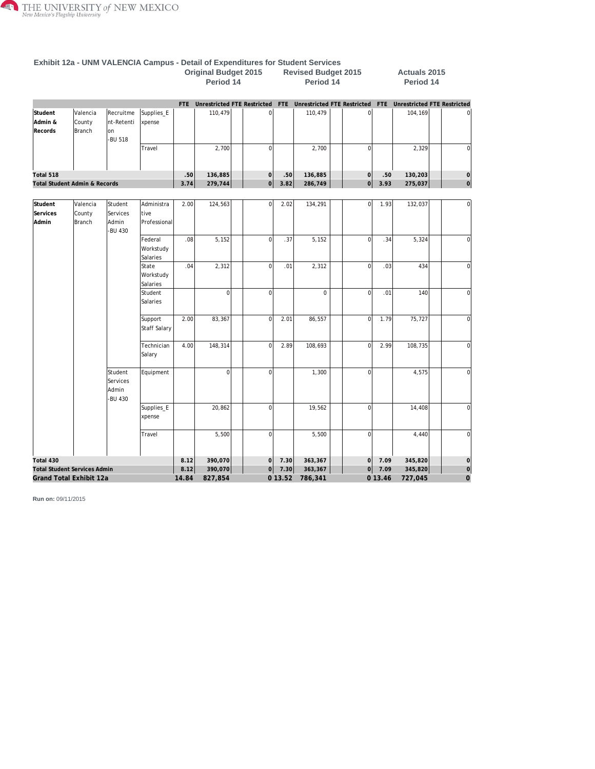## Exhibit 12a - UNM VALENCIA Campus - Detail of Expenditures for Student Services

| | | | | Original Budget 2015 Period 14 | | | | Revised Budget 2015 Period 14 | | | | Actuals 2015 Period 14 | | | |
|---|---|---|---|---|---|---|---|---|---|---|---|---|---|---|---|
| | | | | FTE | Unrestricted | FTE | Restricted | FTE | Unrestricted | FTE | Restricted | FTE | Unrestricted | FTE | Restricted |
| **Student Admin & Records** | Valencia County Branch | Recruitment-Retention -BU 518 | Supplies_Expense | | 110,479 | | 0 | | 110,479 | | 0 | | 104,169 | | 0 |
| | | | Travel | | 2,700 | | 0 | | 2,700 | | 0 | | 2,329 | | 0 |
| **Total 518** | | | | **.50** | **136,885** | | **0** | **.50** | **136,885** | | **0** | **.50** | **130,203** | | **0** |
| **Total Student Admin & Records** | | | | **3.74** | **279,744** | | **0** | **3.82** | **286,749** | | **0** | **3.93** | **275,037** | | **0** |
| **Student Services Admin** | Valencia County Branch | Student Services Admin -BU 430 | Administrative Professional | 2.00 | 124,563 | | 0 | 2.02 | 134,291 | | 0 | 1.93 | 132,037 | | 0 |
| | | | Federal Workstudy Salaries | .08 | 5,152 | | 0 | .37 | 5,152 | | 0 | .34 | 5,324 | | 0 |
| | | | State Workstudy Salaries | .04 | 2,312 | | 0 | .01 | 2,312 | | 0 | .03 | 434 | | 0 |
| | | | Student Salaries | | 0 | | 0 | | 0 | | 0 | .01 | 140 | | 0 |
| | | | Support Staff Salary | 2.00 | 83,367 | | 0 | 2.01 | 86,557 | | 0 | 1.79 | 75,727 | | 0 |
| | | | Technician Salary | 4.00 | 148,314 | | 0 | 2.89 | 108,693 | | 0 | 2.99 | 108,735 | | 0 |
| | | Student Services Admin -BU 430 | Equipment | | 0 | | 0 | | 1,300 | | 0 | | 4,575 | | 0 |
| | | | Supplies_Expense | | 20,862 | | 0 | | 19,562 | | 0 | | 14,408 | | 0 |
| | | | Travel | | 5,500 | | 0 | | 5,500 | | 0 | | 4,440 | | 0 |
| **Total 430** | | | | **8.12** | **390,070** | | **0** | **7.30** | **363,367** | | **0** | **7.09** | **345,820** | | **0** |
| **Total Student Services Admin** | | | | **8.12** | **390,070** | | **0** | **7.30** | **363,367** | | **0** | **7.09** | **345,820** | | **0** |
| **Grand Total Exhibit 12a** | | | | **14.84** | **827,854** | | **0** | **13.52** | **786,341** | | **0** | **13.46** | **727,045** | | **0** |

**Run on:** 09/11/2015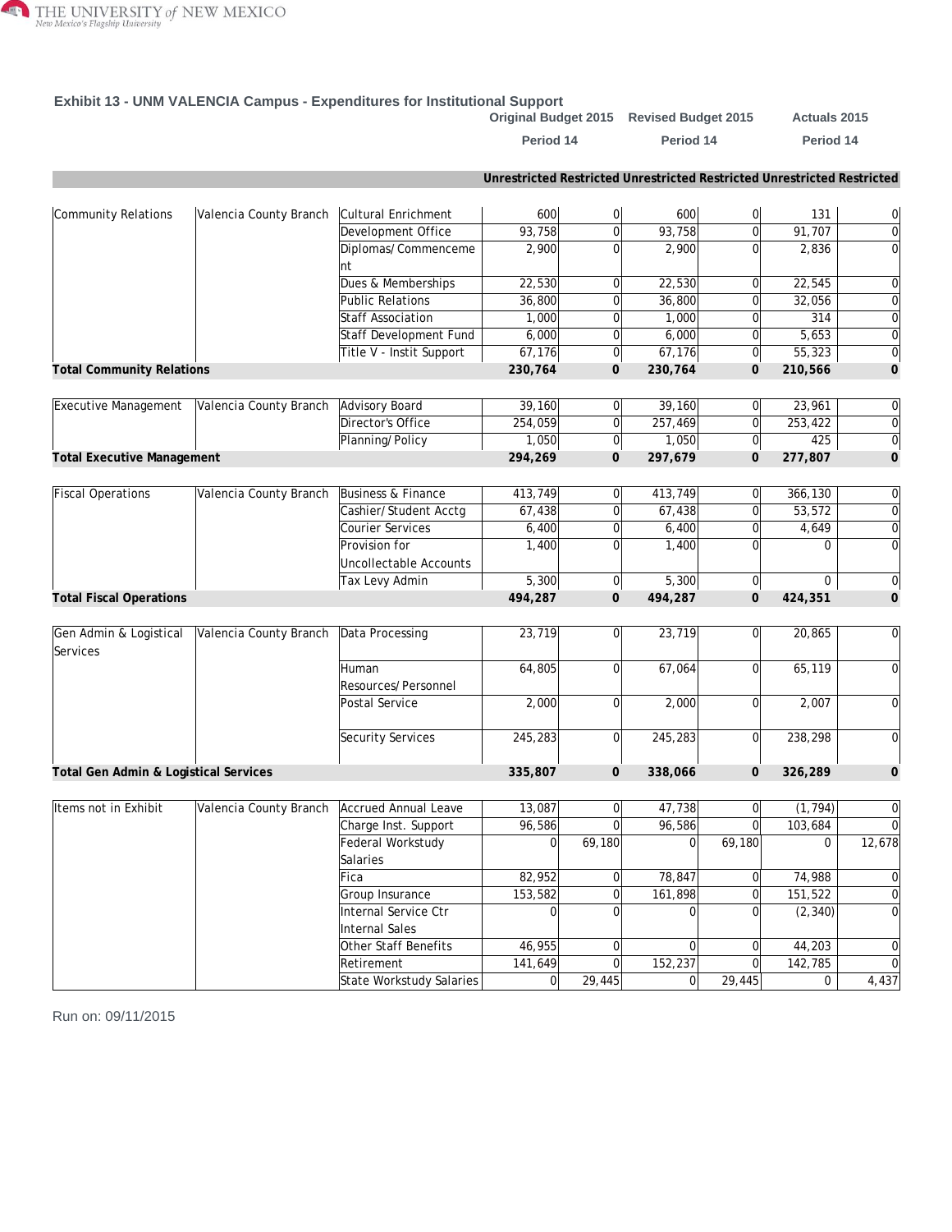## Exhibit 13 - UNM VALENCIA Campus - Expenditures for Institutional Support

| | | | Original Budget 2015 Period 14 | | Revised Budget 2015 Period 14 | | Actuals 2015 Period 14 | |
|---|---|---|---|---|---|---|---|---|
| | | | Unrestricted | Restricted | Unrestricted | Restricted | Unrestricted | Restricted |
| Community Relations | Valencia County Branch | Cultural Enrichment | 600 | 0 | 600 | 0 | 131 | 0 |
| | | Development Office | 93,758 | 0 | 93,758 | 0 | 91,707 | 0 |
| | | Diplomas/Commencement | 2,900 | 0 | 2,900 | 0 | 2,836 | 0 |
| | | Dues & Memberships | 22,530 | 0 | 22,530 | 0 | 22,545 | 0 |
| | | Public Relations | 36,800 | 0 | 36,800 | 0 | 32,056 | 0 |
| | | Staff Association | 1,000 | 0 | 1,000 | 0 | 314 | 0 |
| | | Staff Development Fund | 6,000 | 0 | 6,000 | 0 | 5,653 | 0 |
| | | Title V - Instit Support | 67,176 | 0 | 67,176 | 0 | 55,323 | 0 |
| **Total Community Relations** | | | **230,764** | **0** | **230,764** | **0** | **210,566** | **0** |
| Executive Management | Valencia County Branch | Advisory Board | 39,160 | 0 | 39,160 | 0 | 23,961 | 0 |
| | | Director's Office | 254,059 | 0 | 257,469 | 0 | 253,422 | 0 |
| | | Planning/Policy | 1,050 | 0 | 1,050 | 0 | 425 | 0 |
| **Total Executive Management** | | | **294,269** | **0** | **297,679** | **0** | **277,807** | **0** |
| Fiscal Operations | Valencia County Branch | Business & Finance | 413,749 | 0 | 413,749 | 0 | 366,130 | 0 |
| | | Cashier/Student Acctg | 67,438 | 0 | 67,438 | 0 | 53,572 | 0 |
| | | Courier Services | 6,400 | 0 | 6,400 | 0 | 4,649 | 0 |
| | | Provision for Uncollectable Accounts | 1,400 | 0 | 1,400 | 0 | 0 | 0 |
| | | Tax Levy Admin | 5,300 | 0 | 5,300 | 0 | 0 | 0 |
| **Total Fiscal Operations** | | | **494,287** | **0** | **494,287** | **0** | **424,351** | **0** |
| Gen Admin & Logistical Services | Valencia County Branch | Data Processing | 23,719 | 0 | 23,719 | 0 | 20,865 | 0 |
| | | Human Resources/Personnel | 64,805 | 0 | 67,064 | 0 | 65,119 | 0 |
| | | Postal Service | 2,000 | 0 | 2,000 | 0 | 2,007 | 0 |
| | | Security Services | 245,283 | 0 | 245,283 | 0 | 238,298 | 0 |
| **Total Gen Admin & Logistical Services** | | | **335,807** | **0** | **338,066** | **0** | **326,289** | **0** |
| Items not in Exhibit | Valencia County Branch | Accrued Annual Leave | 13,087 | 0 | 47,738 | 0 | (1,794) | 0 |
| | | Charge Inst. Support | 96,586 | 0 | 96,586 | 0 | 103,684 | 0 |
| | | Federal Workstudy Salaries | 0 | 69,180 | 0 | 69,180 | 0 | 12,678 |
| | | Fica | 82,952 | 0 | 78,847 | 0 | 74,988 | 0 |
| | | Group Insurance | 153,582 | 0 | 161,898 | 0 | 151,522 | 0 |
| | | Internal Service Ctr Internal Sales | 0 | 0 | 0 | 0 | (2,340) | 0 |
| | | Other Staff Benefits | 46,955 | 0 | 0 | 0 | 44,203 | 0 |
| | | Retirement | 141,649 | 0 | 152,237 | 0 | 142,785 | 0 |
| | | State Workstudy Salaries | 0 | 29,445 | 0 | 29,445 | 0 | 4,437 |

Run on: 09/11/2015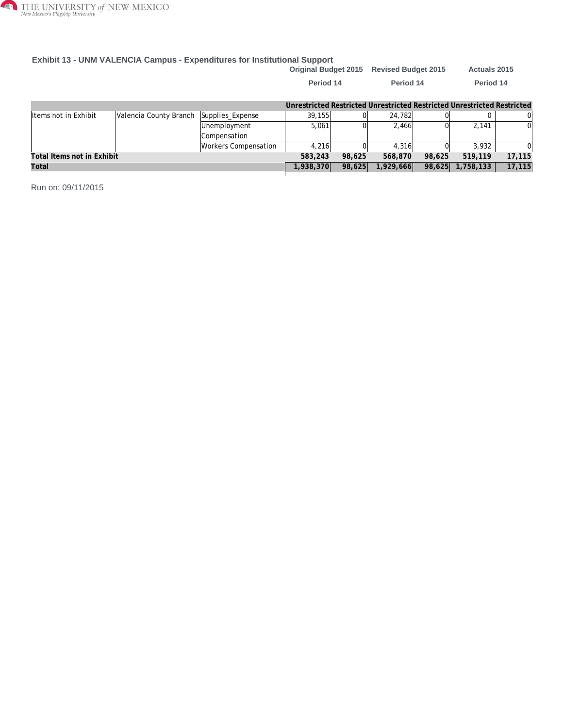## Exhibit 13 - UNM VALENCIA Campus - Expenditures for Institutional Support

| | | | Original Budget 2015 Period 14 | | Revised Budget 2015 Period 14 | | Actuals 2015 Period 14 | |
|---|---|---|---|---|---|---|---|---|
| | | | **Unrestricted** | **Restricted** | **Unrestricted** | **Restricted** | **Unrestricted** | **Restricted** |
| Items not in Exhibit | Valencia County Branch | Supplies_Expense | 39,155 | 0 | 24,782 | 0 | 0 | 0 |
| | | Unemployment Compensation | 5,061 | 0 | 2,466 | 0 | 2,141 | 0 |
| | | Workers Compensation | 4,216 | 0 | 4,316 | 0 | 3,932 | 0 |
| **Total Items not in Exhibit** | | | **583,243** | **98,625** | **568,870** | **98,625** | **519,119** | **17,115** |
| **Total** | | | **1,938,370** | **98,625** | **1,929,666** | **98,625** | **1,758,133** | **17,115** |

Run on: 09/11/2015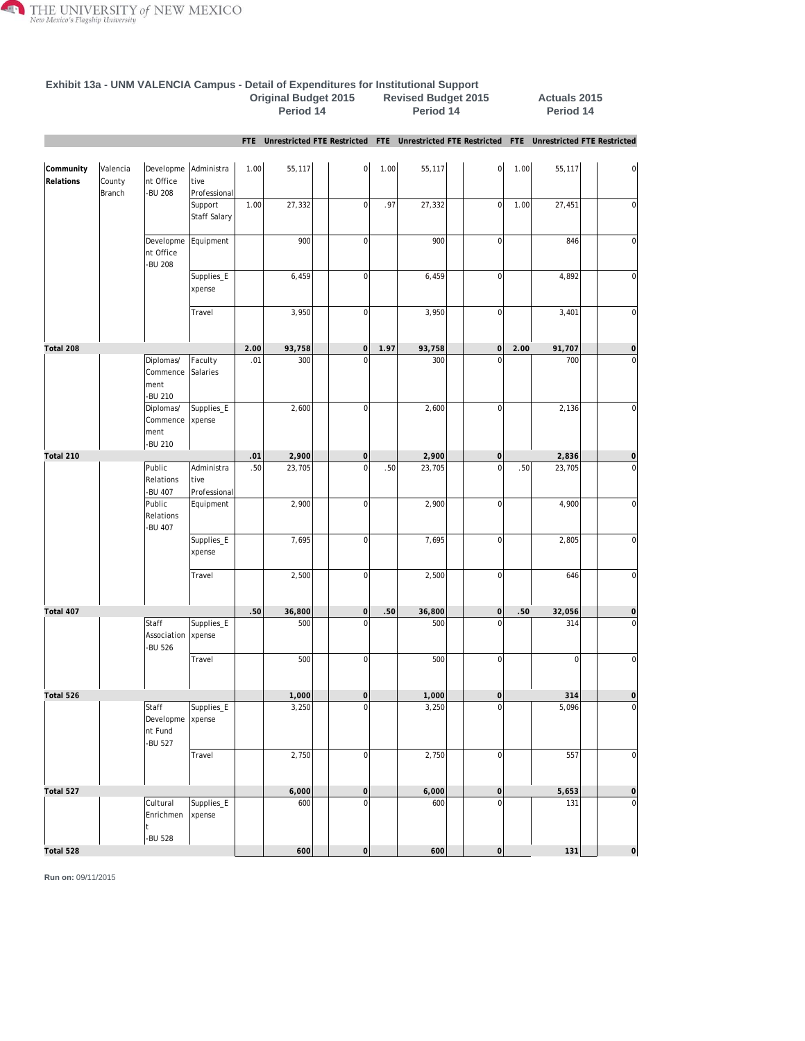## Exhibit 13a - UNM VALENCIA Campus - Detail of Expenditures for Institutional Support

| | | | | Original Budget 2015 Period 14 | | | | Revised Budget 2015 Period 14 | | | | Actuals 2015 Period 14 | | | |
|---|---|---|---|---|---|---|---|---|---|---|---|---|---|---|---|
| | | | | FTE | Unrestricted | FTE | Restricted | FTE | Unrestricted | FTE | Restricted | FTE | Unrestricted | FTE | Restricted |
| **Community Relations** | Valencia County Branch | Development Office -BU 208 | Administrative Professional | 1.00 | 55,117 | | 0 | 1.00 | 55,117 | | 0 | 1.00 | 55,117 | | 0 |
| | | | Support Staff Salary | 1.00 | 27,332 | | 0 | .97 | 27,332 | | 0 | 1.00 | 27,451 | | 0 |
| | | Development Office -BU 208 | Equipment | | 900 | | 0 | | 900 | | 0 | | 846 | | 0 |
| | | | Supplies_Expense | | 6,459 | | 0 | | 6,459 | | 0 | | 4,892 | | 0 |
| | | | Travel | | 3,950 | | 0 | | 3,950 | | 0 | | 3,401 | | 0 |
| **Total 208** | | | | **2.00** | **93,758** | | **0** | **1.97** | **93,758** | | **0** | **2.00** | **91,707** | | **0** |
| | | Diplomas/ Commencement -BU 210 | Faculty Salaries | .01 | 300 | | 0 | | 300 | | 0 | | 700 | | 0 |
| | | Diplomas/ Commencement -BU 210 | Supplies_Expense | | 2,600 | | 0 | | 2,600 | | 0 | | 2,136 | | 0 |
| **Total 210** | | | | **.01** | **2,900** | | **0** | | **2,900** | | **0** | | **2,836** | | **0** |
| | | Public Relations -BU 407 | Administrative Professional | .50 | 23,705 | | 0 | .50 | 23,705 | | 0 | .50 | 23,705 | | 0 |
| | | Public Relations -BU 407 | Equipment | | 2,900 | | 0 | | 2,900 | | 0 | | 4,900 | | 0 |
| | | | Supplies_Expense | | 7,695 | | 0 | | 7,695 | | 0 | | 2,805 | | 0 |
| | | | Travel | | 2,500 | | 0 | | 2,500 | | 0 | | 646 | | 0 |
| **Total 407** | | | | **.50** | **36,800** | | **0** | **.50** | **36,800** | | **0** | **.50** | **32,056** | | **0** |
| | | Staff Association -BU 526 | Supplies_Expense | | 500 | | 0 | | 500 | | 0 | | 314 | | 0 |
| | | | Travel | | 500 | | 0 | | 500 | | 0 | | 0 | | 0 |
| **Total 526** | | | | | **1,000** | | **0** | | **1,000** | | **0** | | **314** | | **0** |
| | | Staff Development Fund -BU 527 | Supplies_Expense | | 3,250 | | 0 | | 3,250 | | 0 | | 5,096 | | 0 |
| | | | Travel | | 2,750 | | 0 | | 2,750 | | 0 | | 557 | | 0 |
| **Total 527** | | | | | **6,000** | | **0** | | **6,000** | | **0** | | **5,653** | | **0** |
| | | Cultural Enrichment -BU 528 | Supplies_Expense | | 600 | | 0 | | 600 | | 0 | | 131 | | 0 |
| **Total 528** | | | | | **600** | | **0** | | **600** | | **0** | | **131** | | **0** |

**Run on:** 09/11/2015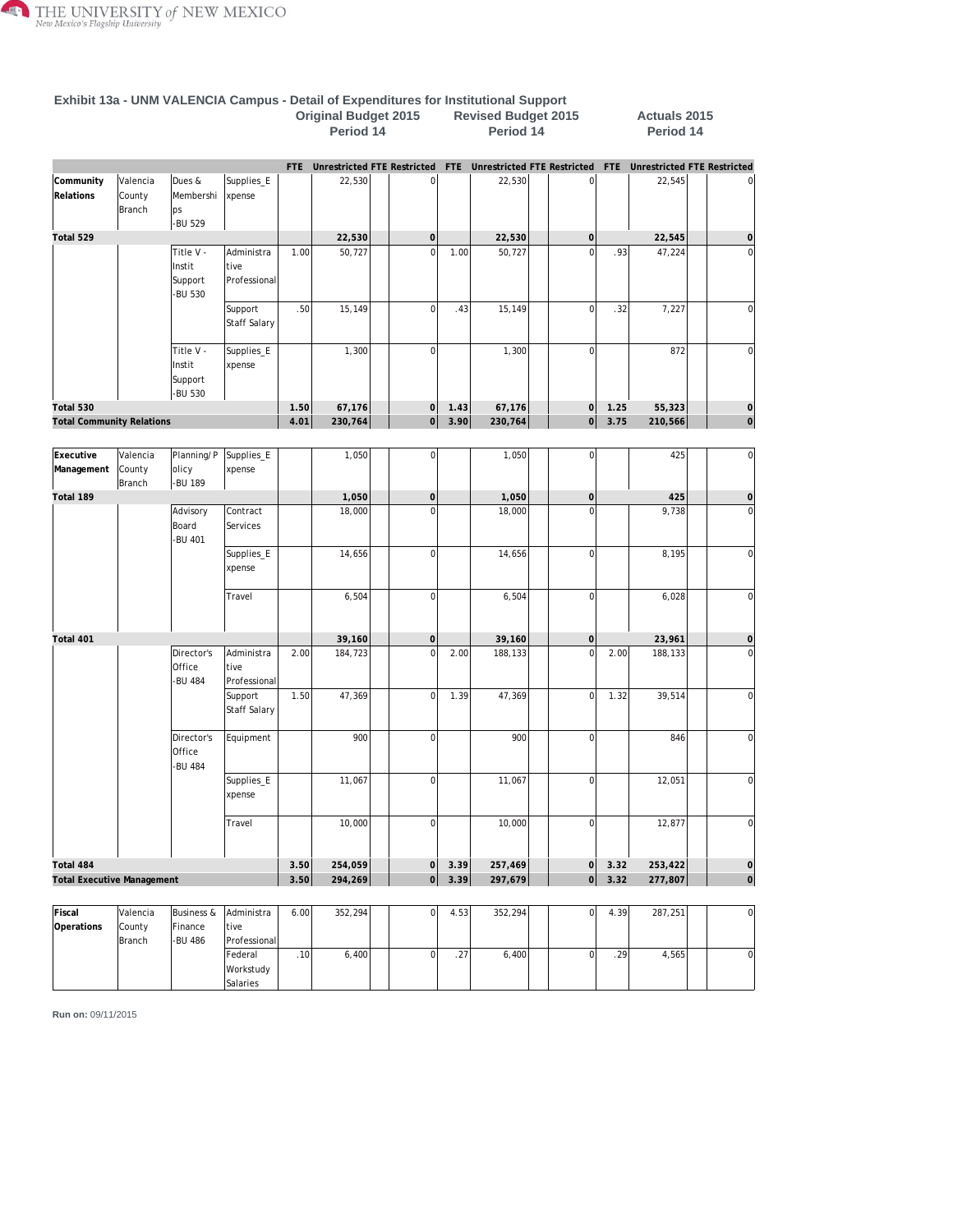## Exhibit 13a - UNM VALENCIA Campus - Detail of Expenditures for Institutional Support

| | | | | Original Budget 2015 Period 14 | | | | Revised Budget 2015 Period 14 | | | | Actuals 2015 Period 14 | | | |
|---|---|---|---|---|---|---|---|---|---|---|---|---|---|---|---|
| | | | | FTE | Unrestricted | FTE | Restricted | FTE | Unrestricted | FTE | Restricted | FTE | Unrestricted | FTE | Restricted |
| **Community Relations** | Valencia County Branch | Dues & Memberships -BU 529 | Supplies_Expense | | 22,530 | | 0 | | 22,530 | | 0 | | 22,545 | | 0 |
| **Total 529** | | | | | **22,530** | | **0** | | **22,530** | | **0** | | **22,545** | | **0** |
| | | Title V - Instit Support -BU 530 | Administrative Professional | 1.00 | 50,727 | | 0 | 1.00 | 50,727 | | 0 | .93 | 47,224 | | 0 |
| | | | Support Staff Salary | .50 | 15,149 | | 0 | .43 | 15,149 | | 0 | .32 | 7,227 | | 0 |
| | | Title V - Instit Support -BU 530 | Supplies_Expense | | 1,300 | | 0 | | 1,300 | | 0 | | 872 | | 0 |
| **Total 530** | | | | **1.50** | **67,176** | | **0** | **1.43** | **67,176** | | **0** | **1.25** | **55,323** | | **0** |
| **Total Community Relations** | | | | **4.01** | **230,764** | | **0** | **3.90** | **230,764** | | **0** | **3.75** | **210,566** | | **0** |
| **Executive Management** | Valencia County Branch | Planning/Policy -BU 189 | Supplies_Expense | | 1,050 | | 0 | | 1,050 | | 0 | | 425 | | 0 |
| **Total 189** | | | | | **1,050** | | **0** | | **1,050** | | **0** | | **425** | | **0** |
| | | Advisory Board -BU 401 | Contract Services | | 18,000 | | 0 | | 18,000 | | 0 | | 9,738 | | 0 |
| | | | Supplies_Expense | | 14,656 | | 0 | | 14,656 | | 0 | | 8,195 | | 0 |
| | | | Travel | | 6,504 | | 0 | | 6,504 | | 0 | | 6,028 | | 0 |
| **Total 401** | | | | | **39,160** | | **0** | | **39,160** | | **0** | | **23,961** | | **0** |
| | | Director's Office -BU 484 | Administrative Professional | 2.00 | 184,723 | | 0 | 2.00 | 188,133 | | 0 | 2.00 | 188,133 | | 0 |
| | | | Support Staff Salary | 1.50 | 47,369 | | 0 | 1.39 | 47,369 | | 0 | 1.32 | 39,514 | | 0 |
| | | Director's Office -BU 484 | Equipment | | 900 | | 0 | | 900 | | 0 | | 846 | | 0 |
| | | | Supplies_Expense | | 11,067 | | 0 | | 11,067 | | 0 | | 12,051 | | 0 |
| | | | Travel | | 10,000 | | 0 | | 10,000 | | 0 | | 12,877 | | 0 |
| **Total 484** | | | | **3.50** | **254,059** | | **0** | **3.39** | **257,469** | | **0** | **3.32** | **253,422** | | **0** |
| **Total Executive Management** | | | | **3.50** | **294,269** | | **0** | **3.39** | **297,679** | | **0** | **3.32** | **277,807** | | **0** |
| **Fiscal Operations** | Valencia County Branch | Business & Finance -BU 486 | Administrative Professional | 6.00 | 352,294 | | 0 | 4.53 | 352,294 | | 0 | 4.39 | 287,251 | | 0 |
| | | | Federal Workstudy Salaries | .10 | 6,400 | | 0 | .27 | 6,400 | | 0 | .29 | 4,565 | | 0 |

**Run on:** 09/11/2015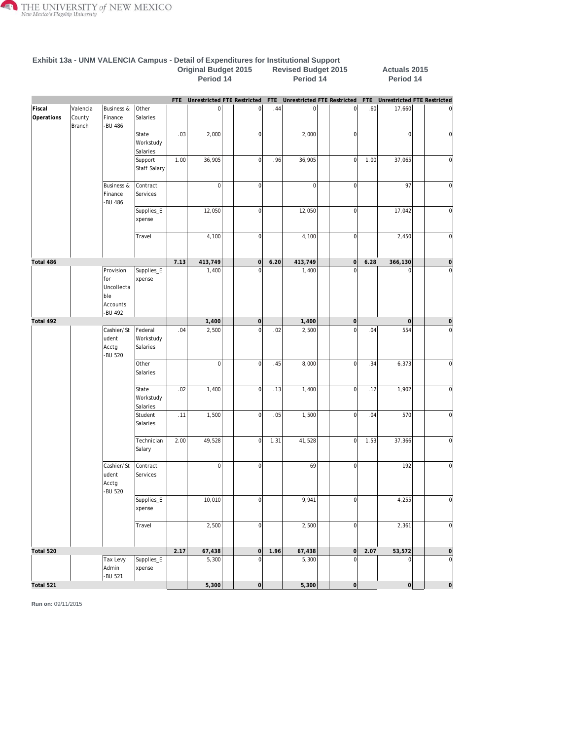## Exhibit 13a - UNM VALENCIA Campus - Detail of Expenditures for Institutional Support

| | | | | Original Budget 2015 Period 14 | | | | Revised Budget 2015 Period 14 | | | | Actuals 2015 Period 14 | | | |
|---|---|---|---|---|---|---|---|---|---|---|---|---|---|---|---|
| | | | | FTE | Unrestricted | FTE | Restricted | FTE | Unrestricted | FTE | Restricted | FTE | Unrestricted | FTE | Restricted |
| Fiscal Operations | Valencia County Branch | Business & Finance -BU 486 | Other Salaries | | 0 | | 0 | .44 | 0 | | 0 | .60 | 17,660 | | 0 |
| | | | State Workstudy Salaries | .03 | 2,000 | | 0 | | 2,000 | | 0 | | 0 | | 0 |
| | | | Support Staff Salary | 1.00 | 36,905 | | 0 | .96 | 36,905 | | 0 | 1.00 | 37,065 | | 0 |
| | | Business & Finance -BU 486 | Contract Services | | 0 | | 0 | | 0 | | 0 | | 97 | | 0 |
| | | | Supplies_Expense | | 12,050 | | 0 | | 12,050 | | 0 | | 17,042 | | 0 |
| | | | Travel | | 4,100 | | 0 | | 4,100 | | 0 | | 2,450 | | 0 |
| **Total 486** | | | | **7.13** | **413,749** | | **0** | **6.20** | **413,749** | | **0** | **6.28** | **366,130** | | **0** |
| | | Provision for Uncollectable Accounts -BU 492 | Supplies_Expense | | 1,400 | | 0 | | 1,400 | | 0 | | 0 | | 0 |
| **Total 492** | | | | | **1,400** | | **0** | | **1,400** | | **0** | | **0** | | **0** |
| | | Cashier/Student Acctg -BU 520 | Federal Workstudy Salaries | .04 | 2,500 | | 0 | .02 | 2,500 | | 0 | .04 | 554 | | 0 |
| | | | Other Salaries | | 0 | | 0 | .45 | 8,000 | | 0 | .34 | 6,373 | | 0 |
| | | | State Workstudy Salaries | .02 | 1,400 | | 0 | .13 | 1,400 | | 0 | .12 | 1,902 | | 0 |
| | | | Student Salaries | .11 | 1,500 | | 0 | .05 | 1,500 | | 0 | .04 | 570 | | 0 |
| | | | Technician Salary | 2.00 | 49,528 | | 0 | 1.31 | 41,528 | | 0 | 1.53 | 37,366 | | 0 |
| | | Cashier/Student Acctg -BU 520 | Contract Services | | 0 | | 0 | | 69 | | 0 | | 192 | | 0 |
| | | | Supplies_Expense | | 10,010 | | 0 | | 9,941 | | 0 | | 4,255 | | 0 |
| | | | Travel | | 2,500 | | 0 | | 2,500 | | 0 | | 2,361 | | 0 |
| **Total 520** | | | | **2.17** | **67,438** | | **0** | **1.96** | **67,438** | | **0** | **2.07** | **53,572** | | **0** |
| | | Tax Levy Admin -BU 521 | Supplies_Expense | | 5,300 | | 0 | | 5,300 | | 0 | | 0 | | 0 |
| **Total 521** | | | | | **5,300** | | **0** | | **5,300** | | **0** | | **0** | | **0** |

**Run on:** 09/11/2015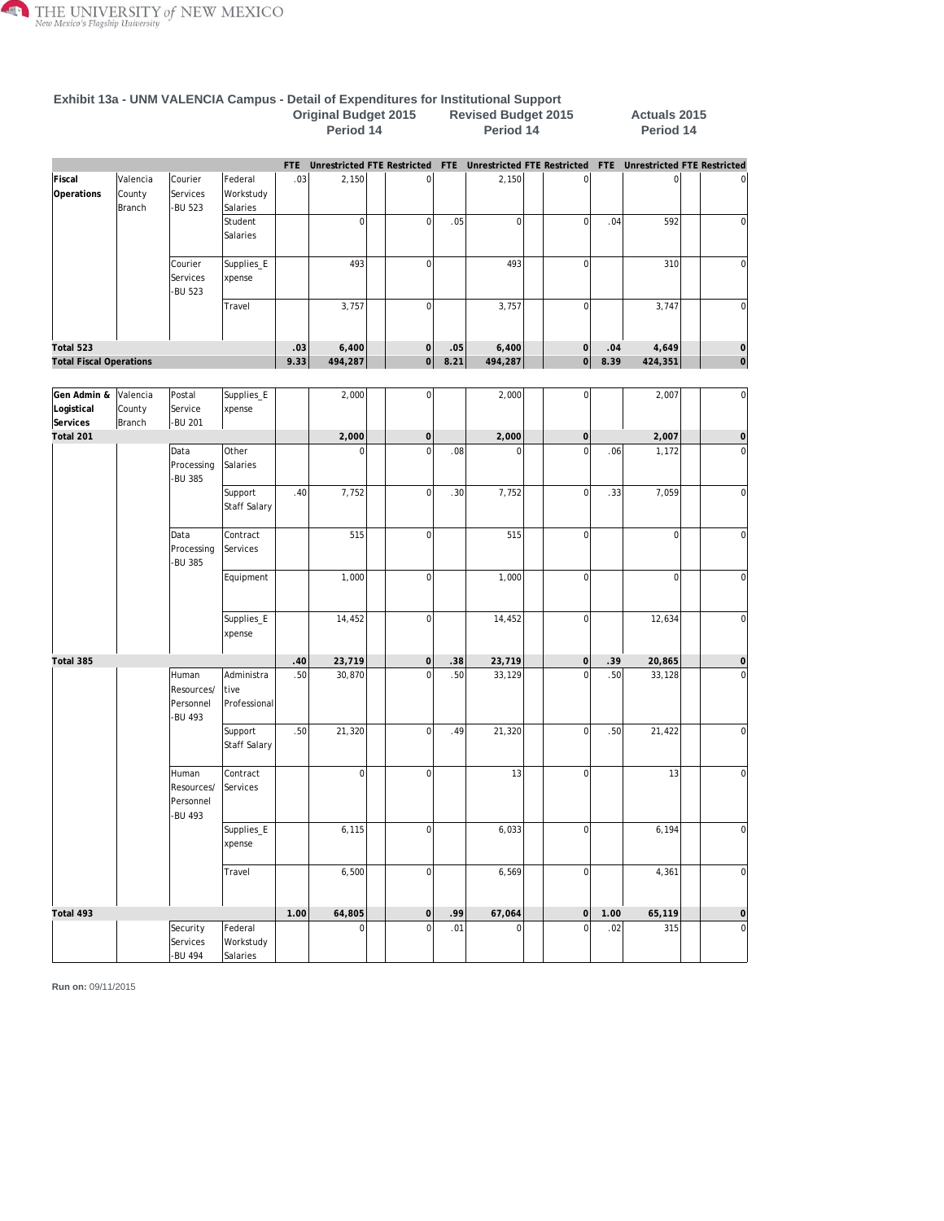### Exhibit 13a - UNM VALENCIA Campus - Detail of Expenditures for Institutional Support

| | | | | Original Budget 2015 Period 14 | | | | Revised Budget 2015 Period 14 | | | | Actuals 2015 Period 14 | | | |
|---|---|---|---|---|---|---|---|---|---|---|---|---|---|---|---|
| | | | | FTE | Unrestricted | FTE | Restricted | FTE | Unrestricted | FTE | Restricted | FTE | Unrestricted | FTE | Restricted |
| Fiscal Operations | Valencia County Branch | Courier Services -BU 523 | Federal Workstudy Salaries | .03 | 2,150 | | 0 | | 2,150 | | 0 | | 0 | | 0 |
| | | | Student Salaries | | 0 | | 0 | .05 | 0 | | 0 | .04 | 592 | | 0 |
| | | Courier Services -BU 523 | Supplies_Expense | | 493 | | 0 | | 493 | | 0 | | 310 | | 0 |
| | | | Travel | | 3,757 | | 0 | | 3,757 | | 0 | | 3,747 | | 0 |
| **Total 523** | | | | **.03** | **6,400** | | **0** | **.05** | **6,400** | | **0** | **.04** | **4,649** | | **0** |
| **Total Fiscal Operations** | | | | **9.33** | **494,287** | | **0** | **8.21** | **494,287** | | **0** | **8.39** | **424,351** | | **0** |
| Gen Admin & Logistical Services | Valencia County Branch | Postal Service -BU 201 | Supplies_Expense | | 2,000 | | 0 | | 2,000 | | 0 | | 2,007 | | 0 |
| **Total 201** | | | | | **2,000** | | **0** | | **2,000** | | **0** | | **2,007** | | **0** |
| | | Data Processing -BU 385 | Other Salaries | | 0 | | 0 | .08 | 0 | | 0 | .06 | 1,172 | | 0 |
| | | | Support Staff Salary | .40 | 7,752 | | 0 | .30 | 7,752 | | 0 | .33 | 7,059 | | 0 |
| | | Data Processing -BU 385 | Contract Services | | 515 | | 0 | | 515 | | 0 | | 0 | | 0 |
| | | | Equipment | | 1,000 | | 0 | | 1,000 | | 0 | | 0 | | 0 |
| | | | Supplies_Expense | | 14,452 | | 0 | | 14,452 | | 0 | | 12,634 | | 0 |
| **Total 385** | | | | **.40** | **23,719** | | **0** | **.38** | **23,719** | | **0** | **.39** | **20,865** | | **0** |
| | | Human Resources/ Personnel -BU 493 | Administrative Professional | .50 | 30,870 | | 0 | .50 | 33,129 | | 0 | .50 | 33,128 | | 0 |
| | | | Support Staff Salary | .50 | 21,320 | | 0 | .49 | 21,320 | | 0 | .50 | 21,422 | | 0 |
| | | Human Resources/ Personnel -BU 493 | Contract Services | | 0 | | 0 | | 13 | | 0 | | 13 | | 0 |
| | | | Supplies_Expense | | 6,115 | | 0 | | 6,033 | | 0 | | 6,194 | | 0 |
| | | | Travel | | 6,500 | | 0 | | 6,569 | | 0 | | 4,361 | | 0 |
| **Total 493** | | | | **1.00** | **64,805** | | **0** | **.99** | **67,064** | | **0** | **1.00** | **65,119** | | **0** |
| | | Security Services -BU 494 | Federal Workstudy Salaries | | 0 | | 0 | .01 | 0 | | 0 | .02 | 315 | | 0 |

**Run on:** 09/11/2015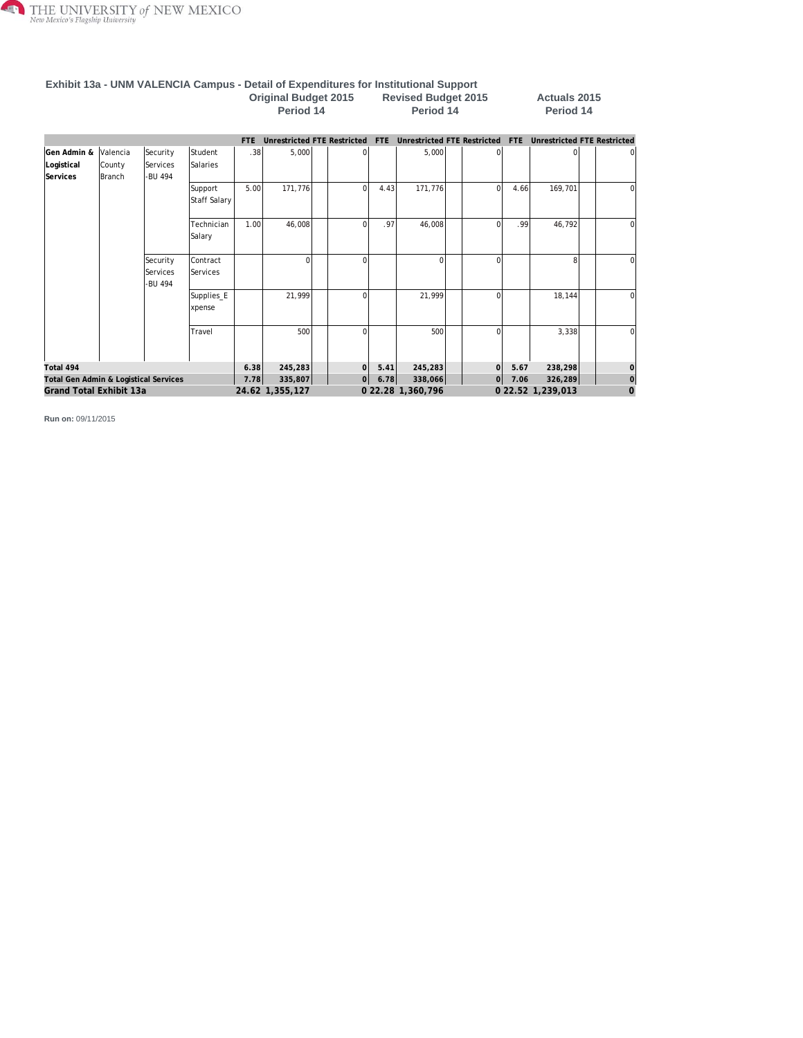## Exhibit 13a - UNM VALENCIA Campus - Detail of Expenditures for Institutional Support

| | | | | Original Budget 2015 Period 14 | | | | Revised Budget 2015 Period 14 | | | | Actuals 2015 Period 14 | | | |
|---|---|---|---|---|---|---|---|---|---|---|---|---|---|---|---|
| | | | | FTE | Unrestricted | FTE | Restricted | FTE | Unrestricted | FTE | Restricted | FTE | Unrestricted | FTE | Restricted |
| **Gen Admin & Logistical Services** | Valencia County Branch | Security Services -BU 494 | Student Salaries | .38 | 5,000 | | 0 | | 5,000 | | 0 | | 0 | | 0 |
| | | | Support Staff Salary | 5.00 | 171,776 | | 0 | 4.43 | 171,776 | | 0 | 4.66 | 169,701 | | 0 |
| | | | Technician Salary | 1.00 | 46,008 | | 0 | .97 | 46,008 | | 0 | .99 | 46,792 | | 0 |
| | | Security Services -BU 494 | Contract Services | | 0 | | 0 | | 0 | | 0 | | 8 | | 0 |
| | | | Supplies_Expense | | 21,999 | | 0 | | 21,999 | | 0 | | 18,144 | | 0 |
| | | | Travel | | 500 | | 0 | | 500 | | 0 | | 3,338 | | 0 |
| **Total 494** | | | | **6.38** | **245,283** | | **0** | **5.41** | **245,283** | | **0** | **5.67** | **238,298** | | **0** |
| **Total Gen Admin & Logistical Services** | | | | **7.78** | **335,807** | | **0** | **6.78** | **338,066** | | **0** | **7.06** | **326,289** | | **0** |
| **Grand Total Exhibit 13a** | | | | **24.62** | **1,355,127** | | **0** | **22.28** | **1,360,796** | | **0** | **22.52** | **1,239,013** | | **0** |

**Run on:** 09/11/2015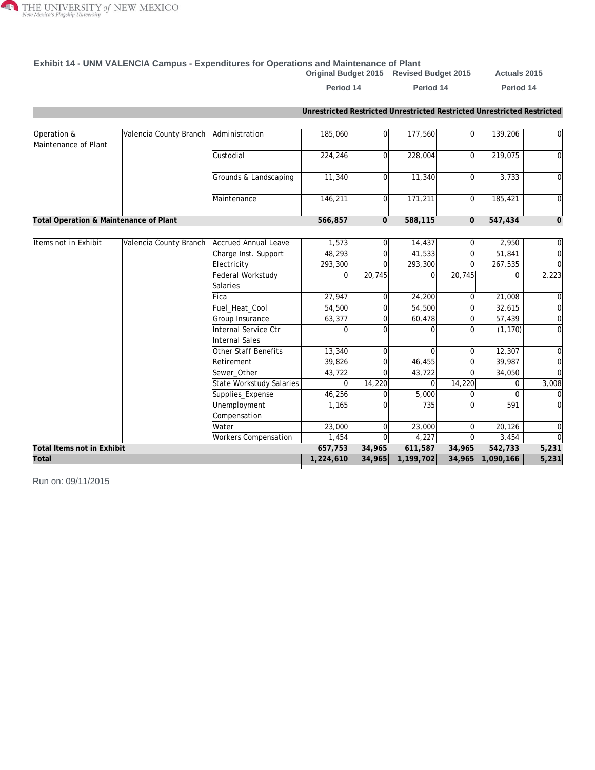### Exhibit 14 - UNM VALENCIA Campus - Expenditures for Operations and Maintenance of Plant

| | | | Original Budget 2015 Period 14 | | Revised Budget 2015 Period 14 | | Actuals 2015 Period 14 | |
|---|---|---|---|---|---|---|---|---|
| | | | Unrestricted | Restricted | Unrestricted | Restricted | Unrestricted | Restricted |
| Operation & Maintenance of Plant | Valencia County Branch | Administration | 185,060 | 0 | 177,560 | 0 | 139,206 | 0 |
| | | Custodial | 224,246 | 0 | 228,004 | 0 | 219,075 | 0 |
| | | Grounds & Landscaping | 11,340 | 0 | 11,340 | 0 | 3,733 | 0 |
| | | Maintenance | 146,211 | 0 | 171,211 | 0 | 185,421 | 0 |
| **Total Operation & Maintenance of Plant** | | | **566,857** | **0** | **588,115** | **0** | **547,434** | **0** |
| Items not in Exhibit | Valencia County Branch | Accrued Annual Leave | 1,573 | 0 | 14,437 | 0 | 2,950 | 0 |
| | | Charge Inst. Support | 48,293 | 0 | 41,533 | 0 | 51,841 | 0 |
| | | Electricity | 293,300 | 0 | 293,300 | 0 | 267,535 | 0 |
| | | Federal Workstudy Salaries | 0 | 20,745 | 0 | 20,745 | 0 | 2,223 |
| | | Fica | 27,947 | 0 | 24,200 | 0 | 21,008 | 0 |
| | | Fuel_Heat_Cool | 54,500 | 0 | 54,500 | 0 | 32,615 | 0 |
| | | Group Insurance | 63,377 | 0 | 60,478 | 0 | 57,439 | 0 |
| | | Internal Service Ctr Internal Sales | 0 | 0 | 0 | 0 | (1,170) | 0 |
| | | Other Staff Benefits | 13,340 | 0 | 0 | 0 | 12,307 | 0 |
| | | Retirement | 39,826 | 0 | 46,455 | 0 | 39,987 | 0 |
| | | Sewer_Other | 43,722 | 0 | 43,722 | 0 | 34,050 | 0 |
| | | State Workstudy Salaries | 0 | 14,220 | 0 | 14,220 | 0 | 3,008 |
| | | Supplies_Expense | 46,256 | 0 | 5,000 | 0 | 0 | 0 |
| | | Unemployment Compensation | 1,165 | 0 | 735 | 0 | 591 | 0 |
| | | Water | 23,000 | 0 | 23,000 | 0 | 20,126 | 0 |
| | | Workers Compensation | 1,454 | 0 | 4,227 | 0 | 3,454 | 0 |
| **Total Items not in Exhibit** | | | **657,753** | **34,965** | **611,587** | **34,965** | **542,733** | **5,231** |
| **Total** | | | **1,224,610** | **34,965** | **1,199,702** | **34,965** | **1,090,166** | **5,231** |

Run on: 09/11/2015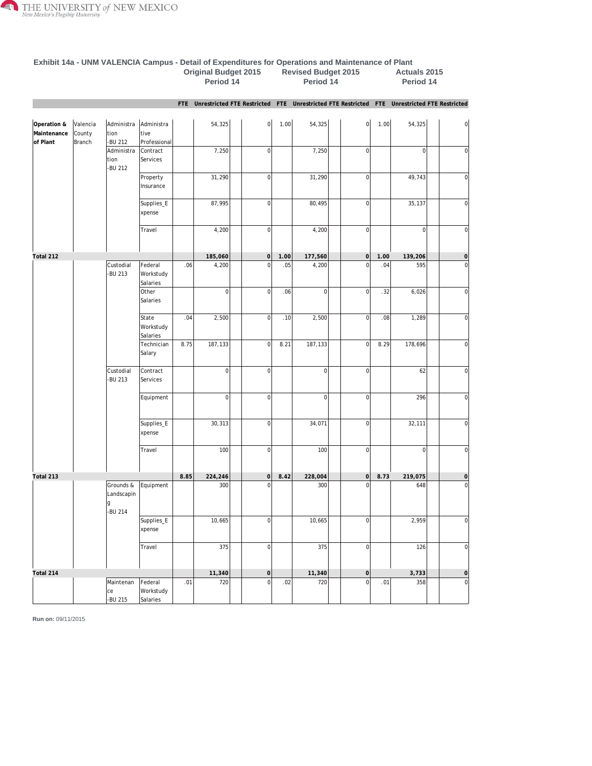## Exhibit 14a - UNM VALENCIA Campus - Detail of Expenditures for Operations and Maintenance of Plant

| | | | | Original Budget 2015 Period 14 | | | | Revised Budget 2015 Period 14 | | | | Actuals 2015 Period 14 | | | |
|---|---|---|---|---|---|---|---|---|---|---|---|---|---|---|---|
| | | | | FTE | Unrestricted | FTE | Restricted | FTE | Unrestricted | FTE | Restricted | FTE | Unrestricted | FTE | Restricted |
| **Operation & Maintenance of Plant** | Valencia County Branch | Administration -BU 212 | Administrative Professional | | 54,325 | | 0 | 1.00 | 54,325 | | 0 | 1.00 | 54,325 | | 0 |
| | | Administration -BU 212 | Contract Services | | 7,250 | | 0 | | 7,250 | | 0 | | 0 | | 0 |
| | | | Property Insurance | | 31,290 | | 0 | | 31,290 | | 0 | | 49,743 | | 0 |
| | | | Supplies_Expense | | 87,995 | | 0 | | 80,495 | | 0 | | 35,137 | | 0 |
| | | | Travel | | 4,200 | | 0 | | 4,200 | | 0 | | 0 | | 0 |
| **Total 212** | | | | | **185,060** | | **0** | **1.00** | **177,560** | | **0** | **1.00** | **139,206** | | **0** |
| | | Custodial -BU 213 | Federal Workstudy Salaries | .06 | 4,200 | | 0 | .05 | 4,200 | | 0 | .04 | 595 | | 0 |
| | | | Other Salaries | | 0 | | 0 | .06 | 0 | | 0 | .32 | 6,026 | | 0 |
| | | | State Workstudy Salaries | .04 | 2,500 | | 0 | .10 | 2,500 | | 0 | .08 | 1,289 | | 0 |
| | | | Technician Salary | 8.75 | 187,133 | | 0 | 8.21 | 187,133 | | 0 | 8.29 | 178,696 | | 0 |
| | | Custodial -BU 213 | Contract Services | | 0 | | 0 | | 0 | | 0 | | 62 | | 0 |
| | | | Equipment | | 0 | | 0 | | 0 | | 0 | | 296 | | 0 |
| | | | Supplies_Expense | | 30,313 | | 0 | | 34,071 | | 0 | | 32,111 | | 0 |
| | | | Travel | | 100 | | 0 | | 100 | | 0 | | 0 | | 0 |
| **Total 213** | | | | **8.85** | **224,246** | | **0** | **8.42** | **228,004** | | **0** | **8.73** | **219,075** | | **0** |
| | | Grounds & Landscaping -BU 214 | Equipment | | 300 | | 0 | | 300 | | 0 | | 648 | | 0 |
| | | | Supplies_Expense | | 10,665 | | 0 | | 10,665 | | 0 | | 2,959 | | 0 |
| | | | Travel | | 375 | | 0 | | 375 | | 0 | | 126 | | 0 |
| **Total 214** | | | | | **11,340** | | **0** | | **11,340** | | **0** | | **3,733** | | **0** |
| | | Maintenance -BU 215 | Federal Workstudy Salaries | .01 | 720 | | 0 | .02 | 720 | | 0 | .01 | 358 | | 0 |

**Run on:** 09/11/2015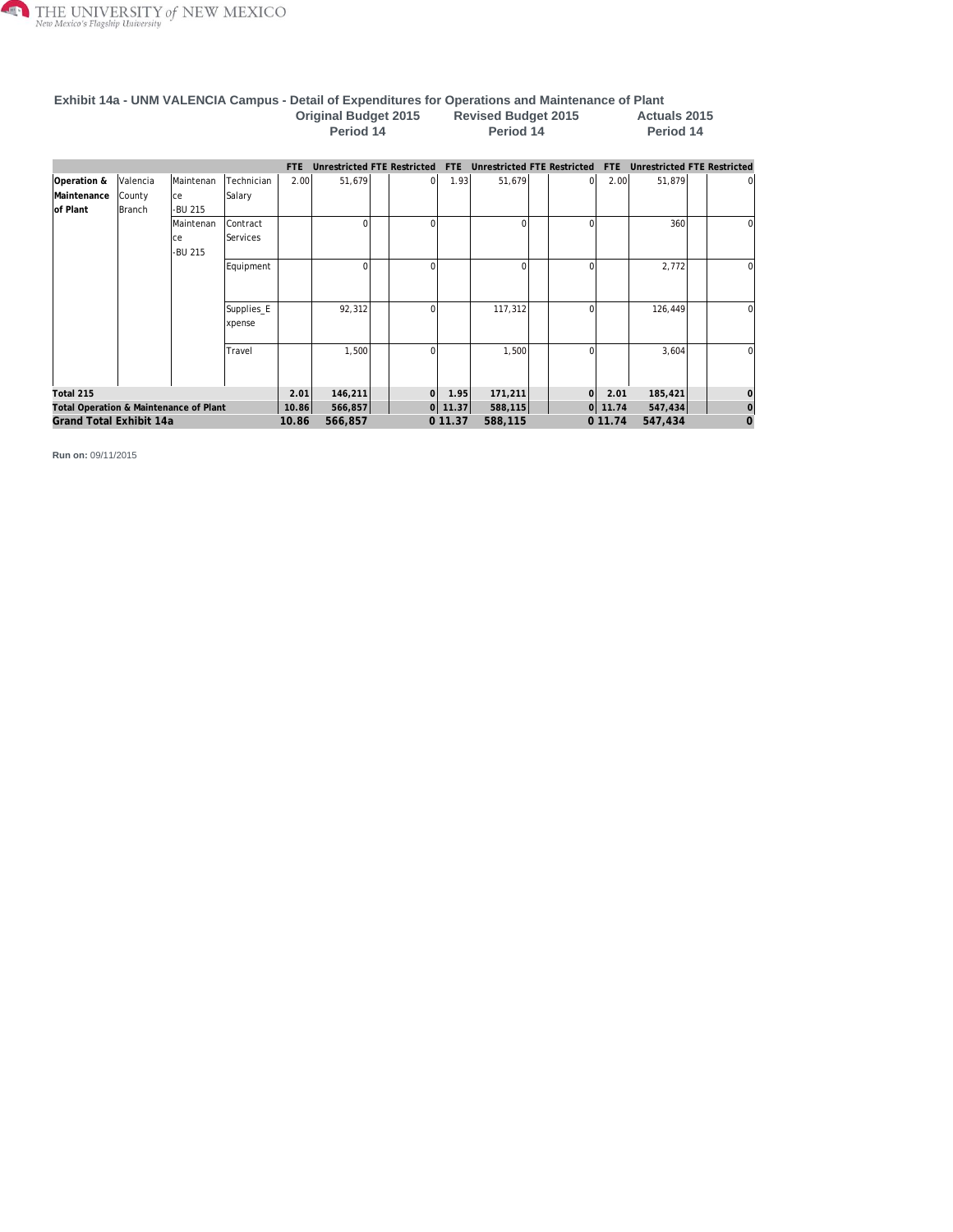**Exhibit 14a - UNM VALENCIA Campus - Detail of Expenditures for Operations and Maintenance of Plant**

| | | | | Original Budget 2015 Period 14 | | | | Revised Budget 2015 Period 14 | | | | Actuals 2015 Period 14 | | | |
|---|---|---|---|---|---|---|---|---|---|---|---|---|---|---|---|
| | | | | FTE | Unrestricted | FTE | Restricted | FTE | Unrestricted | FTE | Restricted | FTE | Unrestricted | FTE | Restricted |
| Operation & Maintenance of Plant | Valencia County Branch | Maintenance -BU 215 | Technician Salary | 2.00 | 51,679 | | 0 | 1.93 | 51,679 | | 0 | 2.00 | 51,879 | | 0 |
| | | Maintenance -BU 215 | Contract Services | | 0 | | 0 | | 0 | | 0 | | 360 | | 0 |
| | | | Equipment | | 0 | | 0 | | 0 | | 0 | | 2,772 | | 0 |
| | | | Supplies_Expense | | 92,312 | | 0 | | 117,312 | | 0 | | 126,449 | | 0 |
| | | | Travel | | 1,500 | | 0 | | 1,500 | | 0 | | 3,604 | | 0 |
| **Total 215** | | | | **2.01** | **146,211** | | **0** | **1.95** | **171,211** | | **0** | **2.01** | **185,421** | | **0** |
| **Total Operation & Maintenance of Plant** | | | | **10.86** | **566,857** | | **0** | **11.37** | **588,115** | | **0** | **11.74** | **547,434** | | **0** |
| **Grand Total Exhibit 14a** | | | | **10.86** | **566,857** | | **0** | **11.37** | **588,115** | | **0** | **11.74** | **547,434** | | **0** |

**Run on:** 09/11/2015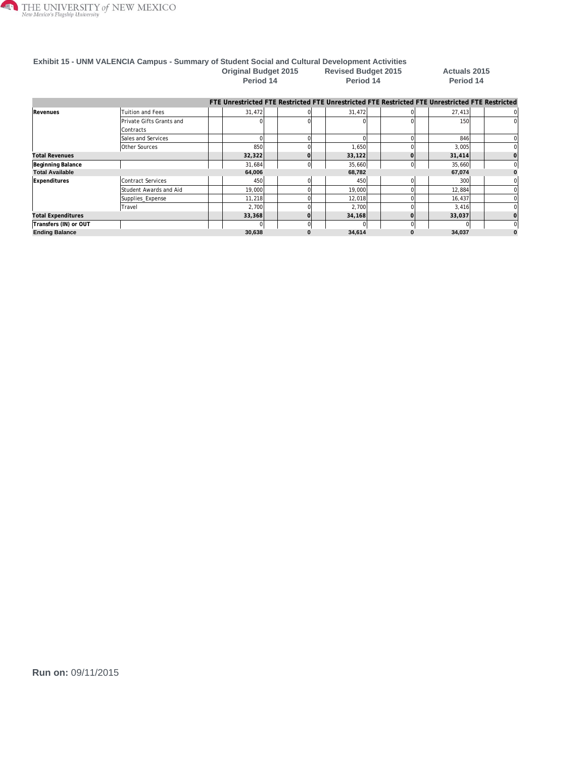### Exhibit 15 - UNM VALENCIA Campus - Summary of Student Social and Cultural Development Activities

| | | Original Budget 2015 Period 14 | | | | Revised Budget 2015 Period 14 | | | | Actuals 2015 Period 14 | | | |
|---|---|---|---|---|---|---|---|---|---|---|---|---|---|
| | | FTE | Unrestricted | FTE | Restricted | FTE | Unrestricted | FTE | Restricted | FTE | Unrestricted | FTE | Restricted |
| **Revenues** | Tuition and Fees | | 31,472 | | 0 | | 31,472 | | 0 | | 27,413 | | 0 |
| | Private Gifts Grants and Contracts | | 0 | | 0 | | 0 | | 0 | | 150 | | 0 |
| | Sales and Services | | 0 | | 0 | | 0 | | 0 | | 846 | | 0 |
| | Other Sources | | 850 | | 0 | | 1,650 | | 0 | | 3,005 | | 0 |
| **Total Revenues** | | | **32,322** | | **0** | | **33,122** | | **0** | | **31,414** | | **0** |
| **Beginning Balance** | | | 31,684 | | 0 | | 35,660 | | 0 | | 35,660 | | 0 |
| **Total Available** | | | **64,006** | | | | **68,782** | | | | **67,074** | | **0** |
| **Expenditures** | Contract Services | | 450 | | 0 | | 450 | | 0 | | 300 | | 0 |
| | Student Awards and Aid | | 19,000 | | 0 | | 19,000 | | 0 | | 12,884 | | 0 |
| | Supplies_Expense | | 11,218 | | 0 | | 12,018 | | 0 | | 16,437 | | 0 |
| | Travel | | 2,700 | | 0 | | 2,700 | | 0 | | 3,416 | | 0 |
| **Total Expenditures** | | | **33,368** | | **0** | | **34,168** | | **0** | | **33,037** | | **0** |
| **Transfers (IN) or OUT** | | | 0 | | 0 | | 0 | | 0 | | 0 | | 0 |
| **Ending Balance** | | | **30,638** | | **0** | | **34,614** | | **0** | | **34,037** | | **0** |

**Run on:** 09/11/2015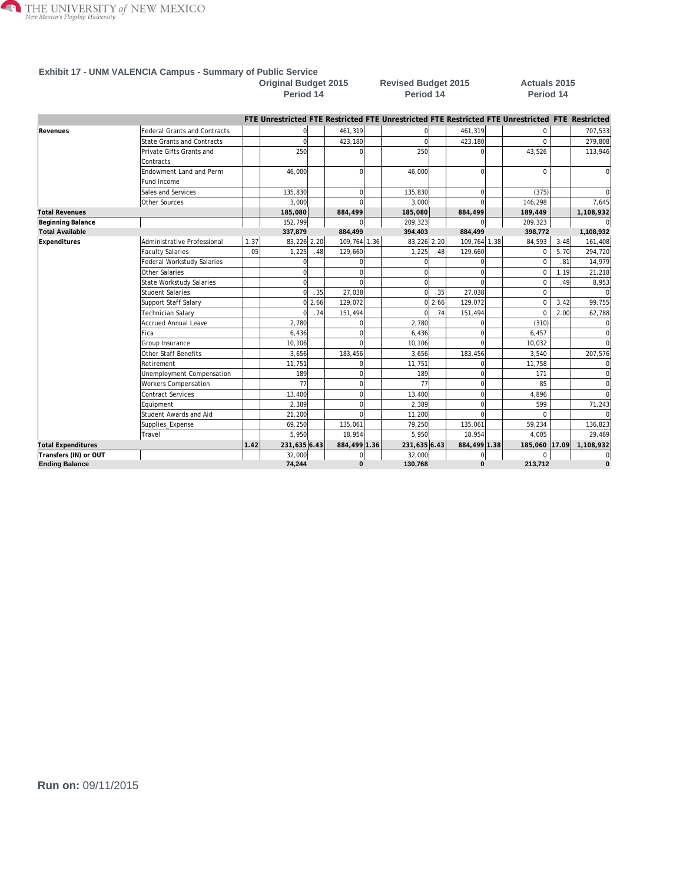## Exhibit 17 - UNM VALENCIA Campus - Summary of Public Service

| | | Original Budget 2015 Period 14 | | | | Revised Budget 2015 Period 14 | | | | Actuals 2015 Period 14 | | | |
|---|---|---|---|---|---|---|---|---|---|---|---|---|---|
| | | FTE | Unrestricted | FTE | Restricted | FTE | Unrestricted | FTE | Restricted | FTE | Unrestricted | FTE | Restricted |
| **Revenues** | Federal Grants and Contracts | | 0 | | 461,319 | | 0 | | 461,319 | | 0 | | 707,533 |
| | State Grants and Contracts | | 0 | | 423,180 | | 0 | | 423,180 | | 0 | | 279,808 |
| | Private Gifts Grants and Contracts | | 250 | | 0 | | 250 | | 0 | | 43,526 | | 113,946 |
| | Endowment Land and Perm Fund Income | | 46,000 | | 0 | | 46,000 | | 0 | | 0 | | 0 |
| | Sales and Services | | 135,830 | | 0 | | 135,830 | | 0 | | (375) | | 0 |
| | Other Sources | | 3,000 | | 0 | | 3,000 | | 0 | | 146,298 | | 7,645 |
| **Total Revenues** | | | **185,080** | | **884,499** | | **185,080** | | **884,499** | | **189,449** | | **1,108,932** |
| **Beginning Balance** | | | 152,799 | | 0 | | 209,323 | | 0 | | 209,323 | | 0 |
| **Total Available** | | | **337,879** | | **884,499** | | **394,403** | | **884,499** | | **398,772** | | **1,108,932** |
| **Expenditures** | Administrative Professional | 1.37 | 83,226 | 2.20 | 109,764 | 1.36 | 83,226 | 2.20 | 109,764 | 1.38 | 84,593 | 3.48 | 161,408 |
| | Faculty Salaries | .05 | 1,225 | .48 | 129,660 | | 1,225 | .48 | 129,660 | | 0 | 5.70 | 294,720 |
| | Federal Workstudy Salaries | | 0 | | 0 | | 0 | | 0 | | 0 | .81 | 14,979 |
| | Other Salaries | | 0 | | 0 | | 0 | | 0 | | 0 | 1.19 | 21,218 |
| | State Workstudy Salaries | | 0 | | 0 | | 0 | | 0 | | 0 | .49 | 8,953 |
| | Student Salaries | | 0 | .35 | 27,038 | | 0 | .35 | 27,038 | | 0 | | 0 |
| | Support Staff Salary | | 0 | 2.66 | 129,072 | | 0 | 2.66 | 129,072 | | 0 | 3.42 | 99,755 |
| | Technician Salary | | 0 | .74 | 151,494 | | 0 | .74 | 151,494 | | 0 | 2.00 | 62,788 |
| | Accrued Annual Leave | | 2,780 | | 0 | | 2,780 | | 0 | | (310) | | 0 |
| | Fica | | 6,436 | | 0 | | 6,436 | | 0 | | 6,457 | | 0 |
| | Group Insurance | | 10,106 | | 0 | | 10,106 | | 0 | | 10,032 | | 0 |
| | Other Staff Benefits | | 3,656 | | 183,456 | | 3,656 | | 183,456 | | 3,540 | | 207,576 |
| | Retirement | | 11,751 | | 0 | | 11,751 | | 0 | | 11,758 | | 0 |
| | Unemployment Compensation | | 189 | | 0 | | 189 | | 0 | | 171 | | 0 |
| | Workers Compensation | | 77 | | 0 | | 77 | | 0 | | 85 | | 0 |
| | Contract Services | | 13,400 | | 0 | | 13,400 | | 0 | | 4,896 | | 0 |
| | Equipment | | 2,389 | | 0 | | 2,389 | | 0 | | 599 | | 71,243 |
| | Student Awards and Aid | | 21,200 | | 0 | | 11,200 | | 0 | | 0 | | 0 |
| | Supplies_Expense | | 69,250 | | 135,061 | | 79,250 | | 135,061 | | 59,234 | | 136,823 |
| | Travel | | 5,950 | | 18,954 | | 5,950 | | 18,954 | | 4,005 | | 29,469 |
| **Total Expenditures** | | **1.42** | **231,635** | **6.43** | **884,499** | **1.36** | **231,635** | **6.43** | **884,499** | **1.38** | **185,060** | **17.09** | **1,108,932** |
| **Transfers (IN) or OUT** | | | 32,000 | | 0 | | 32,000 | | 0 | | 0 | | 0 |
| **Ending Balance** | | | **74,244** | | **0** | | **130,768** | | **0** | | **213,712** | | **0** |

**Run on:** 09/11/2015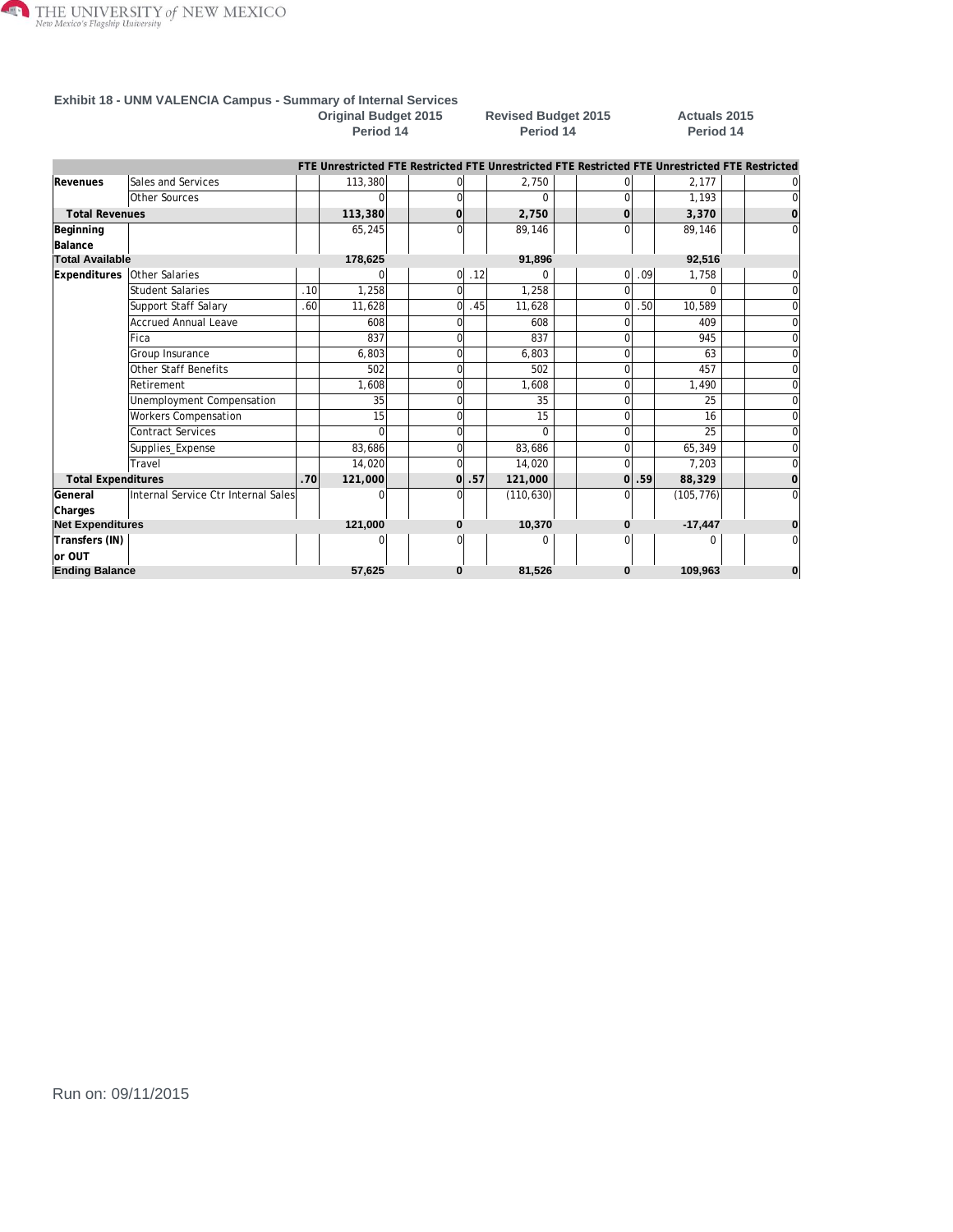THE UNIVERSITY of NEW MEXICO
New Mexico's Flagship University

### Exhibit 18 - UNM VALENCIA Campus - Summary of Internal Services

| | | Original Budget 2015 Period 14 | | | | Revised Budget 2015 Period 14 | | | | Actuals 2015 Period 14 | | | |
|---|---|---|---|---|---|---|---|---|---|---|---|---|---|
| | | FTE | Unrestricted | FTE | Restricted | FTE | Unrestricted | FTE | Restricted | FTE | Unrestricted | FTE | Restricted |
| Revenues | Sales and Services | | 113,380 | | 0 | | 2,750 | | 0 | | 2,177 | | 0 |
| | Other Sources | | 0 | | 0 | | 0 | | 0 | | 1,193 | | 0 |
| Total Revenues | | | 113,380 | | 0 | | 2,750 | | 0 | | 3,370 | | 0 |
| Beginning Balance | | | 65,245 | | 0 | | 89,146 | | 0 | | 89,146 | | 0 |
| Total Available | | | 178,625 | | | | 91,896 | | | | 92,516 | | |
| Expenditures | Other Salaries | | 0 | | 0 | .12 | 0 | | 0 | .09 | 1,758 | | 0 |
| | Student Salaries | .10 | 1,258 | | 0 | | 1,258 | | 0 | | 0 | | 0 |
| | Support Staff Salary | .60 | 11,628 | | 0 | .45 | 11,628 | | 0 | .50 | 10,589 | | 0 |
| | Accrued Annual Leave | | 608 | | 0 | | 608 | | 0 | | 409 | | 0 |
| | Fica | | 837 | | 0 | | 837 | | 0 | | 945 | | 0 |
| | Group Insurance | | 6,803 | | 0 | | 6,803 | | 0 | | 63 | | 0 |
| | Other Staff Benefits | | 502 | | 0 | | 502 | | 0 | | 457 | | 0 |
| | Retirement | | 1,608 | | 0 | | 1,608 | | 0 | | 1,490 | | 0 |
| | Unemployment Compensation | | 35 | | 0 | | 35 | | 0 | | 25 | | 0 |
| | Workers Compensation | | 15 | | 0 | | 15 | | 0 | | 16 | | 0 |
| | Contract Services | | 0 | | 0 | | 0 | | 0 | | 25 | | 0 |
| | Supplies_Expense | | 83,686 | | 0 | | 83,686 | | 0 | | 65,349 | | 0 |
| | Travel | | 14,020 | | 0 | | 14,020 | | 0 | | 7,203 | | 0 |
| Total Expenditures | | .70 | 121,000 | | 0 | .57 | 121,000 | | 0 | .59 | 88,329 | | 0 |
| General Charges | Internal Service Ctr Internal Sales | | 0 | | 0 | | (110,630) | | 0 | | (105,776) | | 0 |
| Net Expenditures | | | 121,000 | | 0 | | 10,370 | | 0 | | -17,447 | | 0 |
| Transfers (IN) or OUT | | | 0 | | 0 | | 0 | | 0 | | 0 | | 0 |
| Ending Balance | | | 57,625 | | 0 | | 81,526 | | 0 | | 109,963 | | 0 |

Run on: 09/11/2015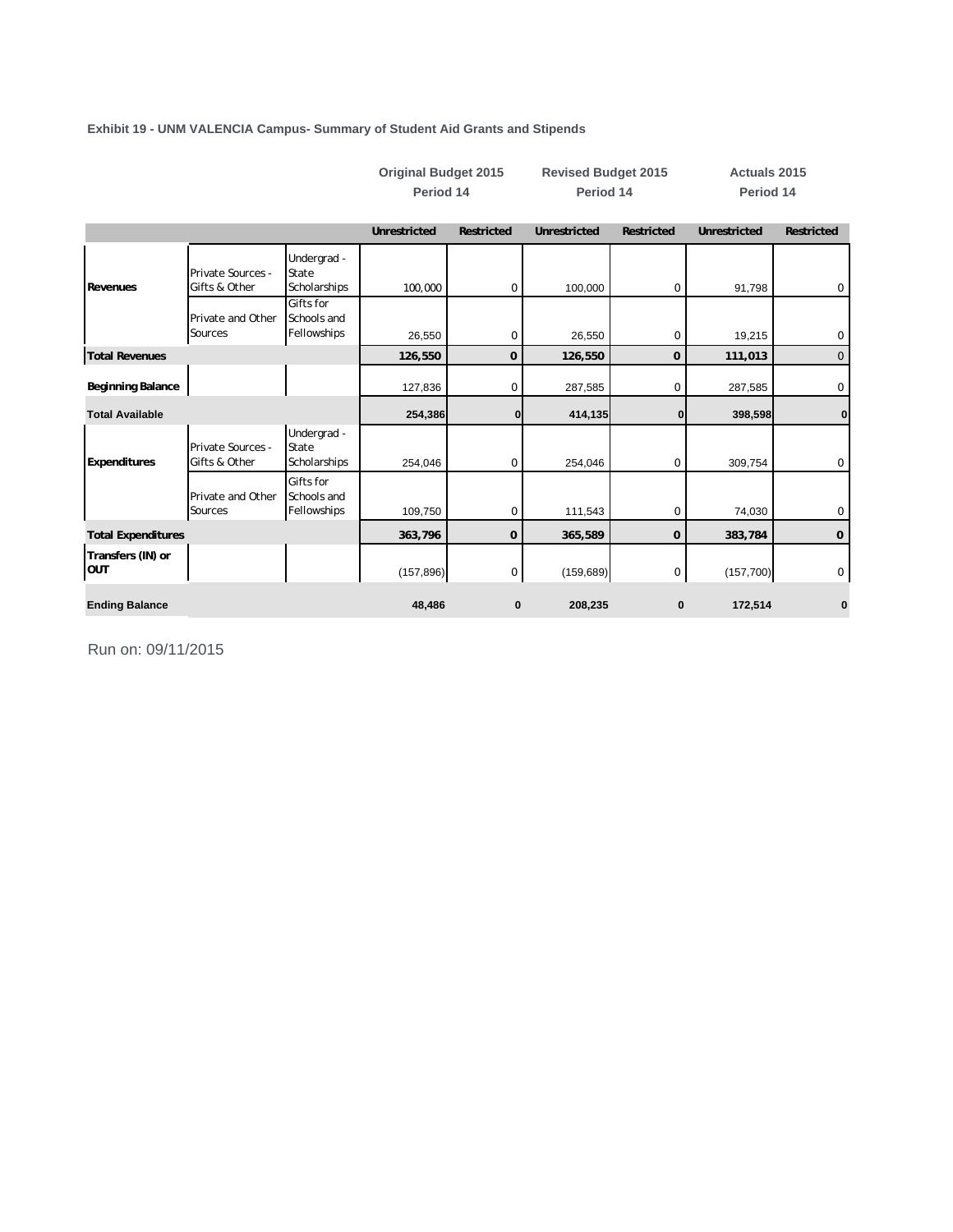**Exhibit 19 - UNM VALENCIA Campus- Summary of Student Aid Grants and Stipends**

| | | | Original Budget 2015 Period 14 | | Revised Budget 2015 Period 14 | | Actuals 2015 Period 14 | |
|---|---|---|---|---|---|---|---|---|
| | | | Unrestricted | Restricted | Unrestricted | Restricted | Unrestricted | Restricted |
| Revenues | Private Sources - Gifts & Other | Undergrad - State Scholarships | 100,000 | 0 | 100,000 | 0 | 91,798 | 0 |
| | Private and Other Sources | Gifts for Schools and Fellowships | 26,550 | 0 | 26,550 | 0 | 19,215 | 0 |
| **Total Revenues** | | | **126,550** | **0** | **126,550** | **0** | **111,013** | 0 |
| Beginning Balance | | | 127,836 | 0 | 287,585 | 0 | 287,585 | 0 |
| **Total Available** | | | **254,386** | **0** | **414,135** | **0** | **398,598** | **0** |
| Expenditures | Private Sources - Gifts & Other | Undergrad - State Scholarships | 254,046 | 0 | 254,046 | 0 | 309,754 | 0 |
| | Private and Other Sources | Gifts for Schools and Fellowships | 109,750 | 0 | 111,543 | 0 | 74,030 | 0 |
| **Total Expenditures** | | | **363,796** | **0** | **365,589** | **0** | **383,784** | **0** |
| Transfers (IN) or OUT | | | (157,896) | 0 | (159,689) | 0 | (157,700) | 0 |
| **Ending Balance** | | | **48,486** | **0** | **208,235** | **0** | **172,514** | **0** |

Run on: 09/11/2015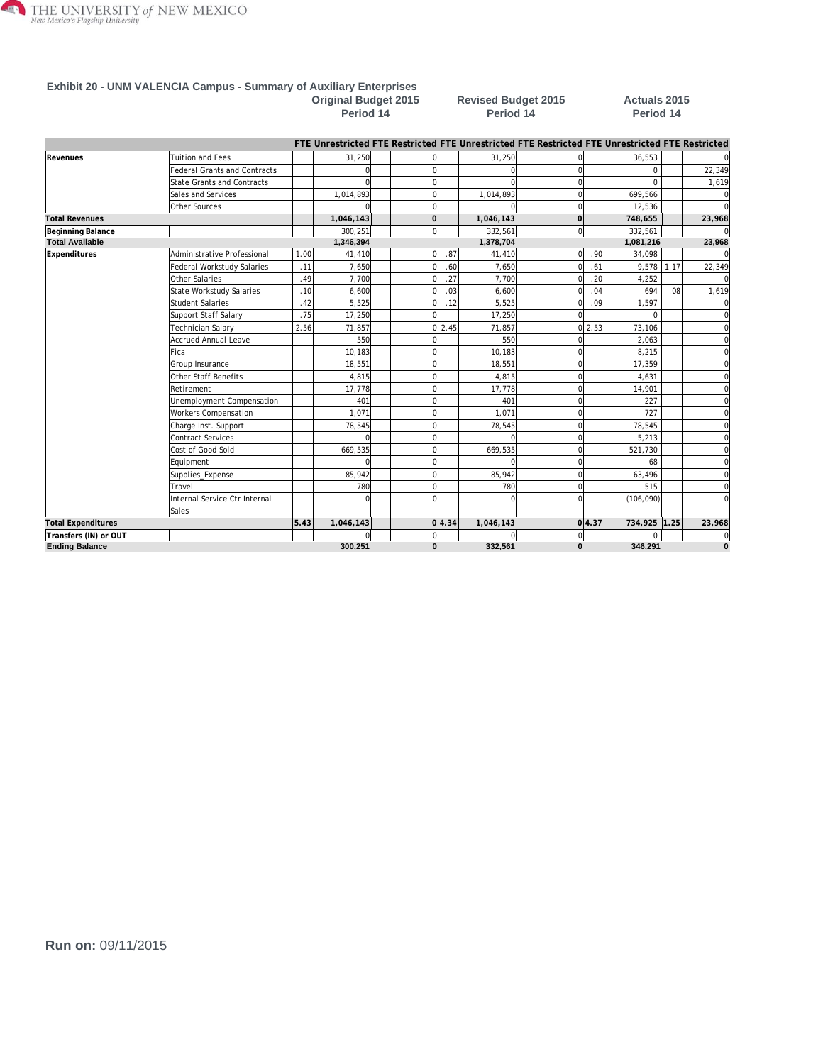### Exhibit 20 - UNM VALENCIA Campus - Summary of Auxiliary Enterprises

| | | Original Budget 2015 Period 14 | | | | Revised Budget 2015 Period 14 | | | | Actuals 2015 Period 14 | | | |
|---|---|---|---|---|---|---|---|---|---|---|---|---|---|
| | | FTE | Unrestricted | FTE | Restricted | FTE | Unrestricted | FTE | Restricted | FTE | Unrestricted | FTE | Restricted |
| **Revenues** | Tuition and Fees | | 31,250 | | 0 | | 31,250 | | 0 | | 36,553 | | 0 |
| | Federal Grants and Contracts | | 0 | | 0 | | 0 | | 0 | | 0 | | 22,349 |
| | State Grants and Contracts | | 0 | | 0 | | 0 | | 0 | | 0 | | 1,619 |
| | Sales and Services | | 1,014,893 | | 0 | | 1,014,893 | | 0 | | 699,566 | | 0 |
| | Other Sources | | 0 | | 0 | | 0 | | 0 | | 12,536 | | 0 |
| **Total Revenues** | | | **1,046,143** | | **0** | | **1,046,143** | | **0** | | **748,655** | | **23,968** |
| **Beginning Balance** | | | 300,251 | | 0 | | 332,561 | | 0 | | 332,561 | | 0 |
| **Total Available** | | | **1,346,394** | | | | **1,378,704** | | | | **1,081,216** | | **23,968** |
| **Expenditures** | Administrative Professional | 1.00 | 41,410 | | 0 | .87 | 41,410 | | 0 | .90 | 34,098 | | 0 |
| | Federal Workstudy Salaries | .11 | 7,650 | | 0 | .60 | 7,650 | | 0 | .61 | 9,578 | 1.17 | 22,349 |
| | Other Salaries | .49 | 7,700 | | 0 | .27 | 7,700 | | 0 | .20 | 4,252 | | 0 |
| | State Workstudy Salaries | .10 | 6,600 | | 0 | .03 | 6,600 | | 0 | .04 | 694 | .08 | 1,619 |
| | Student Salaries | .42 | 5,525 | | 0 | .12 | 5,525 | | 0 | .09 | 1,597 | | 0 |
| | Support Staff Salary | .75 | 17,250 | | 0 | | 17,250 | | 0 | | 0 | | 0 |
| | Technician Salary | 2.56 | 71,857 | | 0 | 2.45 | 71,857 | | 0 | 2.53 | 73,106 | | 0 |
| | Accrued Annual Leave | | 550 | | 0 | | 550 | | 0 | | 2,063 | | 0 |
| | Fica | | 10,183 | | 0 | | 10,183 | | 0 | | 8,215 | | 0 |
| | Group Insurance | | 18,551 | | 0 | | 18,551 | | 0 | | 17,359 | | 0 |
| | Other Staff Benefits | | 4,815 | | 0 | | 4,815 | | 0 | | 4,631 | | 0 |
| | Retirement | | 17,778 | | 0 | | 17,778 | | 0 | | 14,901 | | 0 |
| | Unemployment Compensation | | 401 | | 0 | | 401 | | 0 | | 227 | | 0 |
| | Workers Compensation | | 1,071 | | 0 | | 1,071 | | 0 | | 727 | | 0 |
| | Charge Inst. Support | | 78,545 | | 0 | | 78,545 | | 0 | | 78,545 | | 0 |
| | Contract Services | | 0 | | 0 | | 0 | | 0 | | 5,213 | | 0 |
| | Cost of Good Sold | | 669,535 | | 0 | | 669,535 | | 0 | | 521,730 | | 0 |
| | Equipment | | 0 | | 0 | | 0 | | 0 | | 68 | | 0 |
| | Supplies_Expense | | 85,942 | | 0 | | 85,942 | | 0 | | 63,496 | | 0 |
| | Travel | | 780 | | 0 | | 780 | | 0 | | 515 | | 0 |
| | Internal Service Ctr Internal Sales | | 0 | | 0 | | 0 | | 0 | | (106,090) | | 0 |
| **Total Expenditures** | | **5.43** | **1,046,143** | | **0** | **4.34** | **1,046,143** | | **0** | **4.37** | **734,925** | **1.25** | **23,968** |
| **Transfers (IN) or OUT** | | | 0 | | 0 | | 0 | | 0 | | 0 | | 0 |
| **Ending Balance** | | | **300,251** | | **0** | | **332,561** | | **0** | | **346,291** | | **0** |

**Run on:** 09/11/2015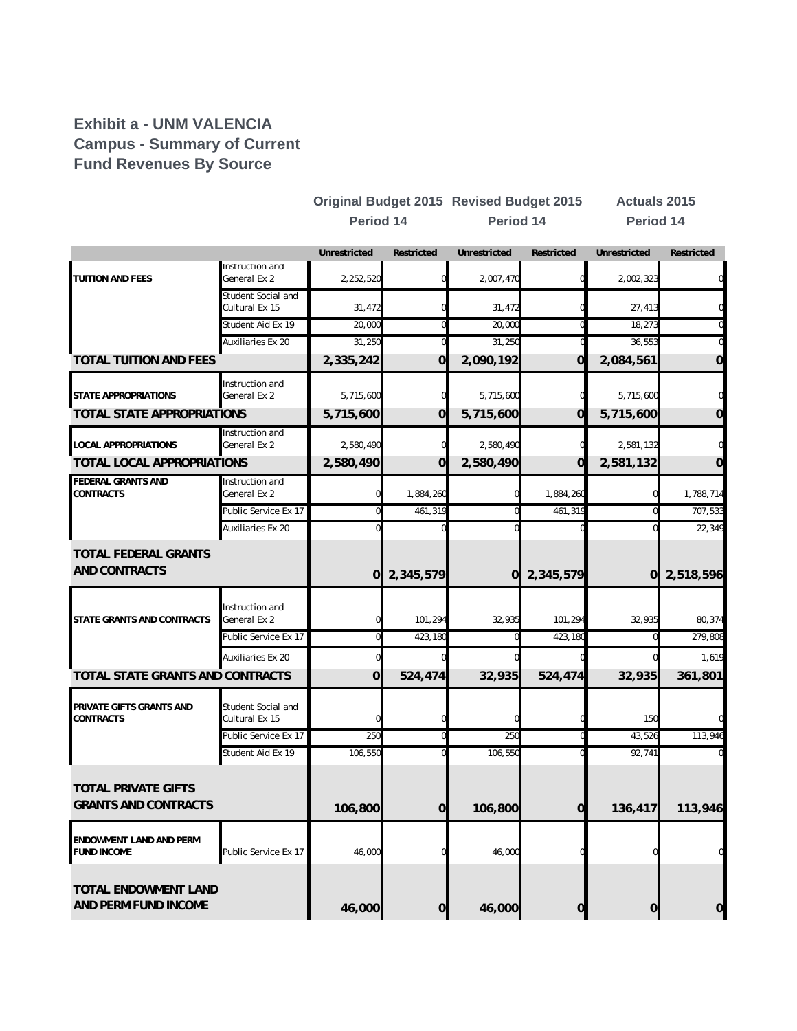# Exhibit a - UNM VALENCIA Campus - Summary of Current Fund Revenues By Source

| | | Original Budget 2015 Period 14 | | Revised Budget 2015 Period 14 | | Actuals 2015 Period 14 | |
|---|---|---|---|---|---|---|---|
| | | Unrestricted | Restricted | Unrestricted | Restricted | Unrestricted | Restricted |
| TUITION AND FEES | Instruction and General Ex 2 | 2,252,520 | 0 | 2,007,470 | 0 | 2,002,323 | 0 |
| | Student Social and Cultural Ex 15 | 31,472 | 0 | 31,472 | 0 | 27,413 | 0 |
| | Student Aid Ex 19 | 20,000 | 0 | 20,000 | 0 | 18,273 | 0 |
| | Auxiliaries Ex 20 | 31,250 | 0 | 31,250 | 0 | 36,553 | 0 |
| **TOTAL TUITION AND FEES** | | **2,335,242** | **0** | **2,090,192** | **0** | **2,084,561** | **0** |
| STATE APPROPRIATIONS | Instruction and General Ex 2 | 5,715,600 | 0 | 5,715,600 | 0 | 5,715,600 | 0 |
| **TOTAL STATE APPROPRIATIONS** | | **5,715,600** | **0** | **5,715,600** | **0** | **5,715,600** | **0** |
| LOCAL APPROPRIATIONS | Instruction and General Ex 2 | 2,580,490 | 0 | 2,580,490 | 0 | 2,581,132 | 0 |
| **TOTAL LOCAL APPROPRIATIONS** | | **2,580,490** | **0** | **2,580,490** | **0** | **2,581,132** | **0** |
| FEDERAL GRANTS AND CONTRACTS | Instruction and General Ex 2 | 0 | 1,884,260 | 0 | 1,884,260 | 0 | 1,788,714 |
| | Public Service Ex 17 | 0 | 461,319 | 0 | 461,319 | 0 | 707,533 |
| | Auxiliaries Ex 20 | 0 | 0 | 0 | 0 | 0 | 22,349 |
| **TOTAL FEDERAL GRANTS AND CONTRACTS** | | **0** | **2,345,579** | **0** | **2,345,579** | **0** | **2,518,596** |
| STATE GRANTS AND CONTRACTS | Instruction and General Ex 2 | 0 | 101,294 | 32,935 | 101,294 | 32,935 | 80,374 |
| | Public Service Ex 17 | 0 | 423,180 | 0 | 423,180 | 0 | 279,808 |
| | Auxiliaries Ex 20 | 0 | 0 | 0 | 0 | 0 | 1,619 |
| **TOTAL STATE GRANTS AND CONTRACTS** | | **0** | **524,474** | **32,935** | **524,474** | **32,935** | **361,801** |
| PRIVATE GIFTS GRANTS AND CONTRACTS | Student Social and Cultural Ex 15 | 0 | 0 | 0 | 0 | 150 | 0 |
| | Public Service Ex 17 | 250 | 0 | 250 | 0 | 43,526 | 113,946 |
| | Student Aid Ex 19 | 106,550 | 0 | 106,550 | 0 | 92,741 | 0 |
| **TOTAL PRIVATE GIFTS GRANTS AND CONTRACTS** | | **106,800** | **0** | **106,800** | **0** | **136,417** | **113,946** |
| ENDOWMENT LAND AND PERM FUND INCOME | Public Service Ex 17 | 46,000 | 0 | 46,000 | 0 | 0 | 0 |
| **TOTAL ENDOWMENT LAND AND PERM FUND INCOME** | | **46,000** | **0** | **46,000** | **0** | **0** | **0** |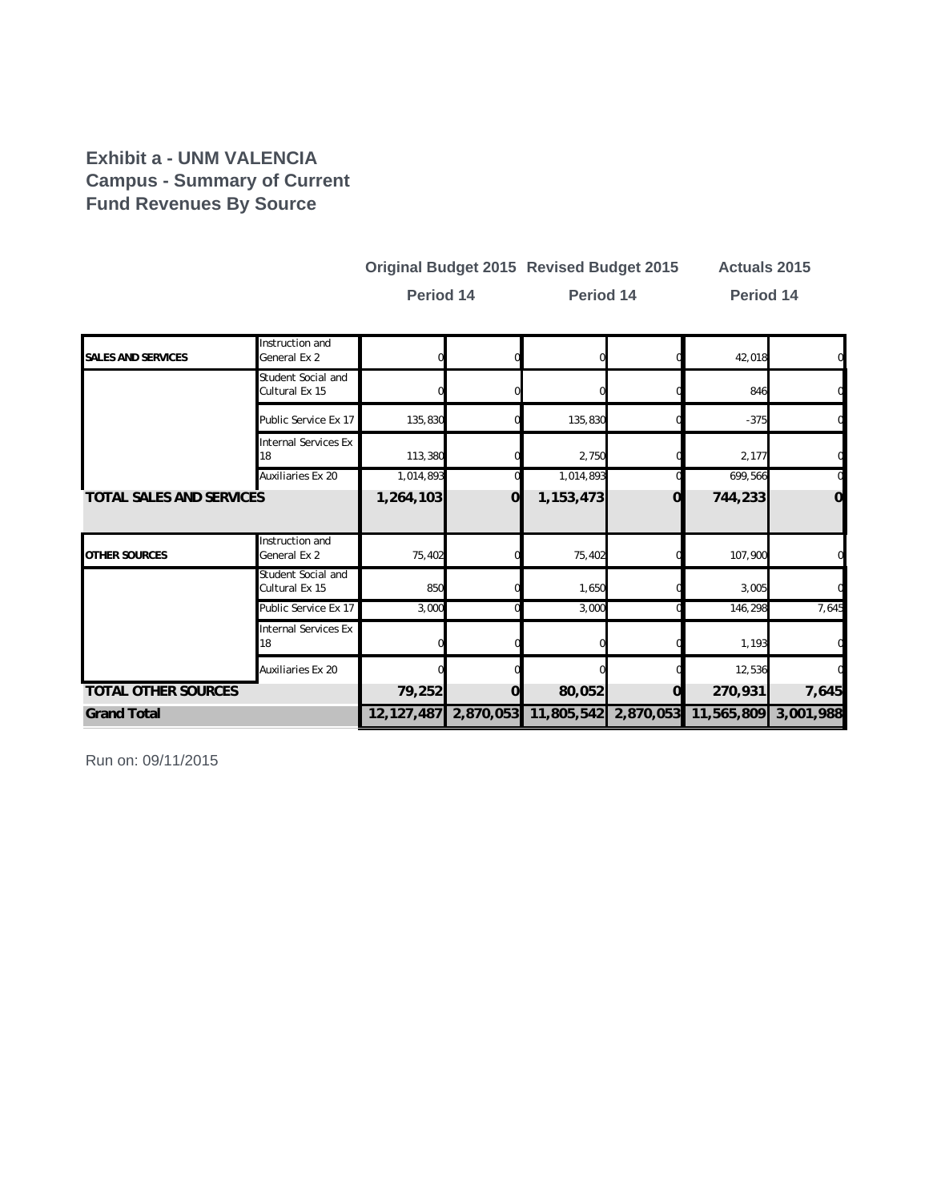**Exhibit a - UNM VALENCIA Campus - Summary of Current Fund Revenues By Source**

| | | Original Budget 2015 | | Revised Budget 2015 | | Actuals 2015 | |
|---|---|---|---|---|---|---|---|
| | | Period 14 | | Period 14 | | Period 14 | |
| SALES AND SERVICES | Instruction and General Ex 2 | 0 | 0 | 0 | 0 | 42,018 | 0 |
| | Student Social and Cultural Ex 15 | 0 | 0 | 0 | 0 | 846 | 0 |
| | Public Service Ex 17 | 135,830 | 0 | 135,830 | 0 | -375 | 0 |
| | Internal Services Ex 18 | 113,380 | 0 | 2,750 | 0 | 2,177 | 0 |
| | Auxiliaries Ex 20 | 1,014,893 | 0 | 1,014,893 | 0 | 699,566 | 0 |
| **TOTAL SALES AND SERVICES** | | **1,264,103** | **0** | **1,153,473** | **0** | **744,233** | **0** |
| OTHER SOURCES | Instruction and General Ex 2 | 75,402 | 0 | 75,402 | 0 | 107,900 | 0 |
| | Student Social and Cultural Ex 15 | 850 | 0 | 1,650 | 0 | 3,005 | 0 |
| | Public Service Ex 17 | 3,000 | 0 | 3,000 | 0 | 146,298 | 7,645 |
| | Internal Services Ex 18 | 0 | 0 | 0 | 0 | 1,193 | 0 |
| | Auxiliaries Ex 20 | 0 | 0 | 0 | 0 | 12,536 | 0 |
| **TOTAL OTHER SOURCES** | | **79,252** | **0** | **80,052** | **0** | **270,931** | **7,645** |
| **Grand Total** | | **12,127,487** | **2,870,053** | **11,805,542** | **2,870,053** | **11,565,809** | **3,001,988** |

Run on: 09/11/2015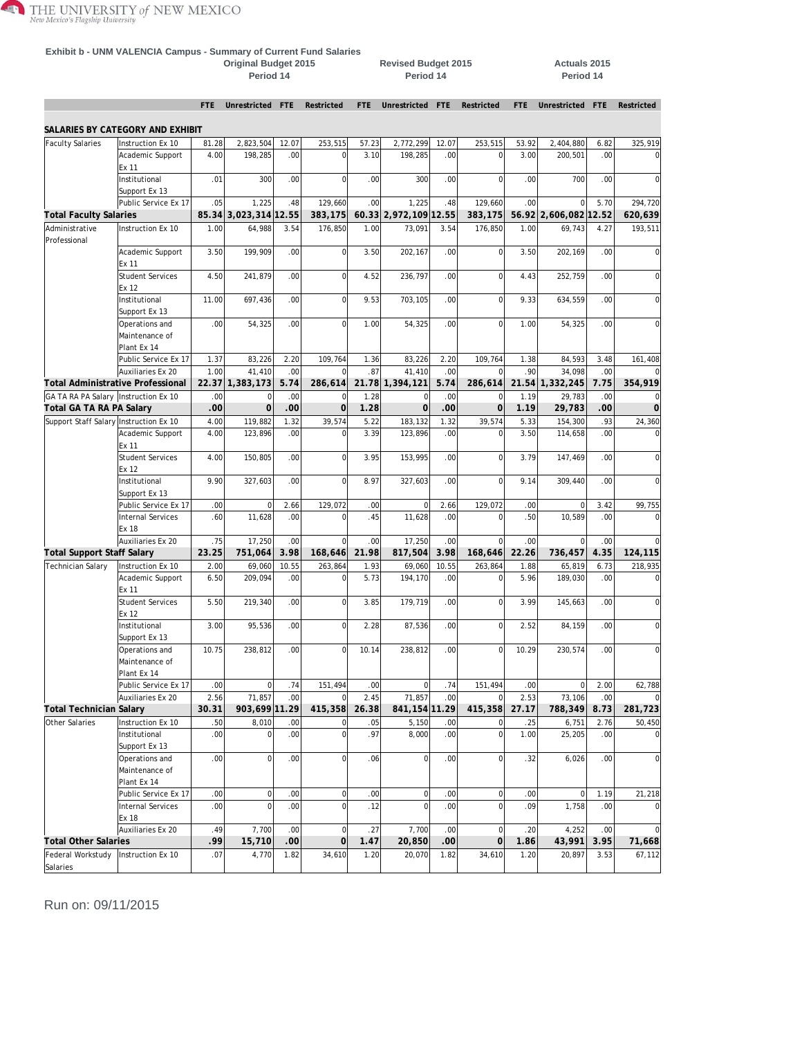## Exhibit b - UNM VALENCIA Campus - Summary of Current Fund Salaries

| | | Original Budget 2015 Period 14 | | | | Revised Budget 2015 Period 14 | | | | Actuals 2015 Period 14 | | | |
|---|---|---|---|---|---|---|---|---|---|---|---|---|---|
| | | FTE | Unrestricted | FTE | Restricted | FTE | Unrestricted | FTE | Restricted | FTE | Unrestricted | FTE | Restricted |
| **SALARIES BY CATEGORY AND EXHIBIT** | | | | | | | | | | | | | |
| Faculty Salaries | Instruction Ex 10 | 81.28 | 2,823,504 | 12.07 | 253,515 | 57.23 | 2,772,299 | 12.07 | 253,515 | 53.92 | 2,404,880 | 6.82 | 325,919 |
| | Academic Support Ex 11 | 4.00 | 198,285 | .00 | 0 | 3.10 | 198,285 | .00 | 0 | 3.00 | 200,501 | .00 | 0 |
| | Institutional Support Ex 13 | .01 | 300 | .00 | 0 | .00 | 300 | .00 | 0 | .00 | 700 | .00 | 0 |
| | Public Service Ex 17 | .05 | 1,225 | .48 | 129,660 | .00 | 1,225 | .48 | 129,660 | .00 | 0 | 5.70 | 294,720 |
| **Total Faculty Salaries** | | **85.34** | **3,023,314** | **12.55** | **383,175** | **60.33** | **2,972,109** | **12.55** | **383,175** | **56.92** | **2,606,082** | **12.52** | **620,639** |
| Administrative Professional | Instruction Ex 10 | 1.00 | 64,988 | 3.54 | 176,850 | 1.00 | 73,091 | 3.54 | 176,850 | 1.00 | 69,743 | 4.27 | 193,511 |
| | Academic Support Ex 11 | 3.50 | 199,909 | .00 | 0 | 3.50 | 202,167 | .00 | 0 | 3.50 | 202,169 | .00 | 0 |
| | Student Services Ex 12 | 4.50 | 241,879 | .00 | 0 | 4.52 | 236,797 | .00 | 0 | 4.43 | 252,759 | .00 | 0 |
| | Institutional Support Ex 13 | 11.00 | 697,436 | .00 | 0 | 9.53 | 703,105 | .00 | 0 | 9.33 | 634,559 | .00 | 0 |
| | Operations and Maintenance of Plant Ex 14 | .00 | 54,325 | .00 | 0 | 1.00 | 54,325 | .00 | 0 | 1.00 | 54,325 | .00 | 0 |
| | Public Service Ex 17 | 1.37 | 83,226 | 2.20 | 109,764 | 1.36 | 83,226 | 2.20 | 109,764 | 1.38 | 84,593 | 3.48 | 161,408 |
| | Auxiliaries Ex 20 | 1.00 | 41,410 | .00 | 0 | .87 | 41,410 | .00 | 0 | .90 | 34,098 | .00 | 0 |
| **Total Administrative Professional** | | **22.37** | **1,383,173** | **5.74** | **286,614** | **21.78** | **1,394,121** | **5.74** | **286,614** | **21.54** | **1,332,245** | **7.75** | **354,919** |
| GA TA RA PA Salary | Instruction Ex 10 | .00 | 0 | .00 | 0 | 1.28 | 0 | .00 | 0 | 1.19 | 29,783 | .00 | 0 |
| **Total GA TA RA PA Salary** | | **.00** | **0** | **.00** | **0** | **1.28** | **0** | **.00** | **0** | **1.19** | **29,783** | **.00** | **0** |
| Support Staff Salary | Instruction Ex 10 | 4.00 | 119,882 | 1.32 | 39,574 | 5.22 | 183,132 | 1.32 | 39,574 | 5.33 | 154,300 | .93 | 24,360 |
| | Academic Support Ex 11 | 4.00 | 123,896 | .00 | 0 | 3.39 | 123,896 | .00 | 0 | 3.50 | 114,658 | .00 | 0 |
| | Student Services Ex 12 | 4.00 | 150,805 | .00 | 0 | 3.95 | 153,995 | .00 | 0 | 3.79 | 147,469 | .00 | 0 |
| | Institutional Support Ex 13 | 9.90 | 327,603 | .00 | 0 | 8.97 | 327,603 | .00 | 0 | 9.14 | 309,440 | .00 | 0 |
| | Public Service Ex 17 | .00 | 0 | 2.66 | 129,072 | .00 | 0 | 2.66 | 129,072 | .00 | 0 | 3.42 | 99,755 |
| | Internal Services Ex 18 | .60 | 11,628 | .00 | 0 | .45 | 11,628 | .00 | 0 | .50 | 10,589 | .00 | 0 |
| | Auxiliaries Ex 20 | .75 | 17,250 | .00 | 0 | .00 | 17,250 | .00 | 0 | .00 | 0 | .00 | 0 |
| **Total Support Staff Salary** | | **23.25** | **751,064** | **3.98** | **168,646** | **21.98** | **817,504** | **3.98** | **168,646** | **22.26** | **736,457** | **4.35** | **124,115** |
| Technician Salary | Instruction Ex 10 | 2.00 | 69,060 | 10.55 | 263,864 | 1.93 | 69,060 | 10.55 | 263,864 | 1.88 | 65,819 | 6.73 | 218,935 |
| | Academic Support Ex 11 | 6.50 | 209,094 | .00 | 0 | 5.73 | 194,170 | .00 | 0 | 5.96 | 189,030 | .00 | 0 |
| | Student Services Ex 12 | 5.50 | 219,340 | .00 | 0 | 3.85 | 179,719 | .00 | 0 | 3.99 | 145,663 | .00 | 0 |
| | Institutional Support Ex 13 | 3.00 | 95,536 | .00 | 0 | 2.28 | 87,536 | .00 | 0 | 2.52 | 84,159 | .00 | 0 |
| | Operations and Maintenance of Plant Ex 14 | 10.75 | 238,812 | .00 | 0 | 10.14 | 238,812 | .00 | 0 | 10.29 | 230,574 | .00 | 0 |
| | Public Service Ex 17 | .00 | 0 | .74 | 151,494 | .00 | 0 | .74 | 151,494 | .00 | 0 | 2.00 | 62,788 |
| | Auxiliaries Ex 20 | 2.56 | 71,857 | .00 | 0 | 2.45 | 71,857 | .00 | 0 | 2.53 | 73,106 | .00 | 0 |
| **Total Technician Salary** | | **30.31** | **903,699** | **11.29** | **415,358** | **26.38** | **841,154** | **11.29** | **415,358** | **27.17** | **788,349** | **8.73** | **281,723** |
| Other Salaries | Instruction Ex 10 | .50 | 8,010 | .00 | 0 | .05 | 5,150 | .00 | 0 | .25 | 6,751 | 2.76 | 50,450 |
| | Institutional Support Ex 13 | .00 | 0 | .00 | 0 | .97 | 8,000 | .00 | 0 | 1.00 | 25,205 | .00 | 0 |
| | Operations and Maintenance of Plant Ex 14 | .00 | 0 | .00 | 0 | .06 | 0 | .00 | 0 | .32 | 6,026 | .00 | 0 |
| | Public Service Ex 17 | .00 | 0 | .00 | 0 | .00 | 0 | .00 | 0 | .00 | 0 | 1.19 | 21,218 |
| | Internal Services Ex 18 | .00 | 0 | .00 | 0 | .12 | 0 | .00 | 0 | .09 | 1,758 | .00 | 0 |
| | Auxiliaries Ex 20 | .49 | 7,700 | .00 | 0 | .27 | 7,700 | .00 | 0 | .20 | 4,252 | .00 | 0 |
| **Total Other Salaries** | | **.99** | **15,710** | **.00** | **0** | **1.47** | **20,850** | **.00** | **0** | **1.86** | **43,991** | **3.95** | **71,668** |
| Federal Workstudy Salaries | Instruction Ex 10 | .07 | 4,770 | 1.82 | 34,610 | 1.20 | 20,070 | 1.82 | 34,610 | 1.20 | 20,897 | 3.53 | 67,112 |

Run on: 09/11/2015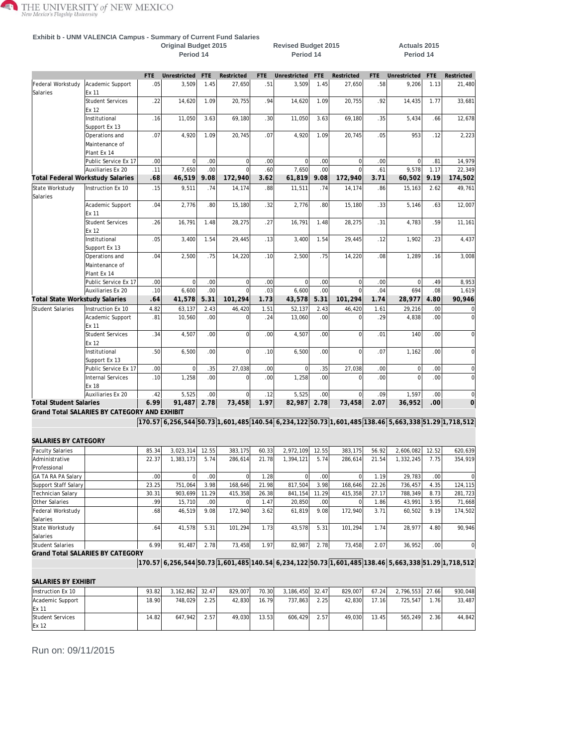Exhibit b - UNM VALENCIA Campus - Summary of Current Fund Salaries

| | | Original Budget 2015 Period 14 | | | | Revised Budget 2015 Period 14 | | | | Actuals 2015 Period 14 | | | |
|---|---|---|---|---|---|---|---|---|---|---|---|---|---|
| | | FTE | Unrestricted | FTE | Restricted | FTE | Unrestricted | FTE | Restricted | FTE | Unrestricted | FTE | Restricted |
| Federal Workstudy Salaries | Academic Support Ex 11 | .05 | 3,509 | 1.45 | 27,650 | .51 | 3,509 | 1.45 | 27,650 | .58 | 9,206 | 1.13 | 21,480 |
| | Student Services Ex 12 | .22 | 14,620 | 1.09 | 20,755 | .94 | 14,620 | 1.09 | 20,755 | .92 | 14,435 | 1.77 | 33,681 |
| | Institutional Support Ex 13 | .16 | 11,050 | 3.63 | 69,180 | .30 | 11,050 | 3.63 | 69,180 | .35 | 5,434 | .66 | 12,678 |
| | Operations and Maintenance of Plant Ex 14 | .07 | 4,920 | 1.09 | 20,745 | .07 | 4,920 | 1.09 | 20,745 | .05 | 953 | .12 | 2,223 |
| | Public Service Ex 17 | .00 | 0 | .00 | 0 | .00 | 0 | .00 | 0 | .00 | 0 | .81 | 14,979 |
| | Auxiliaries Ex 20 | .11 | 7,650 | .00 | 0 | .60 | 7,650 | .00 | 0 | .61 | 9,578 | 1.17 | 22,349 |
| **Total Federal Workstudy Salaries** | | **.68** | **46,519** | **9.08** | **172,940** | **3.62** | **61,819** | **9.08** | **172,940** | **3.71** | **60,502** | **9.19** | **174,502** |
| State Workstudy Salaries | Instruction Ex 10 | .15 | 9,511 | .74 | 14,174 | .88 | 11,511 | .74 | 14,174 | .86 | 15,163 | 2.62 | 49,761 |
| | Academic Support Ex 11 | .04 | 2,776 | .80 | 15,180 | .32 | 2,776 | .80 | 15,180 | .33 | 5,146 | .63 | 12,007 |
| | Student Services Ex 12 | .26 | 16,791 | 1.48 | 28,275 | .27 | 16,791 | 1.48 | 28,275 | .31 | 4,783 | .59 | 11,161 |
| | Institutional Support Ex 13 | .05 | 3,400 | 1.54 | 29,445 | .13 | 3,400 | 1.54 | 29,445 | .12 | 1,902 | .23 | 4,437 |
| | Operations and Maintenance of Plant Ex 14 | .04 | 2,500 | .75 | 14,220 | .10 | 2,500 | .75 | 14,220 | .08 | 1,289 | .16 | 3,008 |
| | Public Service Ex 17 | .00 | 0 | .00 | 0 | .00 | 0 | .00 | 0 | .00 | 0 | .49 | 8,953 |
| | Auxiliaries Ex 20 | .10 | 6,600 | .00 | 0 | .03 | 6,600 | .00 | 0 | .04 | 694 | .08 | 1,619 |
| **Total State Workstudy Salaries** | | **.64** | **41,578** | **5.31** | **101,294** | **1.73** | **43,578** | **5.31** | **101,294** | **1.74** | **28,977** | **4.80** | **90,946** |
| Student Salaries | Instruction Ex 10 | 4.82 | 63,137 | 2.43 | 46,420 | 1.51 | 52,137 | 2.43 | 46,420 | 1.61 | 29,216 | .00 | 0 |
| | Academic Support Ex 11 | .81 | 10,560 | .00 | 0 | .24 | 13,060 | .00 | 0 | .29 | 4,838 | .00 | 0 |
| | Student Services Ex 12 | .34 | 4,507 | .00 | 0 | .00 | 4,507 | .00 | 0 | .01 | 140 | .00 | 0 |
| | Institutional Support Ex 13 | .50 | 6,500 | .00 | 0 | .10 | 6,500 | .00 | 0 | .07 | 1,162 | .00 | 0 |
| | Public Service Ex 17 | .00 | 0 | .35 | 27,038 | .00 | 0 | .35 | 27,038 | .00 | 0 | .00 | 0 |
| | Internal Services Ex 18 | .10 | 1,258 | .00 | 0 | .00 | 1,258 | .00 | 0 | .00 | 0 | .00 | 0 |
| | Auxiliaries Ex 20 | .42 | 5,525 | .00 | 0 | .12 | 5,525 | .00 | 0 | .09 | 1,597 | .00 | 0 |
| **Total Student Salaries** | | **6.99** | **91,487** | **2.78** | **73,458** | **1.97** | **82,987** | **2.78** | **73,458** | **2.07** | **36,952** | **.00** | **0** |
| **Grand Total SALARIES BY CATEGORY AND EXHIBIT** | | **170.57** | **6,256,544** | **50.73** | **1,601,485** | **140.54** | **6,234,122** | **50.73** | **1,601,485** | **138.46** | **5,663,338** | **51.29** | **1,718,512** |

**SALARIES BY CATEGORY**

| | | FTE | Unrestricted | FTE | Restricted | FTE | Unrestricted | FTE | Restricted | FTE | Unrestricted | FTE | Restricted |
|---|---|---|---|---|---|---|---|---|---|---|---|---|---|
| Faculty Salaries | | 85.34 | 3,023,314 | 12.55 | 383,175 | 60.33 | 2,972,109 | 12.55 | 383,175 | 56.92 | 2,606,082 | 12.52 | 620,639 |
| Administrative Professional | | 22.37 | 1,383,173 | 5.74 | 286,614 | 21.78 | 1,394,121 | 5.74 | 286,614 | 21.54 | 1,332,245 | 7.75 | 354,919 |
| GA TA RA PA Salary | | .00 | 0 | .00 | 0 | 1.28 | 0 | .00 | 0 | 1.19 | 29,783 | .00 | 0 |
| Support Staff Salary | | 23.25 | 751,064 | 3.98 | 168,646 | 21.98 | 817,504 | 3.98 | 168,646 | 22.26 | 736,457 | 4.35 | 124,115 |
| Technician Salary | | 30.31 | 903,699 | 11.29 | 415,358 | 26.38 | 841,154 | 11.29 | 415,358 | 27.17 | 788,349 | 8.73 | 281,723 |
| Other Salaries | | .99 | 15,710 | .00 | 0 | 1.47 | 20,850 | .00 | 0 | 1.86 | 43,991 | 3.95 | 71,668 |
| Federal Workstudy Salaries | | .68 | 46,519 | 9.08 | 172,940 | 3.62 | 61,819 | 9.08 | 172,940 | 3.71 | 60,502 | 9.19 | 174,502 |
| State Workstudy Salaries | | .64 | 41,578 | 5.31 | 101,294 | 1.73 | 43,578 | 5.31 | 101,294 | 1.74 | 28,977 | 4.80 | 90,946 |
| Student Salaries | | 6.99 | 91,487 | 2.78 | 73,458 | 1.97 | 82,987 | 2.78 | 73,458 | 2.07 | 36,952 | .00 | 0 |
| **Grand Total SALARIES BY CATEGORY** | | **170.57** | **6,256,544** | **50.73** | **1,601,485** | **140.54** | **6,234,122** | **50.73** | **1,601,485** | **138.46** | **5,663,338** | **51.29** | **1,718,512** |

**SALARIES BY EXHIBIT**

| | | FTE | Unrestricted | FTE | Restricted | FTE | Unrestricted | FTE | Restricted | FTE | Unrestricted | FTE | Restricted |
|---|---|---|---|---|---|---|---|---|---|---|---|---|---|
| Instruction Ex 10 | | 93.82 | 3,162,862 | 32.47 | 829,007 | 70.30 | 3,186,450 | 32.47 | 829,007 | 67.24 | 2,796,553 | 27.66 | 930,048 |
| Academic Support Ex 11 | | 18.90 | 748,029 | 2.25 | 42,830 | 16.79 | 737,863 | 2.25 | 42,830 | 17.16 | 725,547 | 1.76 | 33,487 |
| Student Services Ex 12 | | 14.82 | 647,942 | 2.57 | 49,030 | 13.53 | 606,429 | 2.57 | 49,030 | 13.45 | 565,249 | 2.36 | 44,842 |

Run on: 09/11/2015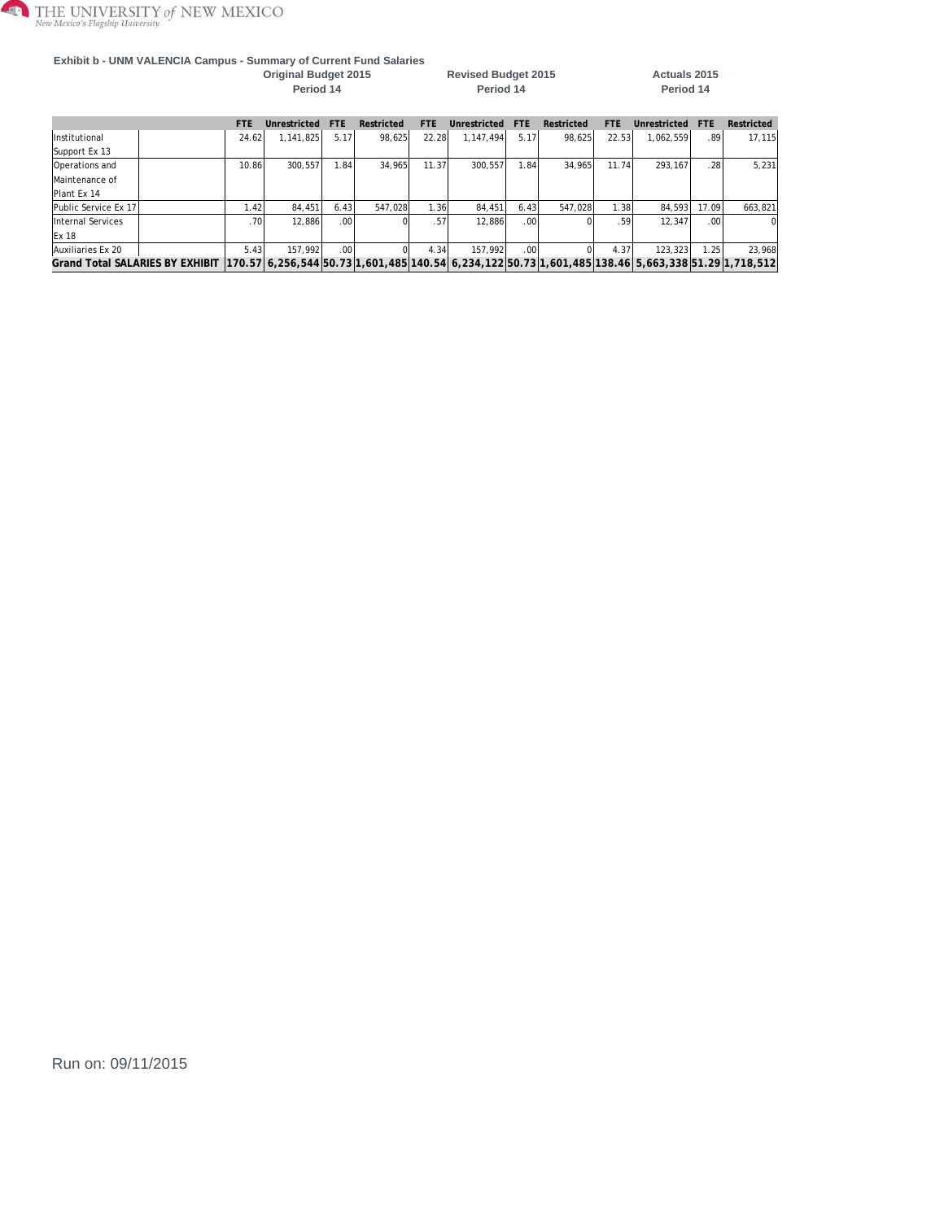THE UNIVERSITY of NEW MEXICO
New Mexico's Flagship University

**Exhibit b - UNM VALENCIA Campus - Summary of Current Fund Salaries**

| | Original Budget 2015 Period 14 | | | | Revised Budget 2015 Period 14 | | | | Actuals 2015 Period 14 | | | |
|---|---|---|---|---|---|---|---|---|---|---|---|---|
| | FTE | Unrestricted | FTE | Restricted | FTE | Unrestricted | FTE | Restricted | FTE | Unrestricted | FTE | Restricted |
| Institutional Support Ex 13 | 24.62 | 1,141,825 | 5.17 | 98,625 | 22.28 | 1,147,494 | 5.17 | 98,625 | 22.53 | 1,062,559 | .89 | 17,115 |
| Operations and Maintenance of Plant Ex 14 | 10.86 | 300,557 | 1.84 | 34,965 | 11.37 | 300,557 | 1.84 | 34,965 | 11.74 | 293,167 | .28 | 5,231 |
| Public Service Ex 17 | 1.42 | 84,451 | 6.43 | 547,028 | 1.36 | 84,451 | 6.43 | 547,028 | 1.38 | 84,593 | 17.09 | 663,821 |
| Internal Services Ex 18 | .70 | 12,886 | .00 | 0 | .57 | 12,886 | .00 | 0 | .59 | 12,347 | .00 | 0 |
| Auxiliaries Ex 20 | 5.43 | 157,992 | .00 | 0 | 4.34 | 157,992 | .00 | 0 | 4.37 | 123,323 | 1.25 | 23,968 |
| **Grand Total SALARIES BY EXHIBIT** | **170.57** | **6,256,544** | **50.73** | **1,601,485** | **140.54** | **6,234,122** | **50.73** | **1,601,485** | **138.46** | **5,663,338** | **51.29** | **1,718,512** |

Run on: 09/11/2015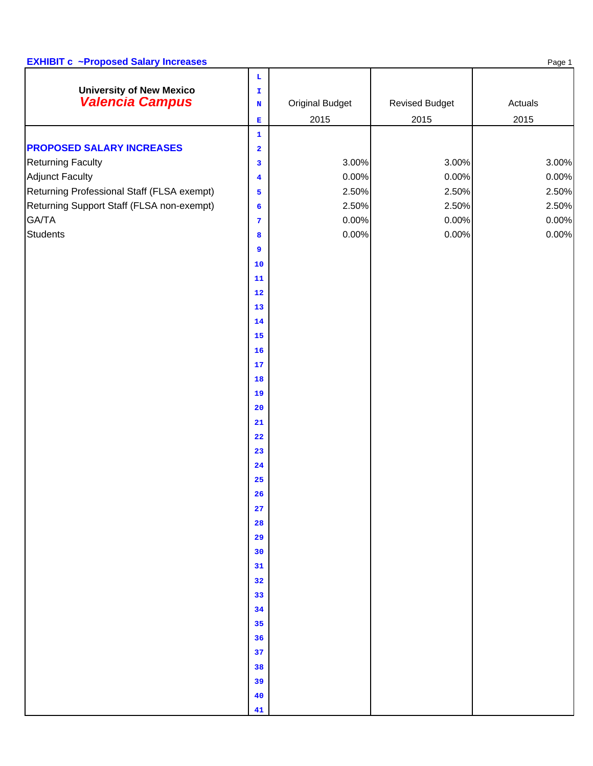**EXHIBIT c ~Proposed Salary Increases**

| University of New Mexico *Valencia Campus* | LINE | Original Budget 2015 | Revised Budget 2015 | Actuals 2015 |
|---|---|---|---|---|
| | 1 | | | |
| **PROPOSED SALARY INCREASES** | 2 | | | |
| Returning Faculty | 3 | 3.00% | 3.00% | 3.00% |
| Adjunct Faculty | 4 | 0.00% | 0.00% | 0.00% |
| Returning Professional Staff (FLSA exempt) | 5 | 2.50% | 2.50% | 2.50% |
| Returning Support Staff (FLSA non-exempt) | 6 | 2.50% | 2.50% | 2.50% |
| GA/TA | 7 | 0.00% | 0.00% | 0.00% |
| Students | 8 | 0.00% | 0.00% | 0.00% |
| | 9 | | | |
| | 10 | | | |
| | 11 | | | |
| | 12 | | | |
| | 13 | | | |
| | 14 | | | |
| | 15 | | | |
| | 16 | | | |
| | 17 | | | |
| | 18 | | | |
| | 19 | | | |
| | 20 | | | |
| | 21 | | | |
| | 22 | | | |
| | 23 | | | |
| | 24 | | | |
| | 25 | | | |
| | 26 | | | |
| | 27 | | | |
| | 28 | | | |
| | 29 | | | |
| | 30 | | | |
| | 31 | | | |
| | 32 | | | |
| | 33 | | | |
| | 34 | | | |
| | 35 | | | |
| | 36 | | | |
| | 37 | | | |
| | 38 | | | |
| | 39 | | | |
| | 40 | | | |
| | 41 | | | |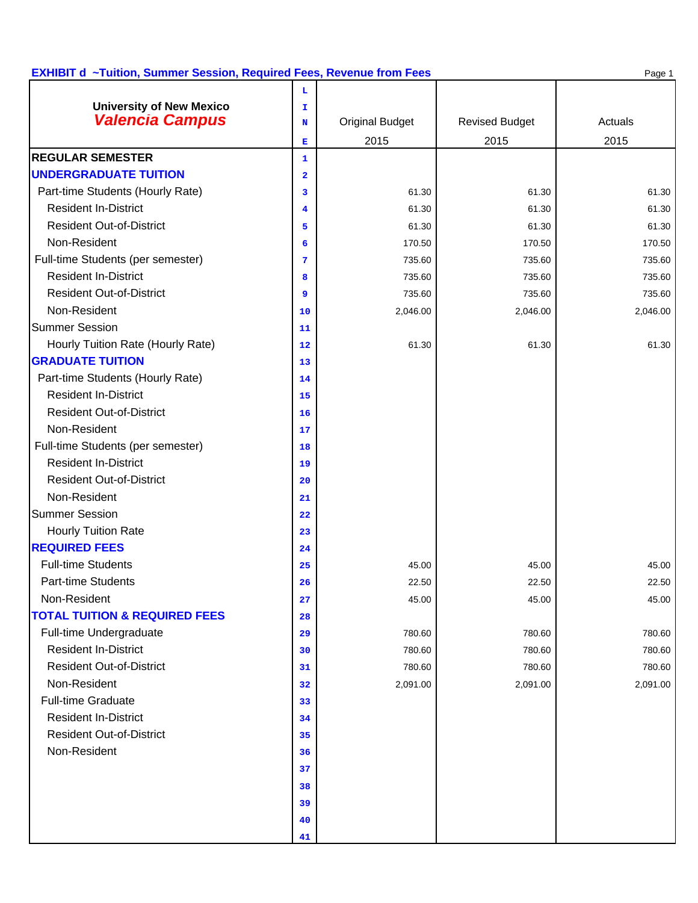## EXHIBIT d ~Tuition, Summer Session, Required Fees, Revenue from Fees

| University of New Mexico *Valencia Campus* | LINE | Original Budget 2015 | Revised Budget 2015 | Actuals 2015 |
|---|---|---|---|---|
| **REGULAR SEMESTER** | 1 | | | |
| **UNDERGRADUATE TUITION** | 2 | | | |
| Part-time Students (Hourly Rate) | 3 | 61.30 | 61.30 | 61.30 |
| Resident In-District | 4 | 61.30 | 61.30 | 61.30 |
| Resident Out-of-District | 5 | 61.30 | 61.30 | 61.30 |
| Non-Resident | 6 | 170.50 | 170.50 | 170.50 |
| Full-time Students (per semester) | 7 | 735.60 | 735.60 | 735.60 |
| Resident In-District | 8 | 735.60 | 735.60 | 735.60 |
| Resident Out-of-District | 9 | 735.60 | 735.60 | 735.60 |
| Non-Resident | 10 | 2,046.00 | 2,046.00 | 2,046.00 |
| Summer Session | 11 | | | |
| Hourly Tuition Rate (Hourly Rate) | 12 | 61.30 | 61.30 | 61.30 |
| **GRADUATE TUITION** | 13 | | | |
| Part-time Students (Hourly Rate) | 14 | | | |
| Resident In-District | 15 | | | |
| Resident Out-of-District | 16 | | | |
| Non-Resident | 17 | | | |
| Full-time Students (per semester) | 18 | | | |
| Resident In-District | 19 | | | |
| Resident Out-of-District | 20 | | | |
| Non-Resident | 21 | | | |
| Summer Session | 22 | | | |
| Hourly Tuition Rate | 23 | | | |
| **REQUIRED FEES** | 24 | | | |
| Full-time Students | 25 | 45.00 | 45.00 | 45.00 |
| Part-time Students | 26 | 22.50 | 22.50 | 22.50 |
| Non-Resident | 27 | 45.00 | 45.00 | 45.00 |
| **TOTAL TUITION & REQUIRED FEES** | 28 | | | |
| Full-time Undergraduate | 29 | 780.60 | 780.60 | 780.60 |
| Resident In-District | 30 | 780.60 | 780.60 | 780.60 |
| Resident Out-of-District | 31 | 780.60 | 780.60 | 780.60 |
| Non-Resident | 32 | 2,091.00 | 2,091.00 | 2,091.00 |
| Full-time Graduate | 33 | | | |
| Resident In-District | 34 | | | |
| Resident Out-of-District | 35 | | | |
| Non-Resident | 36 | | | |
| | 37 | | | |
| | 38 | | | |
| | 39 | | | |
| | 40 | | | |
| | 41 | | | |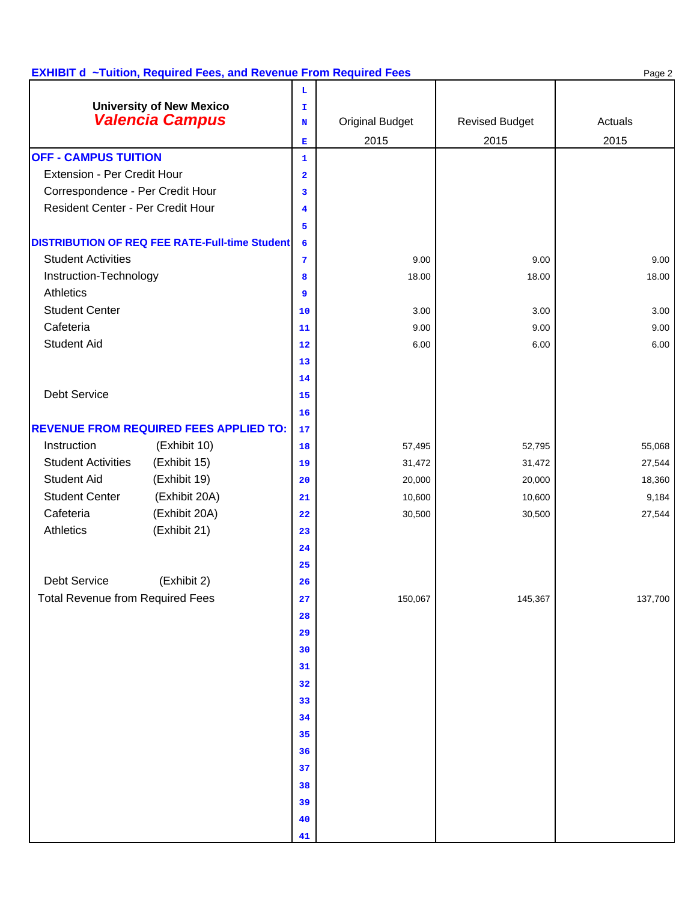## EXHIBIT d ~Tuition, Required Fees, and Revenue From Required Fees

| University of New Mexico<br>***Valencia Campus*** | LINE | Original Budget 2015 | Revised Budget 2015 | Actuals 2015 |
|---|---|---|---|---|
| **OFF - CAMPUS TUITION** | 1 | | | |
| Extension - Per Credit Hour | 2 | | | |
| Correspondence - Per Credit Hour | 3 | | | |
| Resident Center - Per Credit Hour | 4 | | | |
| | 5 | | | |
| **DISTRIBUTION OF REQ FEE RATE-Full-time Student** | 6 | | | |
| Student Activities | 7 | 9.00 | 9.00 | 9.00 |
| Instruction-Technology | 8 | 18.00 | 18.00 | 18.00 |
| Athletics | 9 | | | |
| Student Center | 10 | 3.00 | 3.00 | 3.00 |
| Cafeteria | 11 | 9.00 | 9.00 | 9.00 |
| Student Aid | 12 | 6.00 | 6.00 | 6.00 |
| | 13 | | | |
| | 14 | | | |
| Debt Service | 15 | | | |
| | 16 | | | |
| **REVENUE FROM REQUIRED FEES APPLIED TO:** | 17 | | | |
| Instruction (Exhibit 10) | 18 | 57,495 | 52,795 | 55,068 |
| Student Activities (Exhibit 15) | 19 | 31,472 | 31,472 | 27,544 |
| Student Aid (Exhibit 19) | 20 | 20,000 | 20,000 | 18,360 |
| Student Center (Exhibit 20A) | 21 | 10,600 | 10,600 | 9,184 |
| Cafeteria (Exhibit 20A) | 22 | 30,500 | 30,500 | 27,544 |
| Athletics (Exhibit 21) | 23 | | | |
| | 24 | | | |
| | 25 | | | |
| Debt Service (Exhibit 2) | 26 | | | |
| Total Revenue from Required Fees | 27 | 150,067 | 145,367 | 137,700 |
| | 28 | | | |
| | 29 | | | |
| | 30 | | | |
| | 31 | | | |
| | 32 | | | |
| | 33 | | | |
| | 34 | | | |
| | 35 | | | |
| | 36 | | | |
| | 37 | | | |
| | 38 | | | |
| | 39 | | | |
| | 40 | | | |
| | 41 | | | |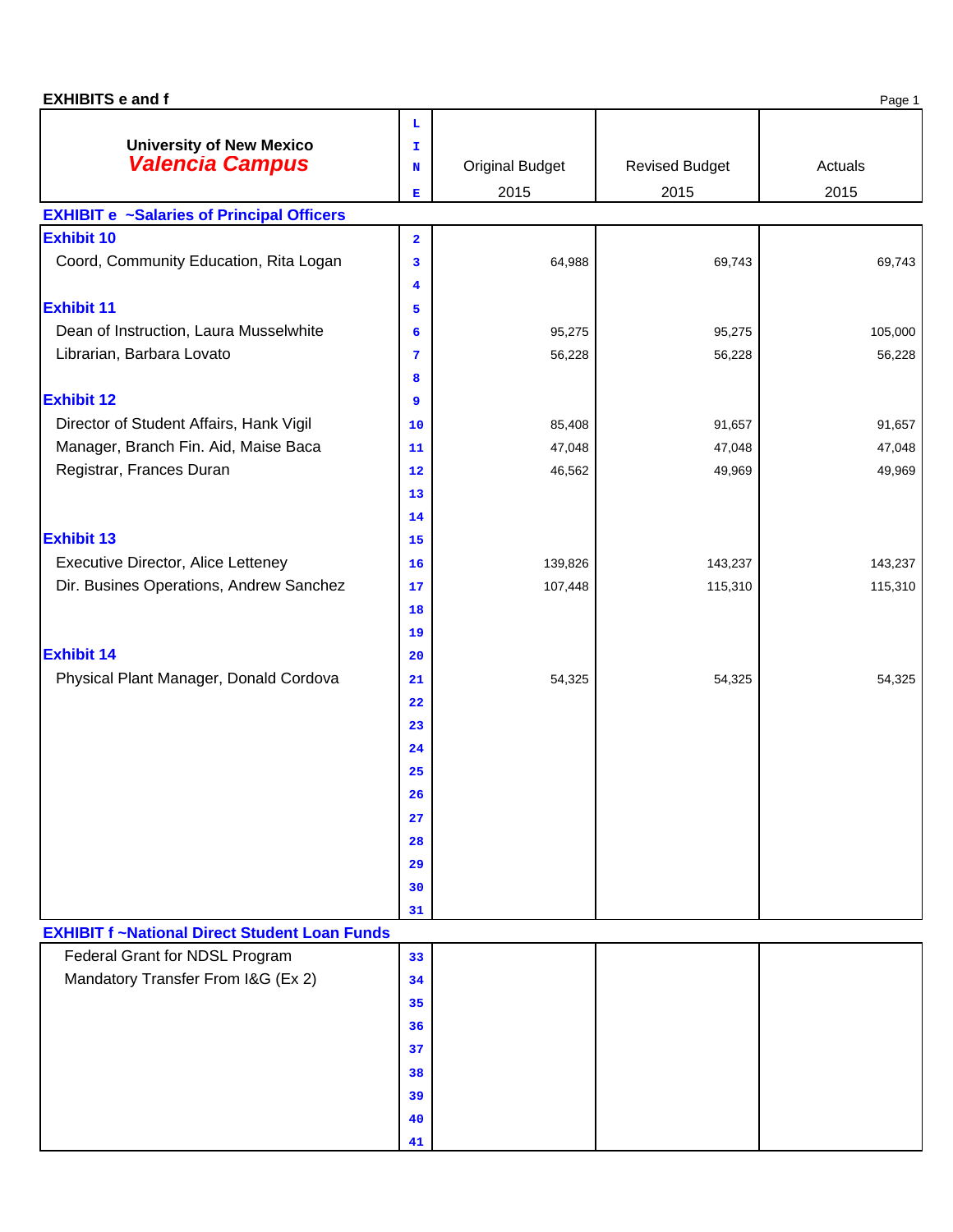**EXHIBITS e and f**

| University of New Mexico *Valencia Campus* | LINE | Original Budget 2015 | Revised Budget 2015 | Actuals 2015 |
|---|---|---|---|---|
| **EXHIBIT e ~Salaries of Principal Officers** | | | | |
| **Exhibit 10** | 2 | | | |
| Coord, Community Education, Rita Logan | 3 | 64,988 | 69,743 | 69,743 |
| | 4 | | | |
| **Exhibit 11** | 5 | | | |
| Dean of Instruction, Laura Musselwhite | 6 | 95,275 | 95,275 | 105,000 |
| Librarian, Barbara Lovato | 7 | 56,228 | 56,228 | 56,228 |
| | 8 | | | |
| **Exhibit 12** | 9 | | | |
| Director of Student Affairs, Hank Vigil | 10 | 85,408 | 91,657 | 91,657 |
| Manager, Branch Fin. Aid, Maise Baca | 11 | 47,048 | 47,048 | 47,048 |
| Registrar, Frances Duran | 12 | 46,562 | 49,969 | 49,969 |
| | 13 | | | |
| | 14 | | | |
| **Exhibit 13** | 15 | | | |
| Executive Director, Alice Letteney | 16 | 139,826 | 143,237 | 143,237 |
| Dir. Busines Operations, Andrew Sanchez | 17 | 107,448 | 115,310 | 115,310 |
| | 18 | | | |
| | 19 | | | |
| **Exhibit 14** | 20 | | | |
| Physical Plant Manager, Donald Cordova | 21 | 54,325 | 54,325 | 54,325 |
| | 22 | | | |
| | 23 | | | |
| | 24 | | | |
| | 25 | | | |
| | 26 | | | |
| | 27 | | | |
| | 28 | | | |
| | 29 | | | |
| | 30 | | | |
| | 31 | | | |
| **EXHIBIT f ~National Direct Student Loan Funds** | | | | |
| Federal Grant for NDSL Program | 33 | | | |
| Mandatory Transfer From I&G (Ex 2) | 34 | | | |
| | 35 | | | |
| | 36 | | | |
| | 37 | | | |
| | 38 | | | |
| | 39 | | | |
| | 40 | | | |
| | 41 | | | |